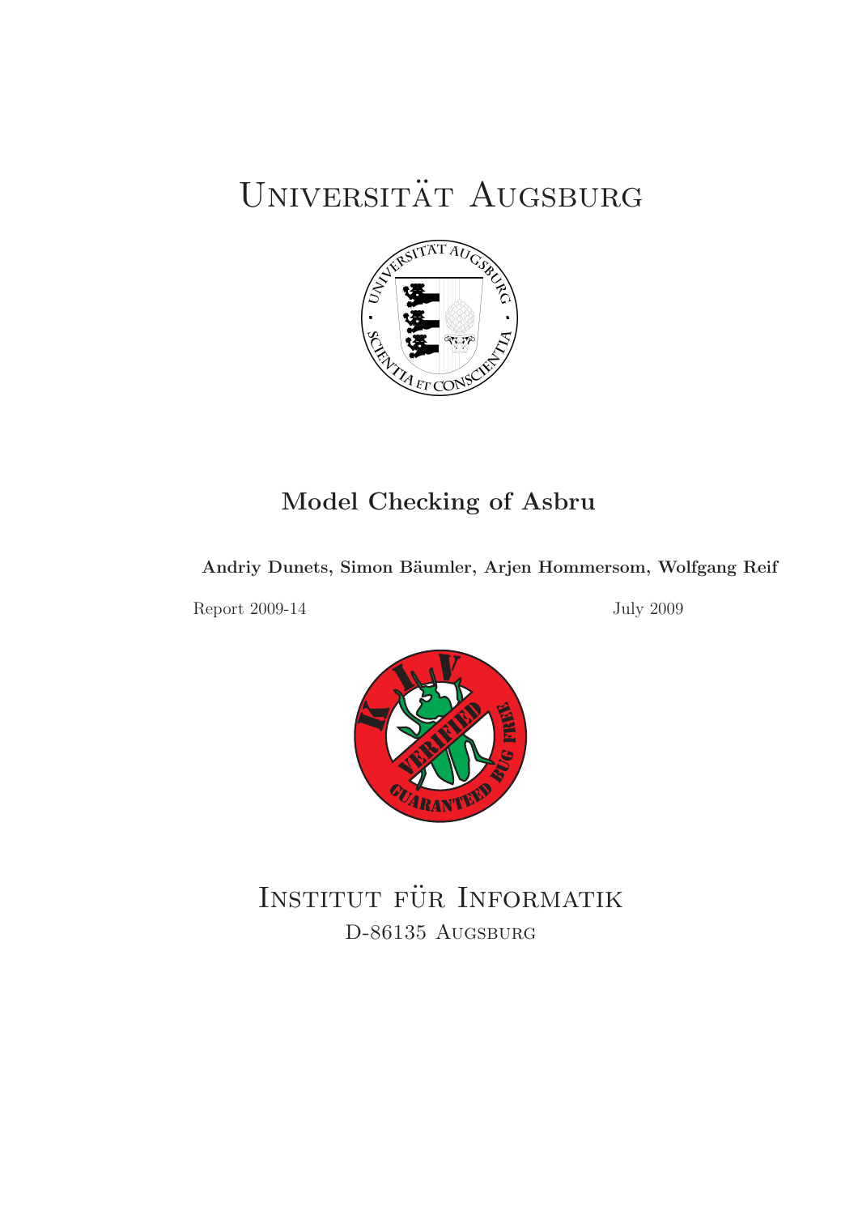# Universität Augsburg

## Model Checking of Asbru

**Andriy Dunets, Simon Bäumler, Arjen Hommersom, Wolfgang Reif**

Report 2009-14 July 2009

# Institut für Informatik

D-86135 Augsburg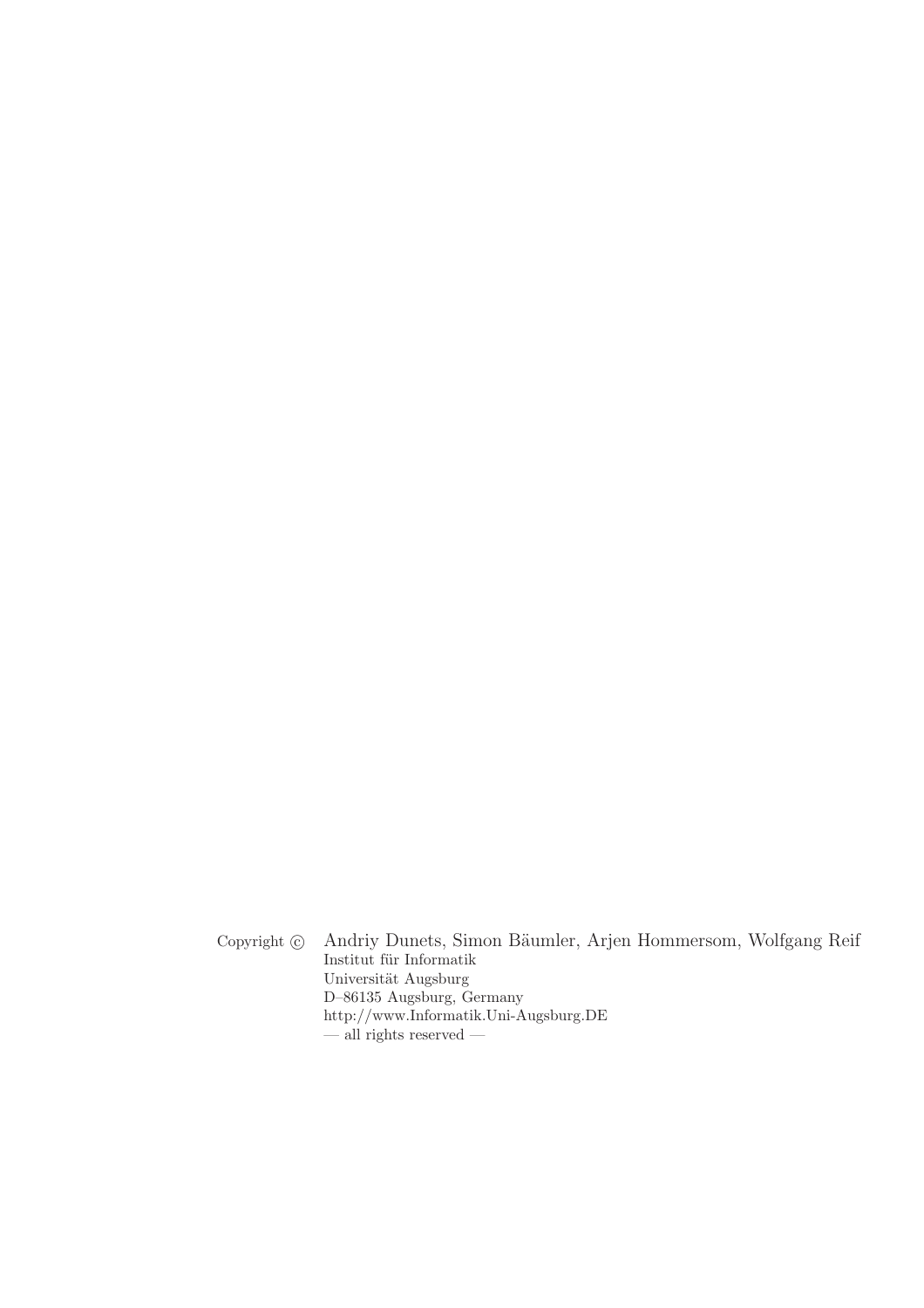Copyright © Andriy Dunets, Simon Bäumler, Arjen Hommersom, Wolfgang Reif
Institut für Informatik
Universität Augsburg
D–86135 Augsburg, Germany
http://www.Informatik.Uni-Augsburg.DE
— all rights reserved —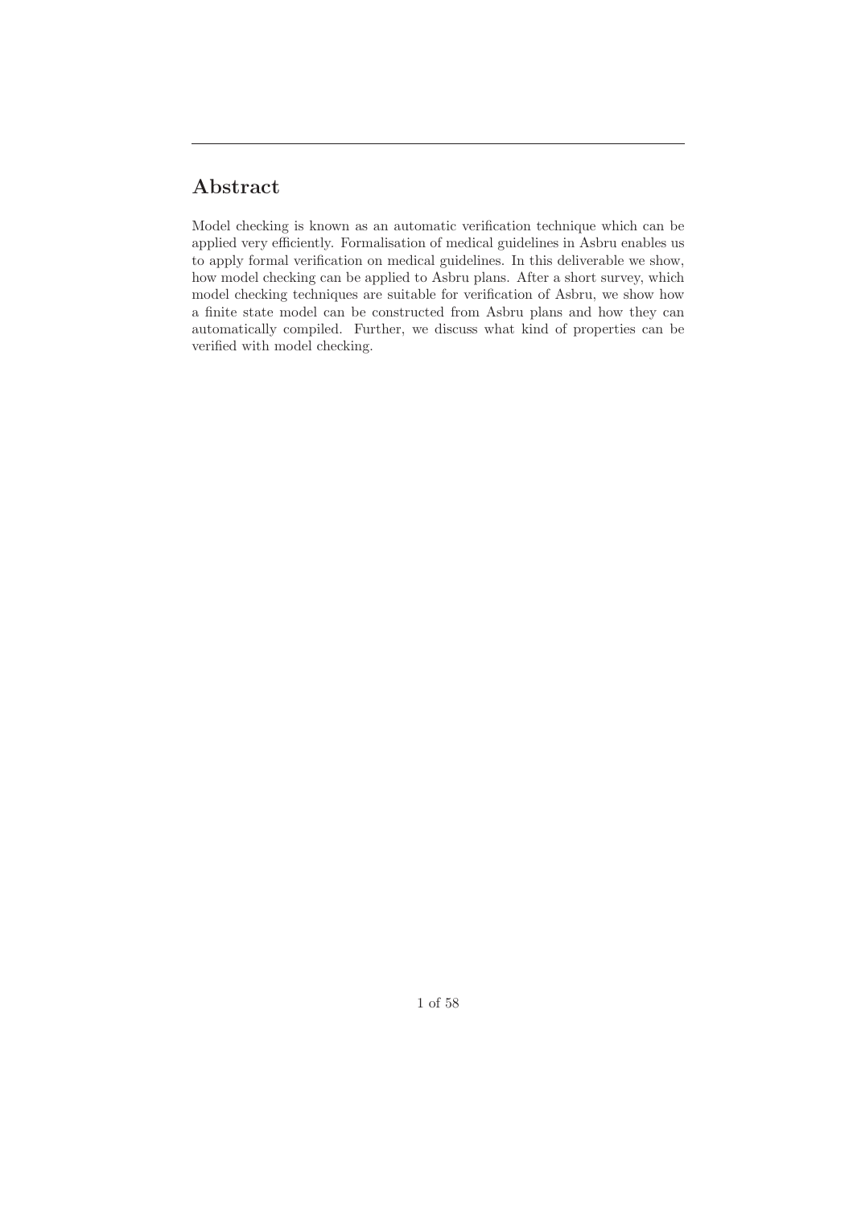## Abstract

Model checking is known as an automatic verification technique which can be applied very efficiently. Formalisation of medical guidelines in Asbru enables us to apply formal verification on medical guidelines. In this deliverable we show, how model checking can be applied to Asbru plans. After a short survey, which model checking techniques are suitable for verification of Asbru, we show how a finite state model can be constructed from Asbru plans and how they can automatically compiled. Further, we discuss what kind of properties can be verified with model checking.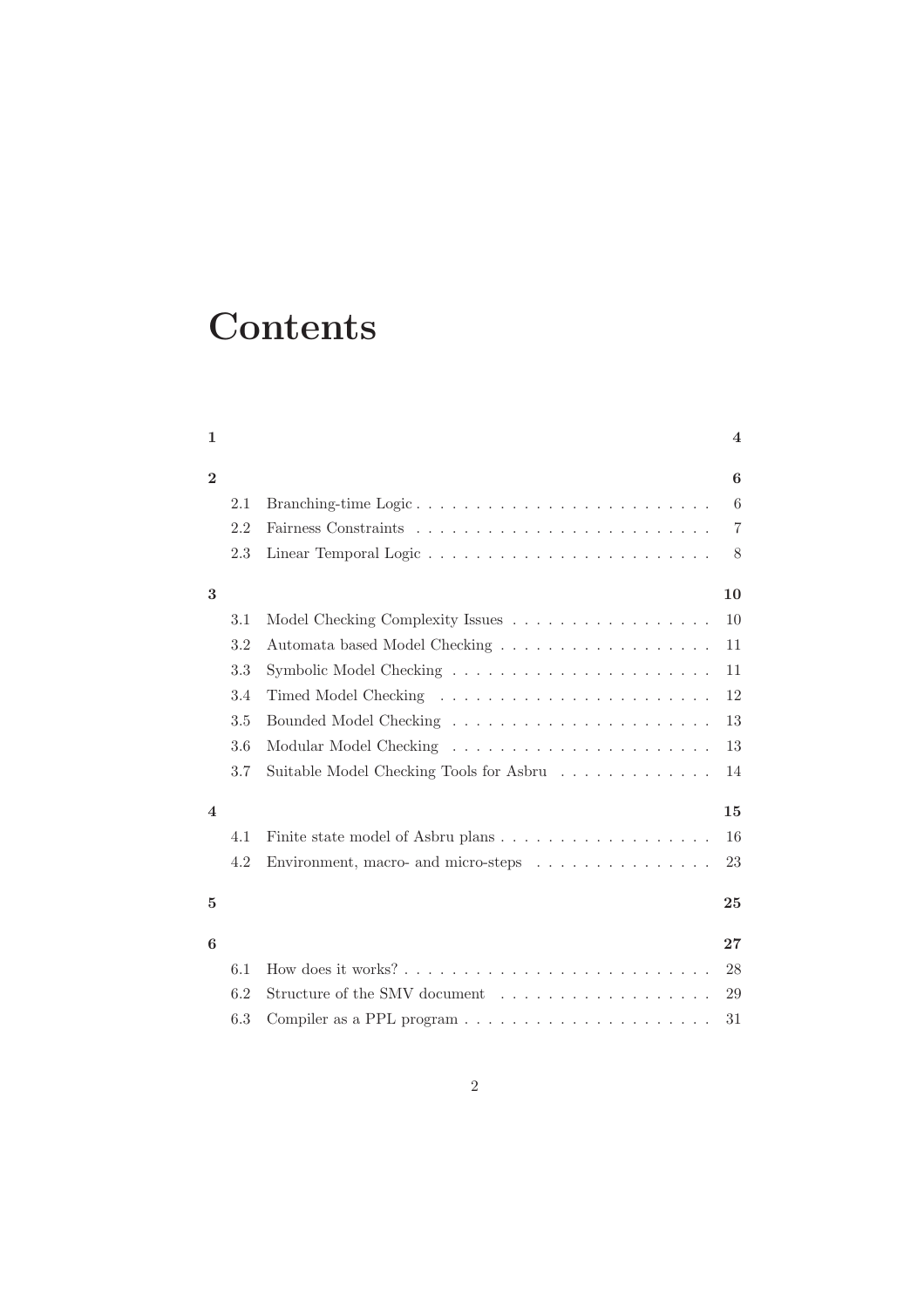# Contents

**1** **4**

**2** **6**

- 2.1 Branching-time Logic . . . . . . . . . . . . . . . . . . . . . . . . . 6
- 2.2 Fairness Constraints . . . . . . . . . . . . . . . . . . . . . . . . . 7
- 2.3 Linear Temporal Logic . . . . . . . . . . . . . . . . . . . . . . . . 8

**3** **10**

- 3.1 Model Checking Complexity Issues . . . . . . . . . . . . . . . . . . 10
- 3.2 Automata based Model Checking . . . . . . . . . . . . . . . . . . . 11
- 3.3 Symbolic Model Checking . . . . . . . . . . . . . . . . . . . . . . . 11
- 3.4 Timed Model Checking . . . . . . . . . . . . . . . . . . . . . . . . 12
- 3.5 Bounded Model Checking . . . . . . . . . . . . . . . . . . . . . . . 13
- 3.6 Modular Model Checking . . . . . . . . . . . . . . . . . . . . . . . 13
- 3.7 Suitable Model Checking Tools for Asbru . . . . . . . . . . . . . . 14

**4** **15**

- 4.1 Finite state model of Asbru plans . . . . . . . . . . . . . . . . . . 16
- 4.2 Environment, macro- and micro-steps . . . . . . . . . . . . . . . . 23

**5** **25**

**6** **27**

- 6.1 How does it works? . . . . . . . . . . . . . . . . . . . . . . . . . . 28
- 6.2 Structure of the SMV document . . . . . . . . . . . . . . . . . . . 29
- 6.3 Compiler as a PPL program . . . . . . . . . . . . . . . . . . . . . . 31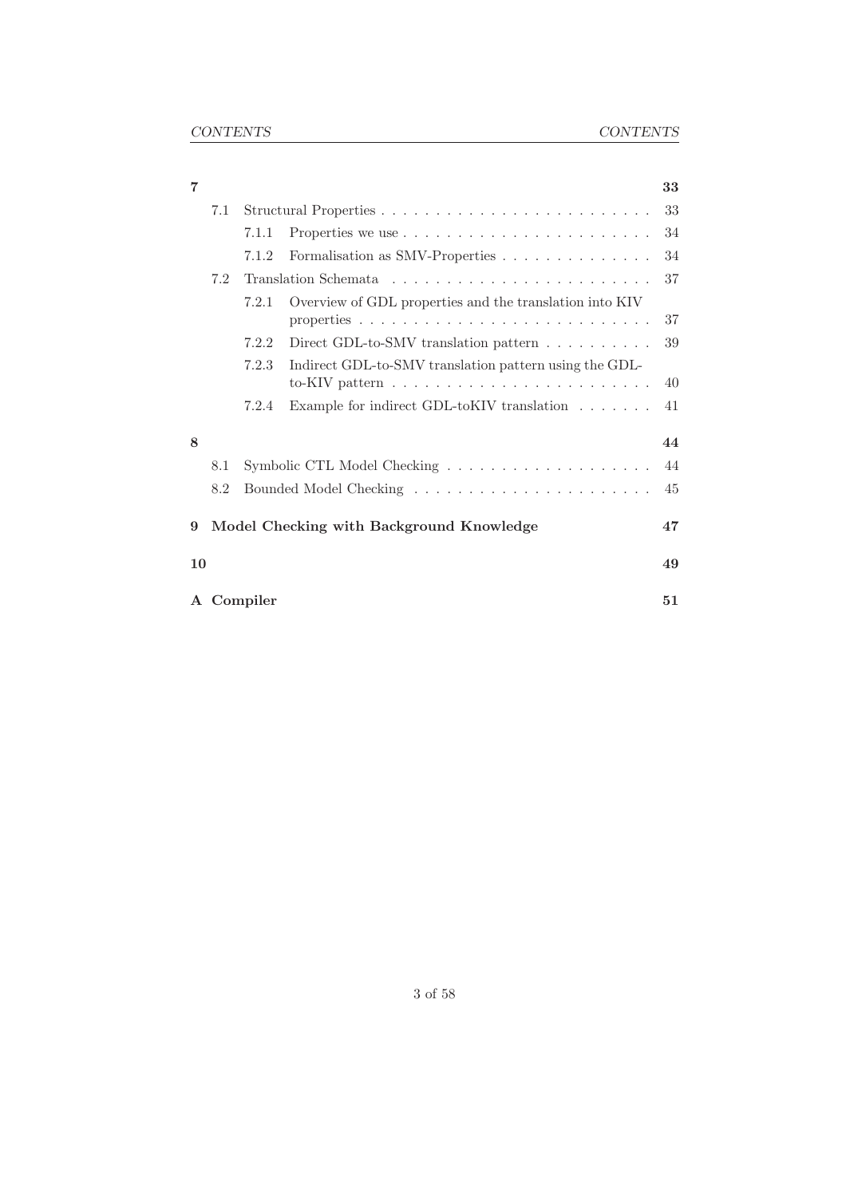**7** **33**

- 7.1 Structural Properties . . . . . . . . . . . . . . . . . . . . . . . . . . 33
  - 7.1.1 Properties we use . . . . . . . . . . . . . . . . . . . . . . . . 34
  - 7.1.2 Formalisation as SMV-Properties . . . . . . . . . . . . . . . 34
- 7.2 Translation Schemata . . . . . . . . . . . . . . . . . . . . . . . . . 37
  - 7.2.1 Overview of GDL properties and the translation into KIV properties . . . . . . . . . . . . . . . . . . . . . . . . . . . 37
  - 7.2.2 Direct GDL-to-SMV translation pattern . . . . . . . . . . 39
  - 7.2.3 Indirect GDL-to-SMV translation pattern using the GDL-to-KIV pattern . . . . . . . . . . . . . . . . . . . . . . . . 40
  - 7.2.4 Example for indirect GDL-toKIV translation . . . . . . . 41

**8** **44**

- 8.1 Symbolic CTL Model Checking . . . . . . . . . . . . . . . . . . . . 44
- 8.2 Bounded Model Checking . . . . . . . . . . . . . . . . . . . . . . . 45

**9 Model Checking with Background Knowledge** **47**

**10** **49**

**A Compiler** **51**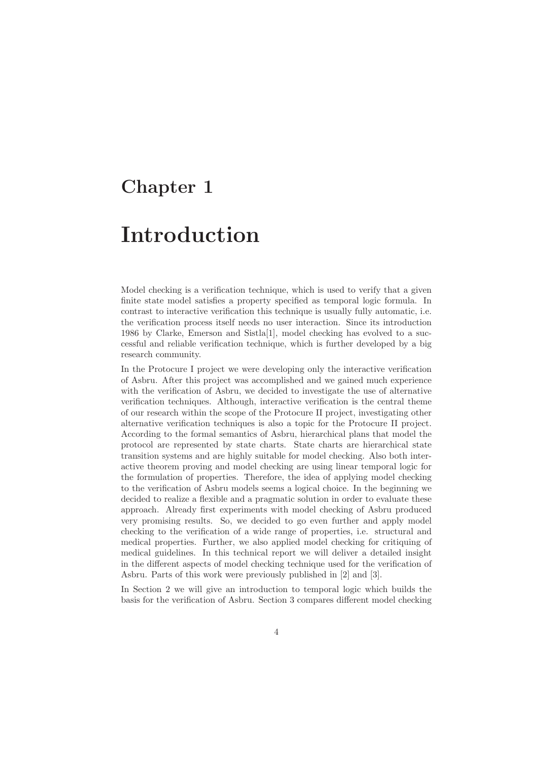# Chapter 1

# Introduction

Model checking is a verification technique, which is used to verify that a given finite state model satisfies a property specified as temporal logic formula. In contrast to interactive verification this technique is usually fully automatic, i.e. the verification process itself needs no user interaction. Since its introduction 1986 by Clarke, Emerson and Sistla[1], model checking has evolved to a successful and reliable verification technique, which is further developed by a big research community.

In the Protocure I project we were developing only the interactive verification of Asbru. After this project was accomplished and we gained much experience with the verification of Asbru, we decided to investigate the use of alternative verification techniques. Although, interactive verification is the central theme of our research within the scope of the Protocure II project, investigating other alternative verification techniques is also a topic for the Protocure II project. According to the formal semantics of Asbru, hierarchical plans that model the protocol are represented by state charts. State charts are hierarchical state transition systems and are highly suitable for model checking. Also both interactive theorem proving and model checking are using linear temporal logic for the formulation of properties. Therefore, the idea of applying model checking to the verification of Asbru models seems a logical choice. In the beginning we decided to realize a flexible and a pragmatic solution in order to evaluate these approach. Already first experiments with model checking of Asbru produced very promising results. So, we decided to go even further and apply model checking to the verification of a wide range of properties, i.e. structural and medical properties. Further, we also applied model checking for critiquing of medical guidelines. In this technical report we will deliver a detailed insight in the different aspects of model checking technique used for the verification of Asbru. Parts of this work were previously published in [2] and [3].

In Section 2 we will give an introduction to temporal logic which builds the basis for the verification of Asbru. Section 3 compares different model checking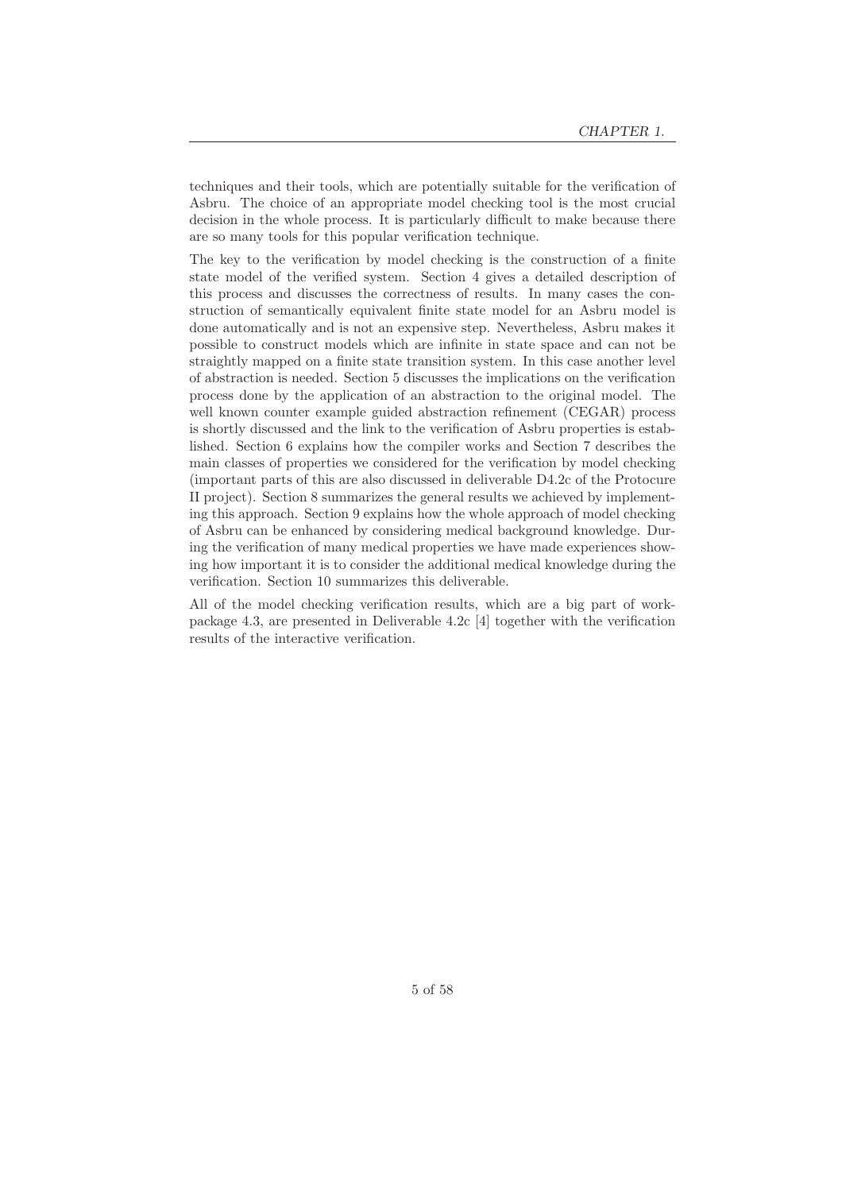techniques and their tools, which are potentially suitable for the verification of Asbru. The choice of an appropriate model checking tool is the most crucial decision in the whole process. It is particularly difficult to make because there are so many tools for this popular verification technique.

The key to the verification by model checking is the construction of a finite state model of the verified system. Section 4 gives a detailed description of this process and discusses the correctness of results. In many cases the construction of semantically equivalent finite state model for an Asbru model is done automatically and is not an expensive step. Nevertheless, Asbru makes it possible to construct models which are infinite in state space and can not be straightly mapped on a finite state transition system. In this case another level of abstraction is needed. Section 5 discusses the implications on the verification process done by the application of an abstraction to the original model. The well known counter example guided abstraction refinement (CEGAR) process is shortly discussed and the link to the verification of Asbru properties is established. Section 6 explains how the compiler works and Section 7 describes the main classes of properties we considered for the verification by model checking (important parts of this are also discussed in deliverable D4.2c of the Protocure II project). Section 8 summarizes the general results we achieved by implementing this approach. Section 9 explains how the whole approach of model checking of Asbru can be enhanced by considering medical background knowledge. During the verification of many medical properties we have made experiences showing how important it is to consider the additional medical knowledge during the verification. Section 10 summarizes this deliverable.

All of the model checking verification results, which are a big part of workpackage 4.3, are presented in Deliverable 4.2c [4] together with the verification results of the interactive verification.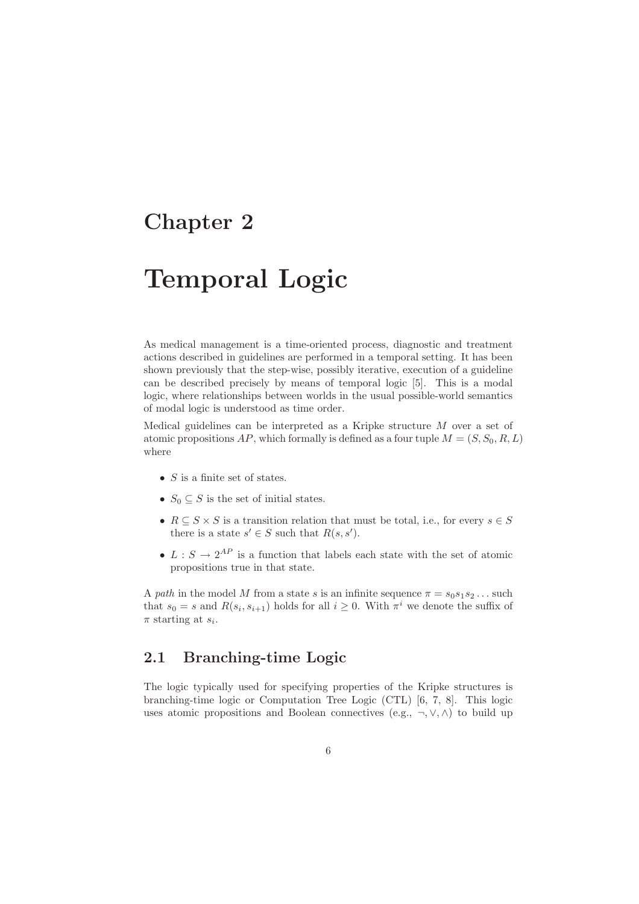# Chapter 2

# Temporal Logic

As medical management is a time-oriented process, diagnostic and treatment actions described in guidelines are performed in a temporal setting. It has been shown previously that the step-wise, possibly iterative, execution of a guideline can be described precisely by means of temporal logic [5]. This is a modal logic, where relationships between worlds in the usual possible-world semantics of modal logic is understood as time order.

Medical guidelines can be interpreted as a Kripke structure $M$ over a set of atomic propositions $AP$, which formally is defined as a four tuple $M = (S, S_0, R, L)$ where

- $S$ is a finite set of states.
- $S_0 \subseteq S$ is the set of initial states.
- $R \subseteq S \times S$ is a transition relation that must be total, i.e., for every $s \in S$ there is a state $s' \in S$ such that $R(s, s')$.
- $L : S \to 2^{AP}$ is a function that labels each state with the set of atomic propositions true in that state.

A *path* in the model $M$ from a state $s$ is an infinite sequence $\pi = s_0 s_1 s_2 \ldots$ such that $s_0 = s$ and $R(s_i, s_{i+1})$ holds for all $i \geq 0$. With $\pi^i$ we denote the suffix of $\pi$ starting at $s_i$.

## 2.1 Branching-time Logic

The logic typically used for specifying properties of the Kripke structures is branching-time logic or Computation Tree Logic (CTL) [6, 7, 8]. This logic uses atomic propositions and Boolean connectives (e.g., $\neg, \vee, \wedge$) to build up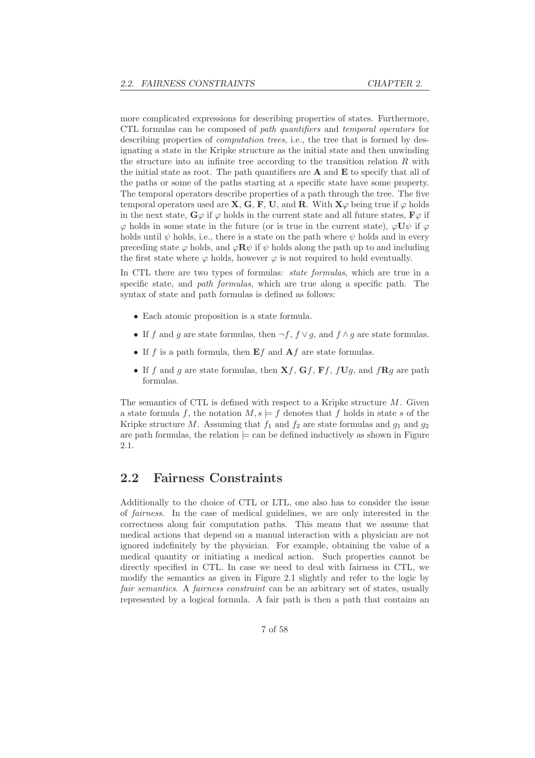more complicated expressions for describing properties of states. Furthermore, CTL formulas can be composed of *path quantifiers* and *temporal operators* for describing properties of *computation trees*, i.e., the tree that is formed by designating a state in the Kripke structure as the initial state and then unwinding the structure into an infinite tree according to the transition relation $R$ with the initial state as root. The path quantifiers are $\mathbf{A}$ and $\mathbf{E}$ to specify that all of the paths or some of the paths starting at a specific state have some property. The temporal operators describe properties of a path through the tree. The five temporal operators used are $\mathbf{X}$, $\mathbf{G}$, $\mathbf{F}$, $\mathbf{U}$, and $\mathbf{R}$. With $\mathbf{X}\varphi$ being true if $\varphi$ holds in the next state, $\mathbf{G}\varphi$ if $\varphi$ holds in the current state and all future states, $\mathbf{F}\varphi$ if $\varphi$ holds in some state in the future (or is true in the current state), $\varphi\mathbf{U}\psi$ if $\varphi$ holds until $\psi$ holds, i.e., there is a state on the path where $\psi$ holds and in every preceding state $\varphi$ holds, and $\varphi\mathbf{R}\psi$ if $\psi$ holds along the path up to and including the first state where $\varphi$ holds, however $\varphi$ is not required to hold eventually.

In CTL there are two types of formulas: *state formulas*, which are true in a specific state, and *path formulas*, which are true along a specific path. The syntax of state and path formulas is defined as follows:

- Each atomic proposition is a state formula.
- If $f$ and $g$ are state formulas, then $\neg f$, $f \vee g$, and $f \wedge g$ are state formulas.
- If $f$ is a path formula, then $\mathbf{E}f$ and $\mathbf{A}f$ are state formulas.
- If $f$ and $g$ are state formulas, then $\mathbf{X}f$, $\mathbf{G}f$, $\mathbf{F}f$, $f\mathbf{U}g$, and $f\mathbf{R}g$ are path formulas.

The semantics of CTL is defined with respect to a Kripke structure $M$. Given a state formula $f$, the notation $M, s \models f$ denotes that $f$ holds in state $s$ of the Kripke structure $M$. Assuming that $f_1$ and $f_2$ are state formulas and $g_1$ and $g_2$ are path formulas, the relation $\models$ can be defined inductively as shown in Figure 2.1.

## 2.2 Fairness Constraints

Additionally to the choice of CTL or LTL, one also has to consider the issue of *fairness*. In the case of medical guidelines, we are only interested in the correctness along fair computation paths. This means that we assume that medical actions that depend on a manual interaction with a physician are not ignored indefinitely by the physician. For example, obtaining the value of a medical quantity or initiating a medical action. Such properties cannot be directly specified in CTL. In case we need to deal with fairness in CTL, we modify the semantics as given in Figure 2.1 slightly and refer to the logic by *fair semantics*. A *fairness constraint* can be an arbitrary set of states, usually represented by a logical formula. A fair path is then a path that contains an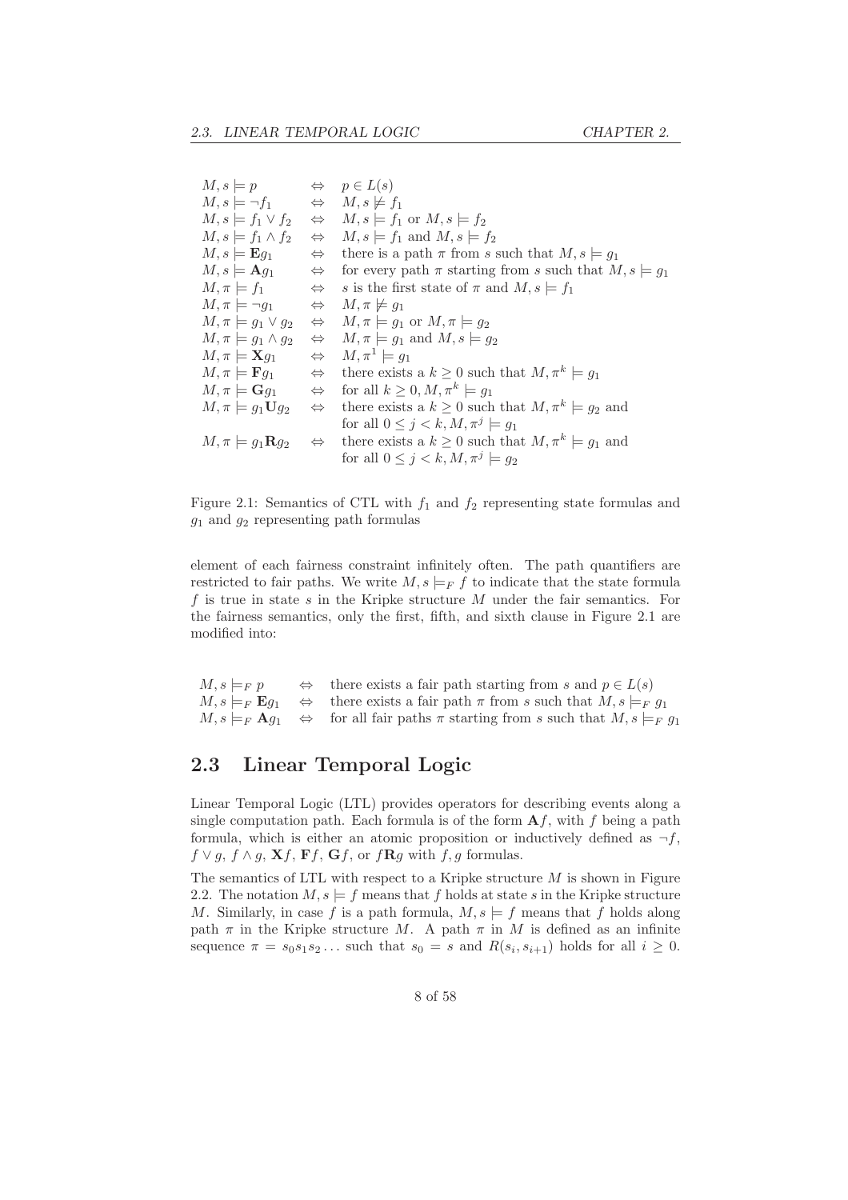$$
\begin{array}{lcl}
M, s \models p & \Leftrightarrow & p \in L(s) \\
M, s \models \neg f_1 & \Leftrightarrow & M, s \not\models f_1 \\
M, s \models f_1 \vee f_2 & \Leftrightarrow & M, s \models f_1 \text{ or } M, s \models f_2 \\
M, s \models f_1 \wedge f_2 & \Leftrightarrow & M, s \models f_1 \text{ and } M, s \models f_2 \\
M, s \models \mathbf{E} g_1 & \Leftrightarrow & \text{there is a path } \pi \text{ from } s \text{ such that } M, s \models g_1 \\
M, s \models \mathbf{A} g_1 & \Leftrightarrow & \text{for every path } \pi \text{ starting from } s \text{ such that } M, s \models g_1 \\
M, \pi \models f_1 & \Leftrightarrow & s \text{ is the first state of } \pi \text{ and } M, s \models f_1 \\
M, \pi \models \neg g_1 & \Leftrightarrow & M, \pi \not\models g_1 \\
M, \pi \models g_1 \vee g_2 & \Leftrightarrow & M, \pi \models g_1 \text{ or } M, \pi \models g_2 \\
M, \pi \models g_1 \wedge g_2 & \Leftrightarrow & M, \pi \models g_1 \text{ and } M, s \models g_2 \\
M, \pi \models \mathbf{X} g_1 & \Leftrightarrow & M, \pi^1 \models g_1 \\
M, \pi \models \mathbf{F} g_1 & \Leftrightarrow & \text{there exists a } k \geq 0 \text{ such that } M, \pi^k \models g_1 \\
M, \pi \models \mathbf{G} g_1 & \Leftrightarrow & \text{for all } k \geq 0, M, \pi^k \models g_1 \\
M, \pi \models g_1 \mathbf{U} g_2 & \Leftrightarrow & \text{there exists a } k \geq 0 \text{ such that } M, \pi^k \models g_2 \text{ and} \\
 & & \text{for all } 0 \leq j < k, M, \pi^j \models g_1 \\
M, \pi \models g_1 \mathbf{R} g_2 & \Leftrightarrow & \text{there exists a } k \geq 0 \text{ such that } M, \pi^k \models g_1 \text{ and} \\
 & & \text{for all } 0 \leq j < k, M, \pi^j \models g_2
\end{array}
$$

Figure 2.1: Semantics of CTL with $f_1$ and $f_2$ representing state formulas and $g_1$ and $g_2$ representing path formulas

element of each fairness constraint infinitely often. The path quantifiers are restricted to fair paths. We write $M, s \models_F f$ to indicate that the state formula $f$ is true in state $s$ in the Kripke structure $M$ under the fair semantics. For the fairness semantics, only the first, fifth, and sixth clause in Figure 2.1 are modified into:

$$
\begin{array}{lcl}
M, s \models_F p & \Leftrightarrow & \text{there exists a fair path starting from } s \text{ and } p \in L(s) \\
M, s \models_F \mathbf{E} g_1 & \Leftrightarrow & \text{there exists a fair path } \pi \text{ from } s \text{ such that } M, s \models_F g_1 \\
M, s \models_F \mathbf{A} g_1 & \Leftrightarrow & \text{for all fair paths } \pi \text{ starting from } s \text{ such that } M, s \models_F g_1
\end{array}
$$

## 2.3 Linear Temporal Logic

Linear Temporal Logic (LTL) provides operators for describing events along a single computation path. Each formula is of the form $\mathbf{A}f$, with $f$ being a path formula, which is either an atomic proposition or inductively defined as $\neg f$, $f \vee g$, $f \wedge g$, $\mathbf{X}f$, $\mathbf{F}f$, $\mathbf{G}f$, or $f\mathbf{R}g$ with $f, g$ formulas.

The semantics of LTL with respect to a Kripke structure $M$ is shown in Figure 2.2. The notation $M, s \models f$ means that $f$ holds at state $s$ in the Kripke structure $M$. Similarly, in case $f$ is a path formula, $M, s \models f$ means that $f$ holds along path $\pi$ in the Kripke structure $M$. A path $\pi$ in $M$ is defined as an infinite sequence $\pi = s_0 s_1 s_2 \ldots$ such that $s_0 = s$ and $R(s_i, s_{i+1})$ holds for all $i \geq 0$.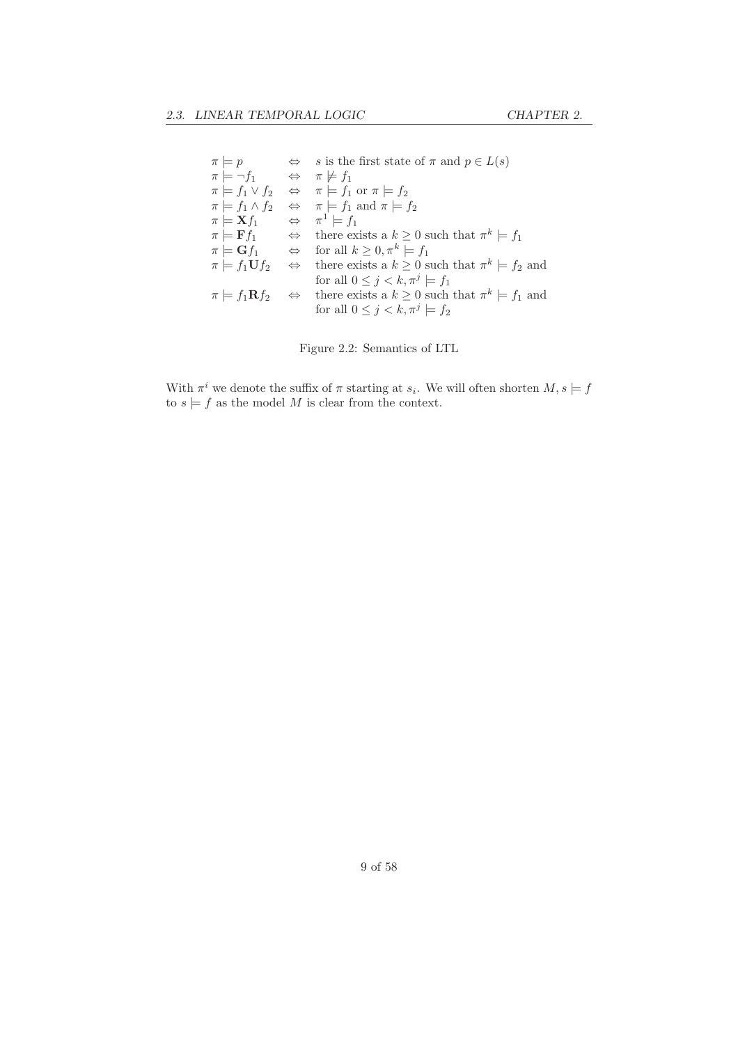$$
\begin{array}{lcl}
\pi \models p & \Leftrightarrow & s \text{ is the first state of } \pi \text{ and } p \in L(s) \\
\pi \models \neg f_1 & \Leftrightarrow & \pi \not\models f_1 \\
\pi \models f_1 \vee f_2 & \Leftrightarrow & \pi \models f_1 \text{ or } \pi \models f_2 \\
\pi \models f_1 \wedge f_2 & \Leftrightarrow & \pi \models f_1 \text{ and } \pi \models f_2 \\
\pi \models \mathbf{X} f_1 & \Leftrightarrow & \pi^1 \models f_1 \\
\pi \models \mathbf{F} f_1 & \Leftrightarrow & \text{there exists a } k \geq 0 \text{ such that } \pi^k \models f_1 \\
\pi \models \mathbf{G} f_1 & \Leftrightarrow & \text{for all } k \geq 0, \pi^k \models f_1 \\
\pi \models f_1 \mathbf{U} f_2 & \Leftrightarrow & \text{there exists a } k \geq 0 \text{ such that } \pi^k \models f_2 \text{ and} \\
 & & \text{for all } 0 \leq j < k, \pi^j \models f_1 \\
\pi \models f_1 \mathbf{R} f_2 & \Leftrightarrow & \text{there exists a } k \geq 0 \text{ such that } \pi^k \models f_1 \text{ and} \\
 & & \text{for all } 0 \leq j < k, \pi^j \models f_2
\end{array}
$$

Figure 2.2: Semantics of LTL

With $\pi^i$ we denote the suffix of $\pi$ starting at $s_i$. We will often shorten $M, s \models f$ to $s \models f$ as the model $M$ is clear from the context.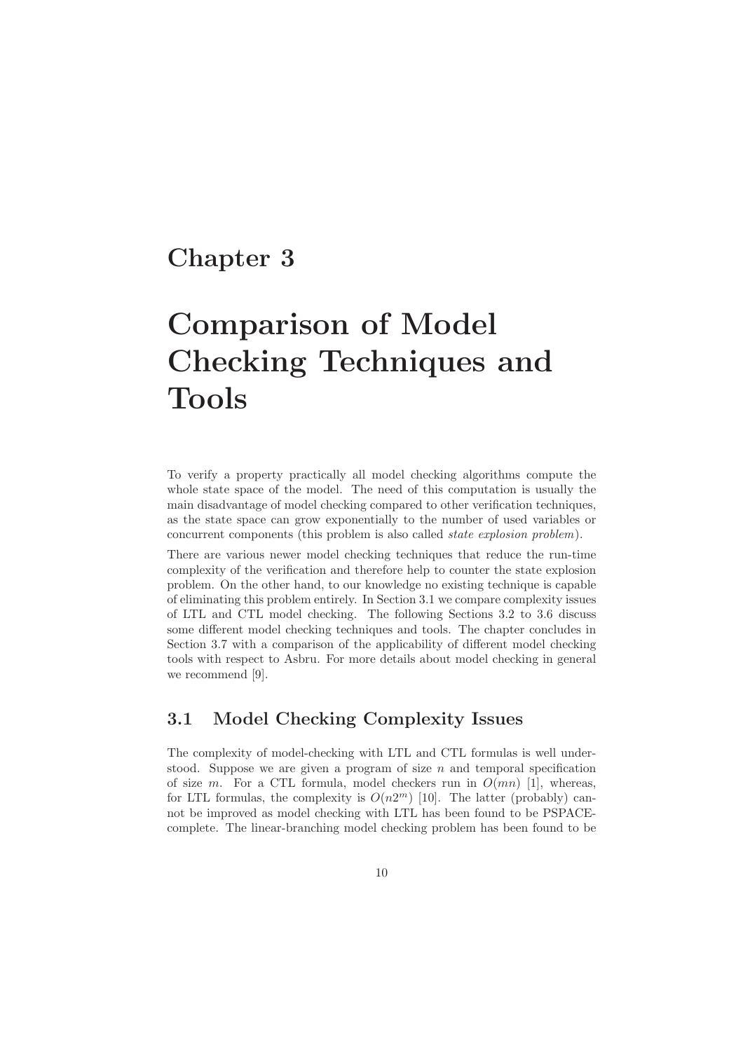# Chapter 3

# Comparison of Model Checking Techniques and Tools

To verify a property practically all model checking algorithms compute the whole state space of the model. The need of this computation is usually the main disadvantage of model checking compared to other verification techniques, as the state space can grow exponentially to the number of used variables or concurrent components (this problem is also called *state explosion problem*).

There are various newer model checking techniques that reduce the run-time complexity of the verification and therefore help to counter the state explosion problem. On the other hand, to our knowledge no existing technique is capable of eliminating this problem entirely. In Section 3.1 we compare complexity issues of LTL and CTL model checking. The following Sections 3.2 to 3.6 discuss some different model checking techniques and tools. The chapter concludes in Section 3.7 with a comparison of the applicability of different model checking tools with respect to Asbru. For more details about model checking in general we recommend [9].

## 3.1 Model Checking Complexity Issues

The complexity of model-checking with LTL and CTL formulas is well understood. Suppose we are given a program of size $n$ and temporal specification of size $m$. For a CTL formula, model checkers run in $O(mn)$ [1], whereas, for LTL formulas, the complexity is $O(n2^m)$ [10]. The latter (probably) cannot be improved as model checking with LTL has been found to be PSPACE-complete. The linear-branching model checking problem has been found to be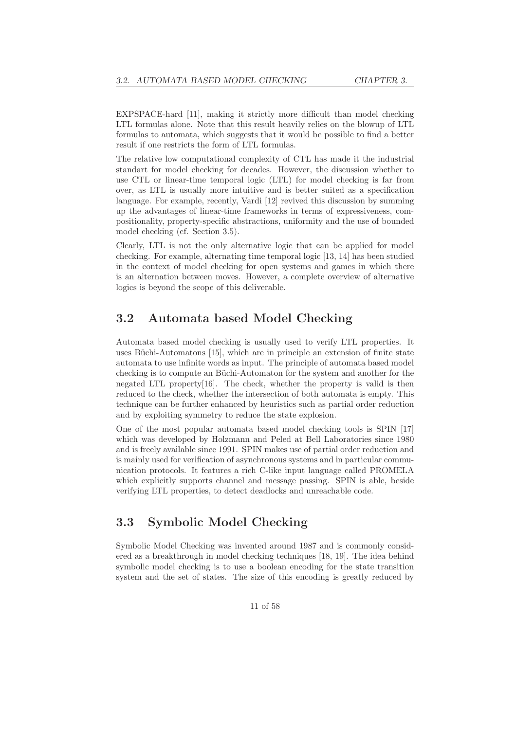EXPSPACE-hard [11], making it strictly more difficult than model checking LTL formulas alone. Note that this result heavily relies on the blowup of LTL formulas to automata, which suggests that it would be possible to find a better result if one restricts the form of LTL formulas.

The relative low computational complexity of CTL has made it the industrial standart for model checking for decades. However, the discussion whether to use CTL or linear-time temporal logic (LTL) for model checking is far from over, as LTL is usually more intuitive and is better suited as a specification language. For example, recently, Vardi [12] revived this discussion by summing up the advantages of linear-time frameworks in terms of expressiveness, compositionality, property-specific abstractions, uniformity and the use of bounded model checking (cf. Section 3.5).

Clearly, LTL is not the only alternative logic that can be applied for model checking. For example, alternating time temporal logic [13, 14] has been studied in the context of model checking for open systems and games in which there is an alternation between moves. However, a complete overview of alternative logics is beyond the scope of this deliverable.

## 3.2 Automata based Model Checking

Automata based model checking is usually used to verify LTL properties. It uses Büchi-Automatons [15], which are in principle an extension of finite state automata to use infinite words as input. The principle of automata based model checking is to compute an Büchi-Automaton for the system and another for the negated LTL property[16]. The check, whether the property is valid is then reduced to the check, whether the intersection of both automata is empty. This technique can be further enhanced by heuristics such as partial order reduction and by exploiting symmetry to reduce the state explosion.

One of the most popular automata based model checking tools is SPIN [17] which was developed by Holzmann and Peled at Bell Laboratories since 1980 and is freely available since 1991. SPIN makes use of partial order reduction and is mainly used for verification of asynchronous systems and in particular communication protocols. It features a rich C-like input language called PROMELA which explicitly supports channel and message passing. SPIN is able, beside verifying LTL properties, to detect deadlocks and unreachable code.

## 3.3 Symbolic Model Checking

Symbolic Model Checking was invented around 1987 and is commonly considered as a breakthrough in model checking techniques [18, 19]. The idea behind symbolic model checking is to use a boolean encoding for the state transition system and the set of states. The size of this encoding is greatly reduced by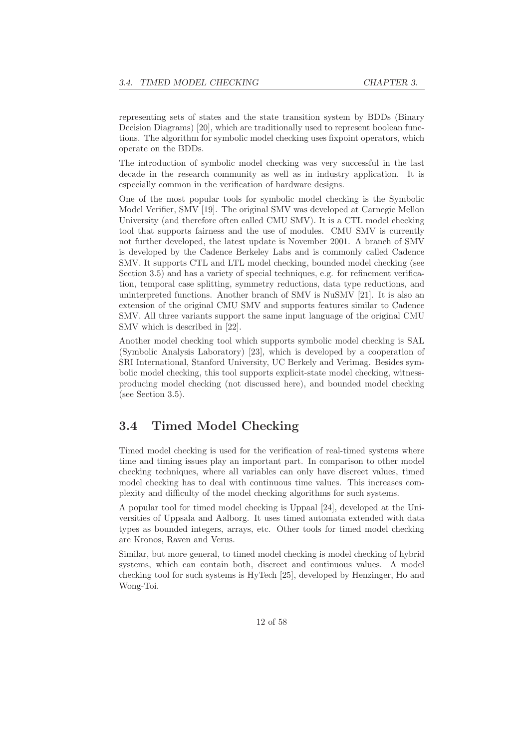representing sets of states and the state transition system by BDDs (Binary Decision Diagrams) [20], which are traditionally used to represent boolean functions. The algorithm for symbolic model checking uses fixpoint operators, which operate on the BDDs.

The introduction of symbolic model checking was very successful in the last decade in the research community as well as in industry application. It is especially common in the verification of hardware designs.

One of the most popular tools for symbolic model checking is the Symbolic Model Verifier, SMV [19]. The original SMV was developed at Carnegie Mellon University (and therefore often called CMU SMV). It is a CTL model checking tool that supports fairness and the use of modules. CMU SMV is currently not further developed, the latest update is November 2001. A branch of SMV is developed by the Cadence Berkeley Labs and is commonly called Cadence SMV. It supports CTL and LTL model checking, bounded model checking (see Section 3.5) and has a variety of special techniques, e.g. for refinement verification, temporal case splitting, symmetry reductions, data type reductions, and uninterpreted functions. Another branch of SMV is NuSMV [21]. It is also an extension of the original CMU SMV and supports features similar to Cadence SMV. All three variants support the same input language of the original CMU SMV which is described in [22].

Another model checking tool which supports symbolic model checking is SAL (Symbolic Analysis Laboratory) [23], which is developed by a cooperation of SRI International, Stanford University, UC Berkely and Verimag. Besides symbolic model checking, this tool supports explicit-state model checking, witness-producing model checking (not discussed here), and bounded model checking (see Section 3.5).

## 3.4 Timed Model Checking

Timed model checking is used for the verification of real-timed systems where time and timing issues play an important part. In comparison to other model checking techniques, where all variables can only have discreet values, timed model checking has to deal with continuous time values. This increases complexity and difficulty of the model checking algorithms for such systems.

A popular tool for timed model checking is Uppaal [24], developed at the Universities of Uppsala and Aalborg. It uses timed automata extended with data types as bounded integers, arrays, etc. Other tools for timed model checking are Kronos, Raven and Verus.

Similar, but more general, to timed model checking is model checking of hybrid systems, which can contain both, discreet and continuous values. A model checking tool for such systems is HyTech [25], developed by Henzinger, Ho and Wong-Toi.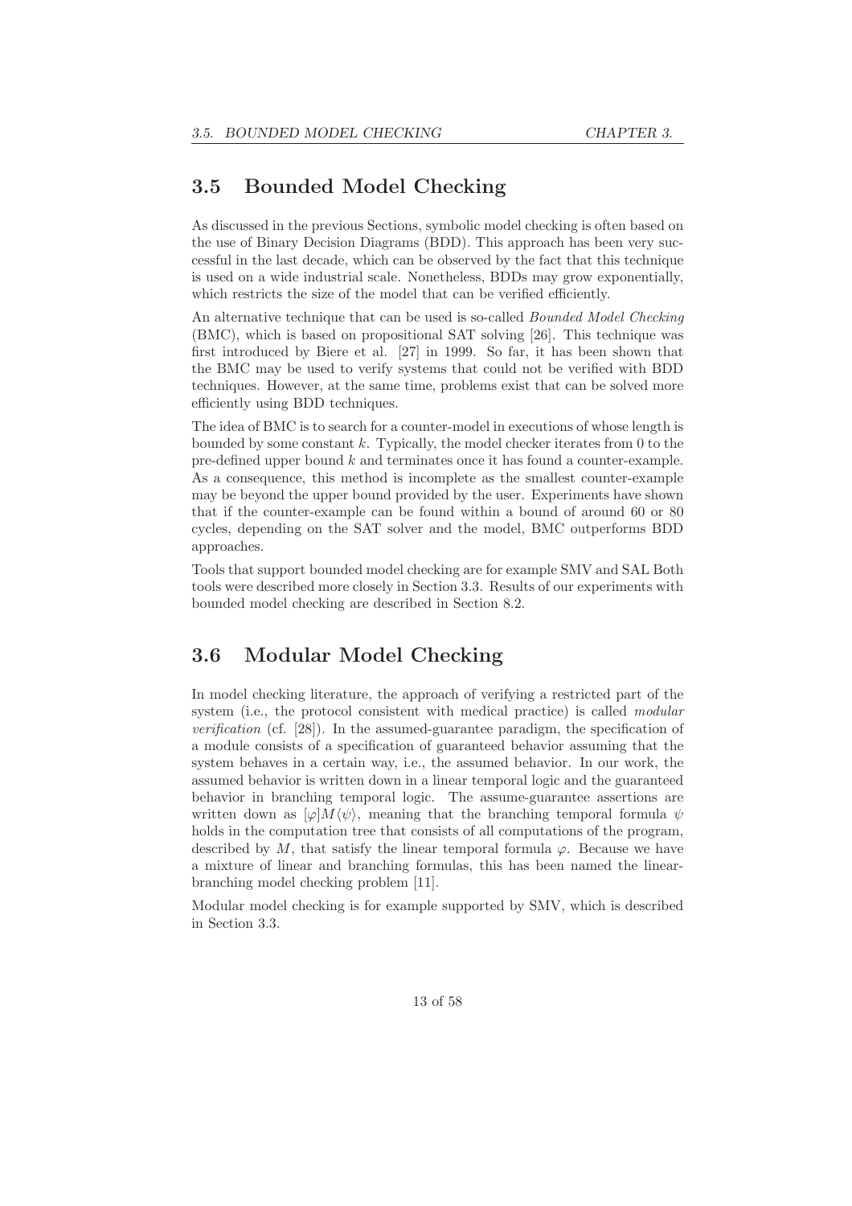## 3.5 Bounded Model Checking

As discussed in the previous Sections, symbolic model checking is often based on the use of Binary Decision Diagrams (BDD). This approach has been very successful in the last decade, which can be observed by the fact that this technique is used on a wide industrial scale. Nonetheless, BDDs may grow exponentially, which restricts the size of the model that can be verified efficiently.

An alternative technique that can be used is so-called *Bounded Model Checking* (BMC), which is based on propositional SAT solving [26]. This technique was first introduced by Biere et al. [27] in 1999. So far, it has been shown that the BMC may be used to verify systems that could not be verified with BDD techniques. However, at the same time, problems exist that can be solved more efficiently using BDD techniques.

The idea of BMC is to search for a counter-model in executions of whose length is bounded by some constant $k$. Typically, the model checker iterates from 0 to the pre-defined upper bound $k$ and terminates once it has found a counter-example. As a consequence, this method is incomplete as the smallest counter-example may be beyond the upper bound provided by the user. Experiments have shown that if the counter-example can be found within a bound of around 60 or 80 cycles, depending on the SAT solver and the model, BMC outperforms BDD approaches.

Tools that support bounded model checking are for example SMV and SAL Both tools were described more closely in Section 3.3. Results of our experiments with bounded model checking are described in Section 8.2.

## 3.6 Modular Model Checking

In model checking literature, the approach of verifying a restricted part of the system (i.e., the protocol consistent with medical practice) is called *modular verification* (cf. [28]). In the assumed-guarantee paradigm, the specification of a module consists of a specification of guaranteed behavior assuming that the system behaves in a certain way, i.e., the assumed behavior. In our work, the assumed behavior is written down in a linear temporal logic and the guaranteed behavior in branching temporal logic. The assume-guarantee assertions are written down as $[\varphi]M\langle\psi\rangle$, meaning that the branching temporal formula $\psi$ holds in the computation tree that consists of all computations of the program, described by $M$, that satisfy the linear temporal formula $\varphi$. Because we have a mixture of linear and branching formulas, this has been named the linear-branching model checking problem [11].

Modular model checking is for example supported by SMV, which is described in Section 3.3.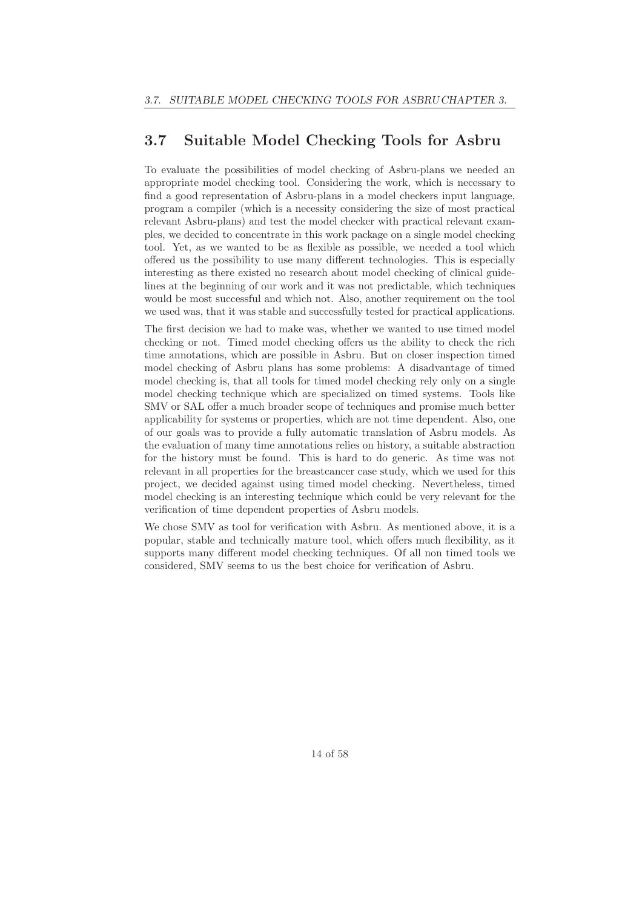## 3.7 Suitable Model Checking Tools for Asbru

To evaluate the possibilities of model checking of Asbru-plans we needed an appropriate model checking tool. Considering the work, which is necessary to find a good representation of Asbru-plans in a model checkers input language, program a compiler (which is a necessity considering the size of most practical relevant Asbru-plans) and test the model checker with practical relevant examples, we decided to concentrate in this work package on a single model checking tool. Yet, as we wanted to be as flexible as possible, we needed a tool which offered us the possibility to use many different technologies. This is especially interesting as there existed no research about model checking of clinical guidelines at the beginning of our work and it was not predictable, which techniques would be most successful and which not. Also, another requirement on the tool we used was, that it was stable and successfully tested for practical applications.

The first decision we had to make was, whether we wanted to use timed model checking or not. Timed model checking offers us the ability to check the rich time annotations, which are possible in Asbru. But on closer inspection timed model checking of Asbru plans has some problems: A disadvantage of timed model checking is, that all tools for timed model checking rely only on a single model checking technique which are specialized on timed systems. Tools like SMV or SAL offer a much broader scope of techniques and promise much better applicability for systems or properties, which are not time dependent. Also, one of our goals was to provide a fully automatic translation of Asbru models. As the evaluation of many time annotations relies on history, a suitable abstraction for the history must be found. This is hard to do generic. As time was not relevant in all properties for the breastcancer case study, which we used for this project, we decided against using timed model checking. Nevertheless, timed model checking is an interesting technique which could be very relevant for the verification of time dependent properties of Asbru models.

We chose SMV as tool for verification with Asbru. As mentioned above, it is a popular, stable and technically mature tool, which offers much flexibility, as it supports many different model checking techniques. Of all non timed tools we considered, SMV seems to us the best choice for verification of Asbru.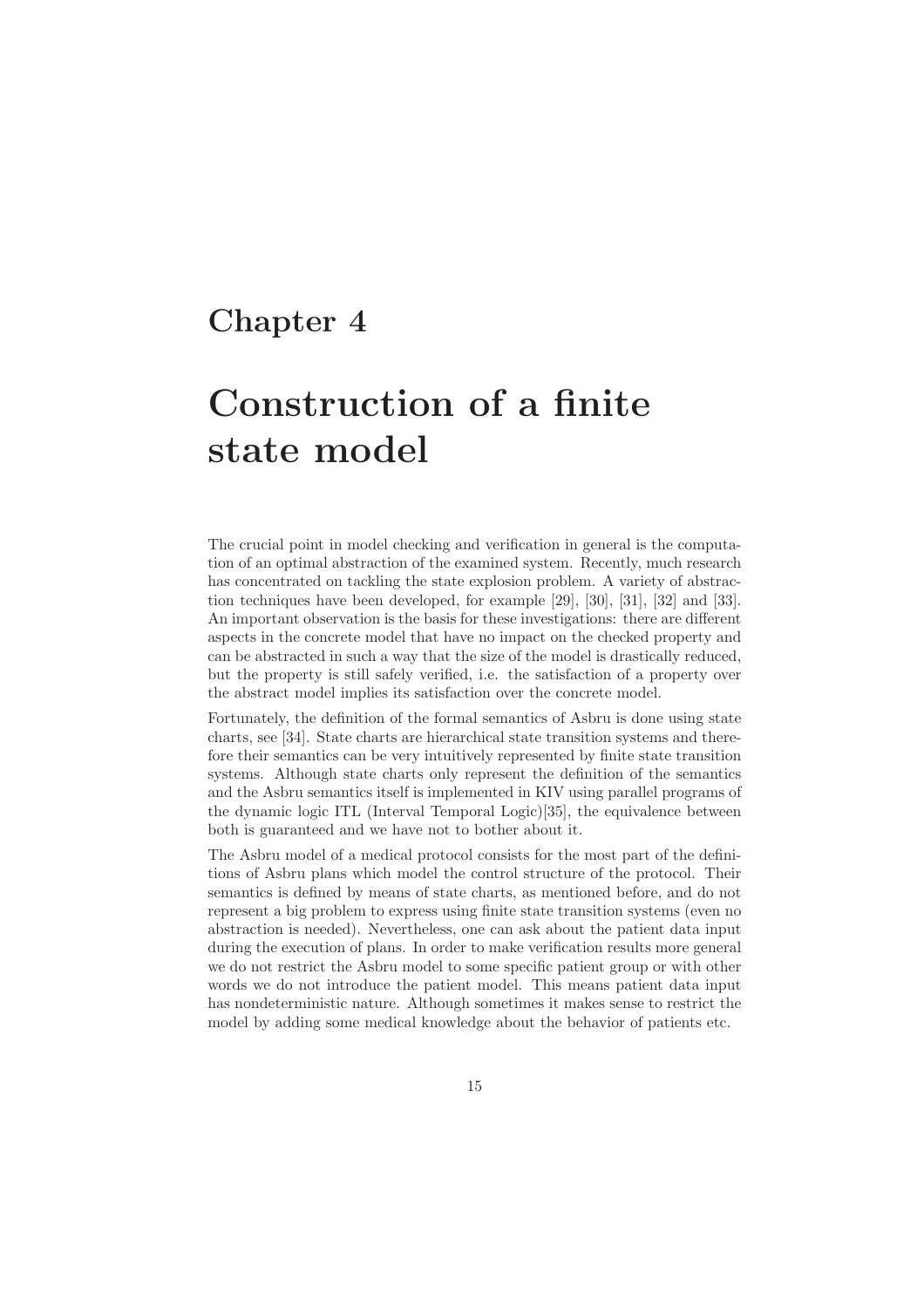# Chapter 4

# Construction of a finite state model

The crucial point in model checking and verification in general is the computation of an optimal abstraction of the examined system. Recently, much research has concentrated on tackling the state explosion problem. A variety of abstraction techniques have been developed, for example [29], [30], [31], [32] and [33]. An important observation is the basis for these investigations: there are different aspects in the concrete model that have no impact on the checked property and can be abstracted in such a way that the size of the model is drastically reduced, but the property is still safely verified, i.e. the satisfaction of a property over the abstract model implies its satisfaction over the concrete model.

Fortunately, the definition of the formal semantics of Asbru is done using state charts, see [34]. State charts are hierarchical state transition systems and therefore their semantics can be very intuitively represented by finite state transition systems. Although state charts only represent the definition of the semantics and the Asbru semantics itself is implemented in KIV using parallel programs of the dynamic logic ITL (Interval Temporal Logic)[35], the equivalence between both is guaranteed and we have not to bother about it.

The Asbru model of a medical protocol consists for the most part of the definitions of Asbru plans which model the control structure of the protocol. Their semantics is defined by means of state charts, as mentioned before, and do not represent a big problem to express using finite state transition systems (even no abstraction is needed). Nevertheless, one can ask about the patient data input during the execution of plans. In order to make verification results more general we do not restrict the Asbru model to some specific patient group or with other words we do not introduce the patient model. This means patient data input has nondeterministic nature. Although sometimes it makes sense to restrict the model by adding some medical knowledge about the behavior of patients etc.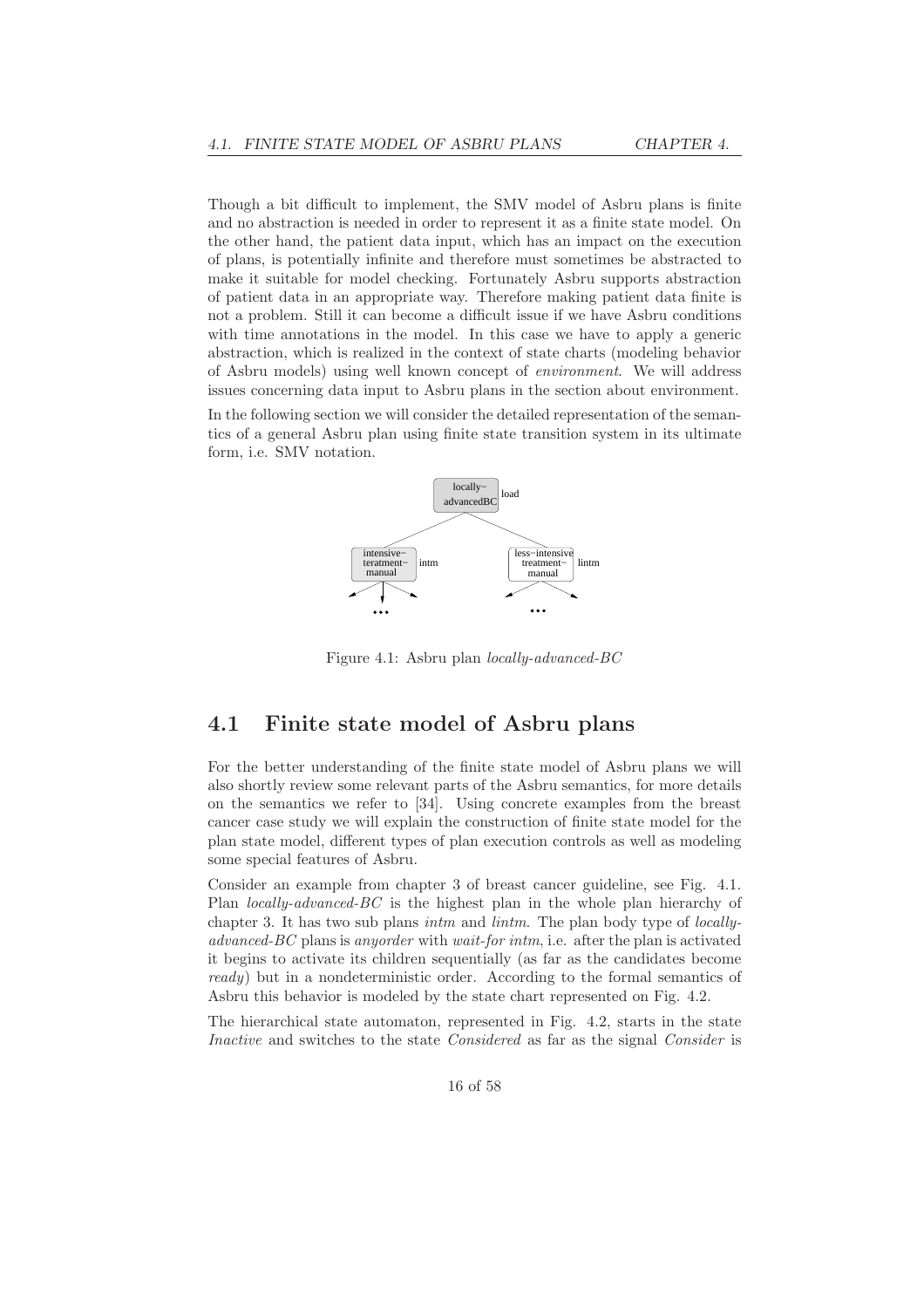Though a bit difficult to implement, the SMV model of Asbru plans is finite and no abstraction is needed in order to represent it as a finite state model. On the other hand, the patient data input, which has an impact on the execution of plans, is potentially infinite and therefore must sometimes be abstracted to make it suitable for model checking. Fortunately Asbru supports abstraction of patient data in an appropriate way. Therefore making patient data finite is not a problem. Still it can become a difficult issue if we have Asbru conditions with time annotations in the model. In this case we have to apply a generic abstraction, which is realized in the context of state charts (modeling behavior of Asbru models) using well known concept of *environment*. We will address issues concerning data input to Asbru plans in the section about environment.

In the following section we will consider the detailed representation of the semantics of a general Asbru plan using finite state transition system in its ultimate form, i.e. SMV notation.

Figure 4.1: Asbru plan *locally-advanced-BC*

## 4.1 Finite state model of Asbru plans

For the better understanding of the finite state model of Asbru plans we will also shortly review some relevant parts of the Asbru semantics, for more details on the semantics we refer to [34]. Using concrete examples from the breast cancer case study we will explain the construction of finite state model for the plan state model, different types of plan execution controls as well as modeling some special features of Asbru.

Consider an example from chapter 3 of breast cancer guideline, see Fig. 4.1. Plan *locally-advanced-BC* is the highest plan in the whole plan hierarchy of chapter 3. It has two sub plans *intm* and *lintm*. The plan body type of *locally-advanced-BC* plans is *anyorder* with *wait-for intm*, i.e. after the plan is activated it begins to activate its children sequentially (as far as the candidates become *ready*) but in a nondeterministic order. According to the formal semantics of Asbru this behavior is modeled by the state chart represented on Fig. 4.2.

The hierarchical state automaton, represented in Fig. 4.2, starts in the state *Inactive* and switches to the state *Considered* as far as the signal *Consider* is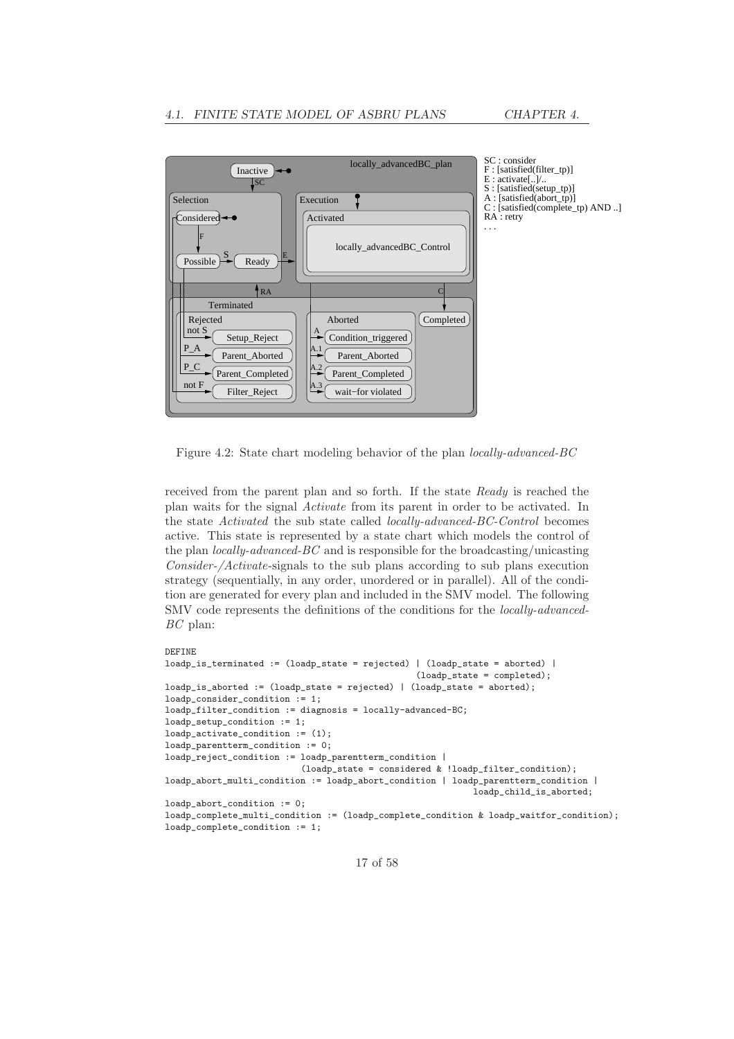Figure 4.2: State chart modeling behavior of the plan *locally-advanced-BC*

received from the parent plan and so forth. If the state *Ready* is reached the plan waits for the signal *Activate* from its parent in order to be activated. In the state *Activated* the sub state called *locally-advanced-BC-Control* becomes active. This state is represented by a state chart which models the control of the plan *locally-advanced-BC* and is responsible for the broadcasting/unicasting *Consider-/Activate*-signals to the sub plans according to sub plans execution strategy (sequentially, in any order, unordered or in parallel). All of the condition are generated for every plan and included in the SMV model. The following SMV code represents the definitions of the conditions for the *locally-advanced-BC* plan:

```
DEFINE
loadp_is_terminated := (loadp_state = rejected) | (loadp_state = aborted) |
                                                 (loadp_state = completed);
loadp_is_aborted := (loadp_state = rejected) | (loadp_state = aborted);
loadp_consider_condition := 1;
loadp_filter_condition := diagnosis = locally-advanced-BC;
loadp_setup_condition := 1;
loadp_activate_condition := (1);
loadp_parentterm_condition := 0;
loadp_reject_condition := loadp_parentterm_condition |
                          (loadp_state = considered & !loadp_filter_condition);
loadp_abort_multi_condition := loadp_abort_condition | loadp_parentterm_condition |
                                                         loadp_child_is_aborted;
loadp_abort_condition := 0;
loadp_complete_multi_condition := (loadp_complete_condition & loadp_waitfor_condition);
loadp_complete_condition := 1;
```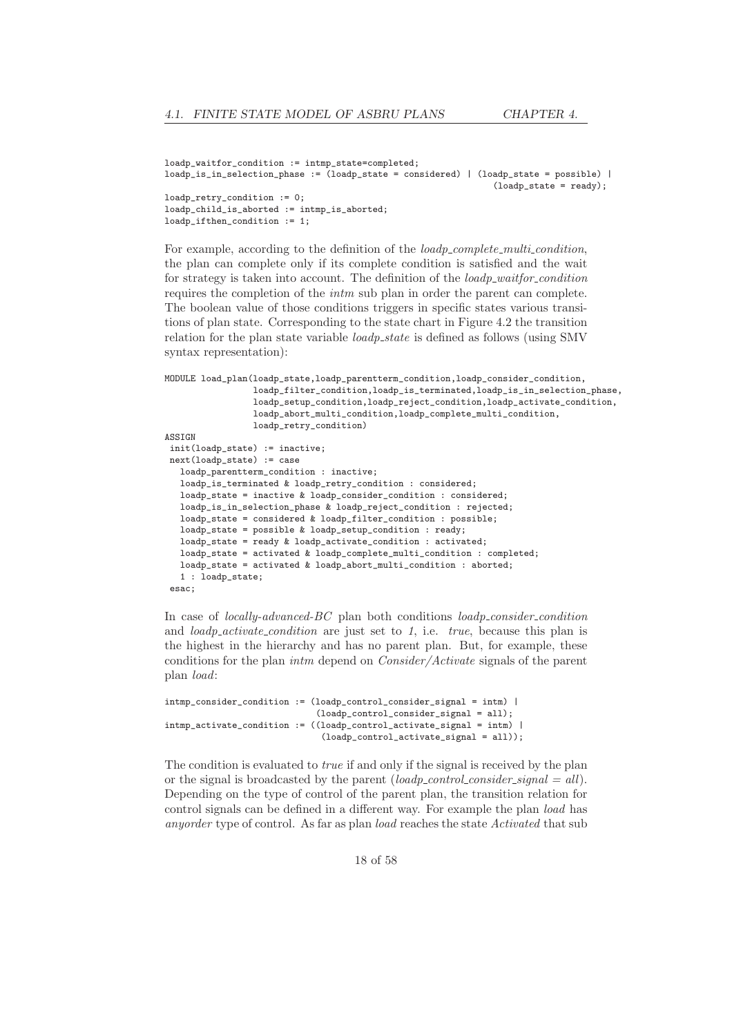```
loadp_waitfor_condition := intmp_state=completed;
loadp_is_in_selection_phase := (loadp_state = considered) | (loadp_state = possible) |
                                                                (loadp_state = ready);
loadp_retry_condition := 0;
loadp_child_is_aborted := intmp_is_aborted;
loadp_ifthen_condition := 1;
```

For example, according to the definition of the *loadp_complete_multi_condition*, the plan can complete only if its complete condition is satisfied and the wait for strategy is taken into account. The definition of the *loadp_waitfor_condition* requires the completion of the *intm* sub plan in order the parent can complete. The boolean value of those conditions triggers in specific states various transitions of plan state. Corresponding to the state chart in Figure 4.2 the transition relation for the plan state variable *loadp_state* is defined as follows (using SMV syntax representation):

```
MODULE load_plan(loadp_state,loadp_parentterm_condition,loadp_consider_condition,
                loadp_filter_condition,loadp_is_terminated,loadp_is_in_selection_phase,
                loadp_setup_condition,loadp_reject_condition,loadp_activate_condition,
                loadp_abort_multi_condition,loadp_complete_multi_condition,
                loadp_retry_condition)
ASSIGN
 init(loadp_state) := inactive;
 next(loadp_state) := case
   loadp_parentterm_condition : inactive;
   loadp_is_terminated & loadp_retry_condition : considered;
   loadp_state = inactive & loadp_consider_condition : considered;
   loadp_is_in_selection_phase & loadp_reject_condition : rejected;
   loadp_state = considered & loadp_filter_condition : possible;
   loadp_state = possible & loadp_setup_condition : ready;
   loadp_state = ready & loadp_activate_condition : activated;
   loadp_state = activated & loadp_complete_multi_condition : completed;
   loadp_state = activated & loadp_abort_multi_condition : aborted;
   1 : loadp_state;
 esac;
```

In case of *locally-advanced-BC* plan both conditions *loadp_consider_condition* and *loadp_activate_condition* are just set to *1*, i.e. *true*, because this plan is the highest in the hierarchy and has no parent plan. But, for example, these conditions for the plan *intm* depend on *Consider/Activate* signals of the parent plan *load*:

```
intmp_consider_condition := (loadp_control_consider_signal = intm) |
                             (loadp_control_consider_signal = all);
intmp_activate_condition := ((loadp_control_activate_signal = intm) |
                              (loadp_control_activate_signal = all));
```

The condition is evaluated to *true* if and only if the signal is received by the plan or the signal is broadcasted by the parent (*loadp_control_consider_signal = all*). Depending on the type of control of the parent plan, the transition relation for control signals can be defined in a different way. For example the plan *load* has *anyorder* type of control. As far as plan *load* reaches the state *Activated* that sub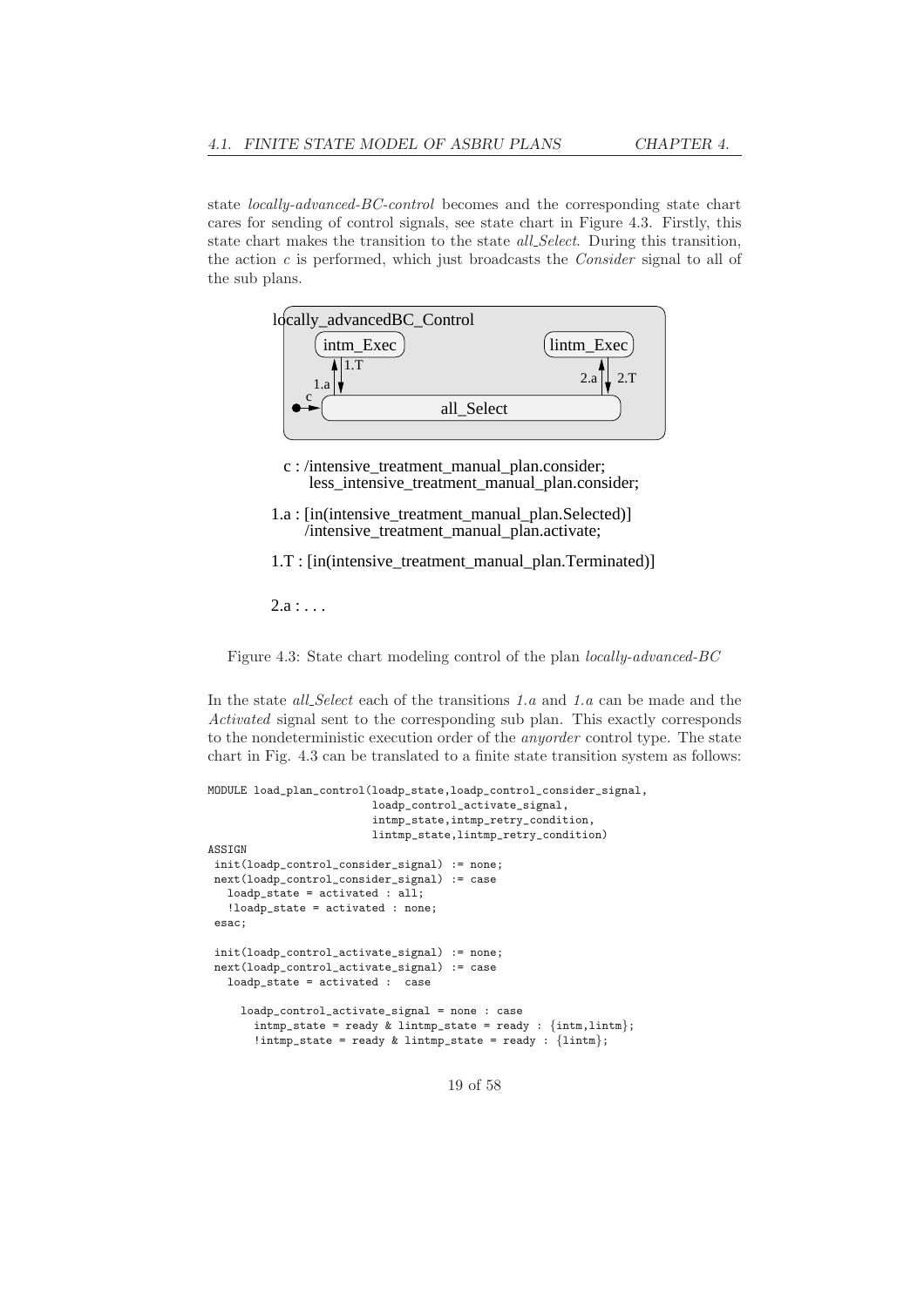state *locally-advanced-BC-control* becomes and the corresponding state chart cares for sending of control signals, see state chart in Figure 4.3. Firstly, this state chart makes the transition to the state *all_Select*. During this transition, the action *c* is performed, which just broadcasts the *Consider* signal to all of the sub plans.

locally_advancedBC_Control

intm_Exec

lintm_Exec

1.T

1.a

2.a

2.T

c

all_Select

c : /intensive_treatment_manual_plan.consider;
less_intensive_treatment_manual_plan.consider;

1.a : [in(intensive_treatment_manual_plan.Selected)]
/intensive_treatment_manual_plan.activate;

1.T : [in(intensive_treatment_manual_plan.Terminated)]

2.a : . . .

Figure 4.3: State chart modeling control of the plan *locally-advanced-BC*

In the state *all_Select* each of the transitions *1.a* and *1.a* can be made and the *Activated* signal sent to the corresponding sub plan. This exactly corresponds to the nondeterministic execution order of the *anyorder* control type. The state chart in Fig. 4.3 can be translated to a finite state transition system as follows:

```
MODULE load_plan_control(loadp_state,loadp_control_consider_signal,
                        loadp_control_activate_signal,
                        intmp_state,intmp_retry_condition,
                        lintmp_state,lintmp_retry_condition)
ASSIGN
 init(loadp_control_consider_signal) := none;
 next(loadp_control_consider_signal) := case
   loadp_state = activated : all;
   !loadp_state = activated : none;
 esac;

 init(loadp_control_activate_signal) := none;
 next(loadp_control_activate_signal) := case
   loadp_state = activated :  case

     loadp_control_activate_signal = none : case
       intmp_state = ready & lintmp_state = ready : {intm,lintm};
       !intmp_state = ready & lintmp_state = ready : {lintm};
```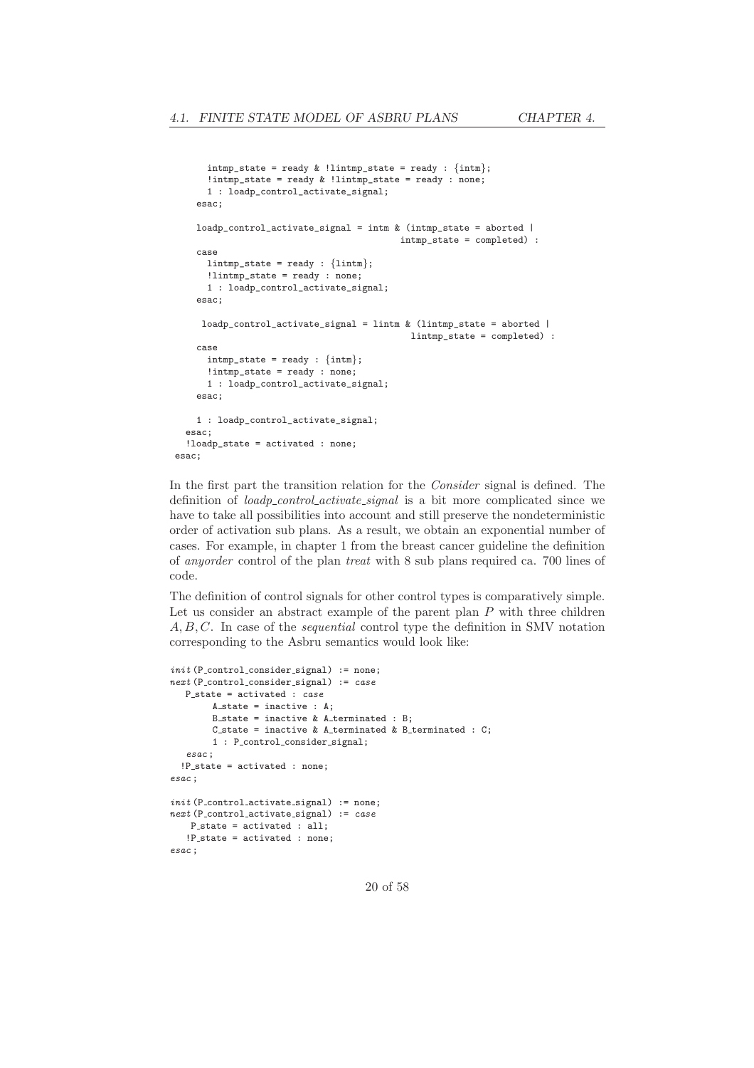```
      intmp_state = ready & !lintmp_state = ready : {intm};
      !intmp_state = ready & !lintmp_state = ready : none;
      1 : loadp_control_activate_signal;
    esac;

    loadp_control_activate_signal = intm & (intmp_state = aborted |
                                          intmp_state = completed) :
    case
      lintmp_state = ready : {lintm};
      !lintmp_state = ready : none;
      1 : loadp_control_activate_signal;
    esac;

     loadp_control_activate_signal = lintm & (lintmp_state = aborted |
                                            lintmp_state = completed) :
    case
      intmp_state = ready : {intm};
      !intmp_state = ready : none;
      1 : loadp_control_activate_signal;
    esac;

    1 : loadp_control_activate_signal;
  esac;
  !loadp_state = activated : none;
esac;
```

In the first part the transition relation for the *Consider* signal is defined. The definition of *loadp_control_activate_signal* is a bit more complicated since we have to take all possibilities into account and still preserve the nondeterministic order of activation sub plans. As a result, we obtain an exponential number of cases. For example, in chapter 1 from the breast cancer guideline the definition of *anyorder* control of the plan *treat* with 8 sub plans required ca. 700 lines of code.

The definition of control signals for other control types is comparatively simple. Let us consider an abstract example of the parent plan $P$ with three children $A, B, C$. In case of the *sequential* control type the definition in SMV notation corresponding to the Asbru semantics would look like:

```
init(P_control_consider_signal) := none;
next(P_control_consider_signal) := case
   P_state = activated : case
        A_state = inactive : A;
        B_state = inactive & A_terminated : B;
        C_state = inactive & A_terminated & B_terminated : C;
        1 : P_control_consider_signal;
   esac;
  !P_state = activated : none;
esac;

init(P_control_activate_signal) := none;
next(P_control_activate_signal) := case
    P_state = activated : all;
   !P_state = activated : none;
esac;
```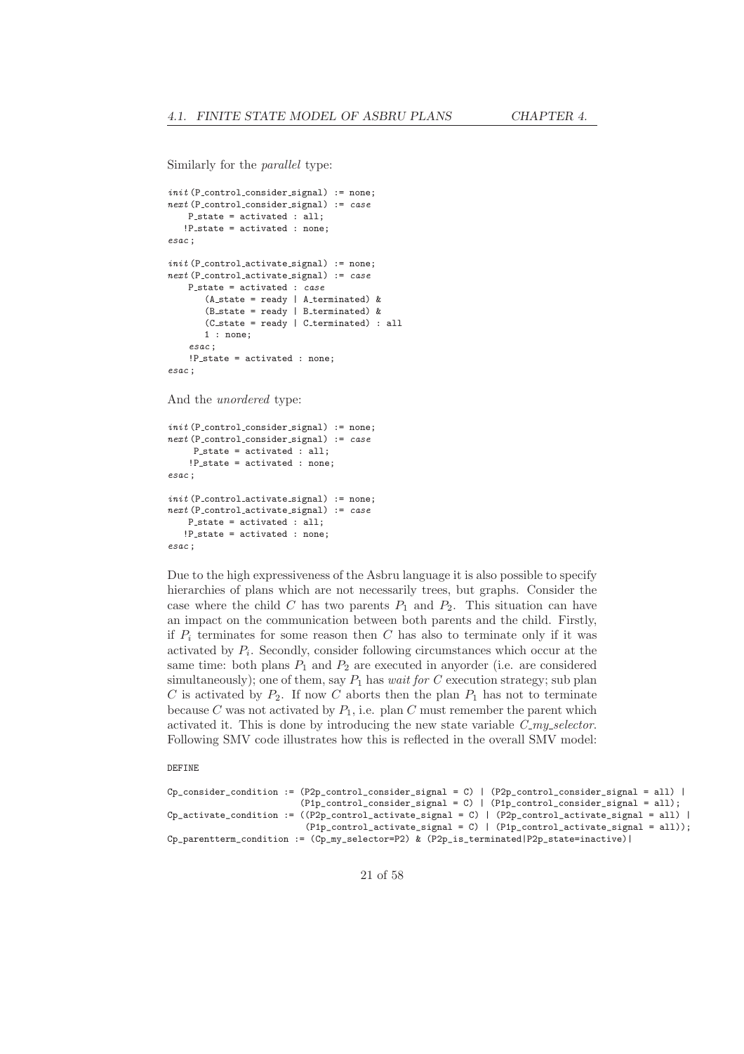Similarly for the *parallel* type:

```
init(P_control_consider_signal) := none;
next(P_control_consider_signal) := case
    P_state = activated : all;
   !P_state = activated : none;
esac;

init(P_control_activate_signal) := none;
next(P_control_activate_signal) := case
    P_state = activated : case
       (A_state = ready | A_terminated) &
       (B_state = ready | B_terminated) &
       (C_state = ready | C_terminated) : all
       1 : none;
    esac;
    !P_state = activated : none;
esac;
```

And the *unordered* type:

```
init(P_control_consider_signal) := none;
next(P_control_consider_signal) := case
     P_state = activated : all;
    !P_state = activated : none;
esac;

init(P_control_activate_signal) := none;
next(P_control_activate_signal) := case
    P_state = activated : all;
   !P_state = activated : none;
esac;
```

Due to the high expressiveness of the Asbru language it is also possible to specify hierarchies of plans which are not necessarily trees, but graphs. Consider the case where the child $C$ has two parents $P_1$ and $P_2$. This situation can have an impact on the communication between both parents and the child. Firstly, if $P_i$ terminates for some reason then $C$ has also to terminate only if it was activated by $P_i$. Secondly, consider following circumstances which occur at the same time: both plans $P_1$ and $P_2$ are executed in anyorder (i.e. are considered simultaneously); one of them, say $P_1$ has *wait for C* execution strategy; sub plan $C$ is activated by $P_2$. If now $C$ aborts then the plan $P_1$ has not to terminate because $C$ was not activated by $P_1$, i.e. plan $C$ must remember the parent which activated it. This is done by introducing the new state variable *C_my_selector*. Following SMV code illustrates how this is reflected in the overall SMV model:

```
DEFINE

Cp_consider_condition := (P2p_control_consider_signal = C) | (P2p_control_consider_signal = all) |
                         (P1p_control_consider_signal = C) | (P1p_control_consider_signal = all);
Cp_activate_condition := ((P2p_control_activate_signal = C) | (P2p_control_activate_signal = all) |
                          (P1p_control_activate_signal = C) | (P1p_control_activate_signal = all));
Cp_parentterm_condition := (Cp_my_selector=P2) & (P2p_is_terminated|P2p_state=inactive)|
```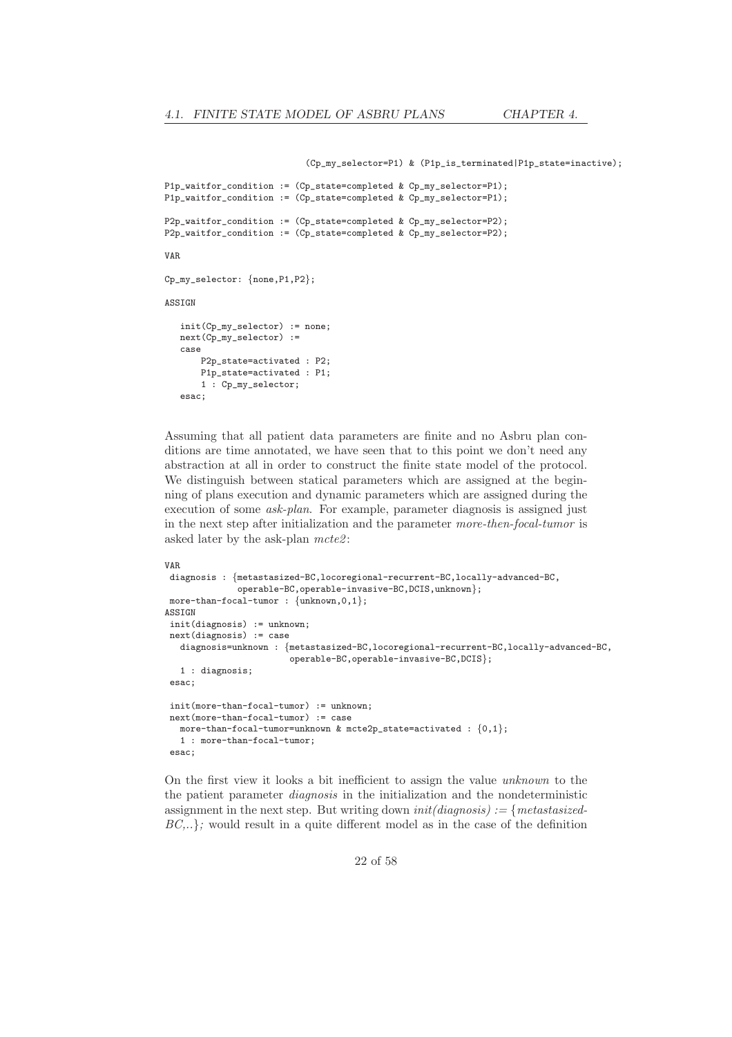```
                         (Cp_my_selector=P1) & (P1p_is_terminated|P1p_state=inactive);

P1p_waitfor_condition := (Cp_state=completed & Cp_my_selector=P1);
P1p_waitfor_condition := (Cp_state=completed & Cp_my_selector=P1);

P2p_waitfor_condition := (Cp_state=completed & Cp_my_selector=P2);
P2p_waitfor_condition := (Cp_state=completed & Cp_my_selector=P2);

VAR

Cp_my_selector: {none,P1,P2};

ASSIGN

   init(Cp_my_selector) := none;
   next(Cp_my_selector) :=
   case
       P2p_state=activated : P2;
       P1p_state=activated : P1;
       1 : Cp_my_selector;
   esac;
```

Assuming that all patient data parameters are finite and no Asbru plan conditions are time annotated, we have seen that to this point we don't need any abstraction at all in order to construct the finite state model of the protocol. We distinguish between statical parameters which are assigned at the beginning of plans execution and dynamic parameters which are assigned during the execution of some *ask-plan*. For example, parameter diagnosis is assigned just in the next step after initialization and the parameter *more-then-focal-tumor* is asked later by the ask-plan *mcte2*:

```
VAR
 diagnosis : {metastasized-BC,locoregional-recurrent-BC,locally-advanced-BC,
             operable-BC,operable-invasive-BC,DCIS,unknown};
 more-than-focal-tumor : {unknown,0,1};
ASSIGN
 init(diagnosis) := unknown;
 next(diagnosis) := case
   diagnosis=unknown : {metastasized-BC,locoregional-recurrent-BC,locally-advanced-BC,
                        operable-BC,operable-invasive-BC,DCIS};
   1 : diagnosis;
 esac;

 init(more-than-focal-tumor) := unknown;
 next(more-than-focal-tumor) := case
   more-than-focal-tumor=unknown & mcte2p_state=activated : {0,1};
   1 : more-than-focal-tumor;
 esac;
```

On the first view it looks a bit inefficient to assign the value *unknown* to the the patient parameter *diagnosis* in the initialization and the nondeterministic assignment in the next step. But writing down *init(diagnosis) := {metastasized-BC,..};* would result in a quite different model as in the case of the definition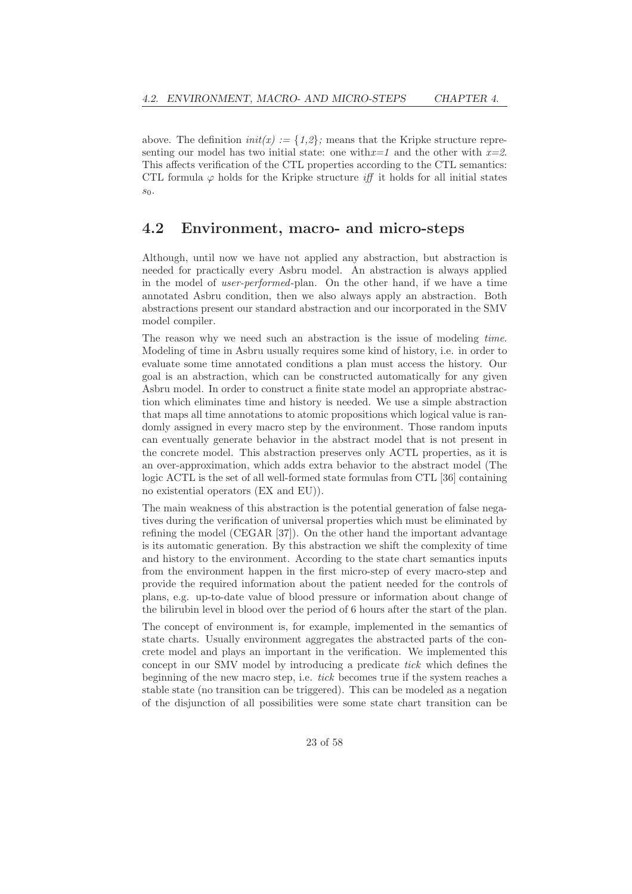above. The definition *init(x) := {1,2};* means that the Kripke structure representing our model has two initial state: one with$x$=*1* and the other with $x$=*2*. This affects verification of the CTL properties according to the CTL semantics: CTL formula $\varphi$ holds for the Kripke structure *iff* it holds for all initial states $s_0$.

## 4.2 Environment, macro- and micro-steps

Although, until now we have not applied any abstraction, but abstraction is needed for practically every Asbru model. An abstraction is always applied in the model of *user-performed*-plan. On the other hand, if we have a time annotated Asbru condition, then we also always apply an abstraction. Both abstractions present our standard abstraction and our incorporated in the SMV model compiler.

The reason why we need such an abstraction is the issue of modeling *time*. Modeling of time in Asbru usually requires some kind of history, i.e. in order to evaluate some time annotated conditions a plan must access the history. Our goal is an abstraction, which can be constructed automatically for any given Asbru model. In order to construct a finite state model an appropriate abstraction which eliminates time and history is needed. We use a simple abstraction that maps all time annotations to atomic propositions which logical value is randomly assigned in every macro step by the environment. Those random inputs can eventually generate behavior in the abstract model that is not present in the concrete model. This abstraction preserves only ACTL properties, as it is an over-approximation, which adds extra behavior to the abstract model (The logic ACTL is the set of all well-formed state formulas from CTL [36] containing no existential operators (EX and EU)).

The main weakness of this abstraction is the potential generation of false negatives during the verification of universal properties which must be eliminated by refining the model (CEGAR [37]). On the other hand the important advantage is its automatic generation. By this abstraction we shift the complexity of time and history to the environment. According to the state chart semantics inputs from the environment happen in the first micro-step of every macro-step and provide the required information about the patient needed for the controls of plans, e.g. up-to-date value of blood pressure or information about change of the bilirubin level in blood over the period of 6 hours after the start of the plan.

The concept of environment is, for example, implemented in the semantics of state charts. Usually environment aggregates the abstracted parts of the concrete model and plays an important in the verification. We implemented this concept in our SMV model by introducing a predicate *tick* which defines the beginning of the new macro step, i.e. *tick* becomes true if the system reaches a stable state (no transition can be triggered). This can be modeled as a negation of the disjunction of all possibilities were some state chart transition can be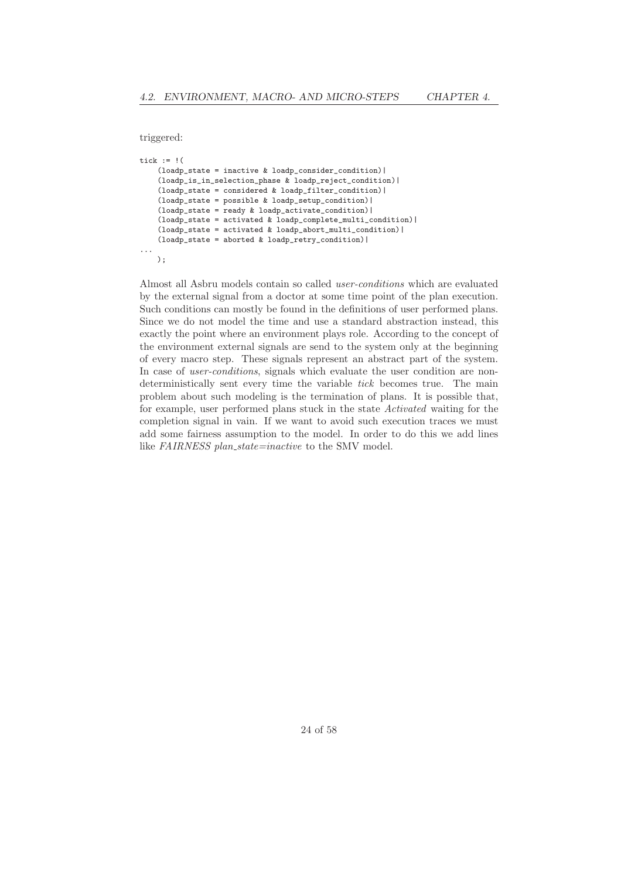triggered:

```
tick := !(
    (loadp_state = inactive & loadp_consider_condition)|
    (loadp_is_in_selection_phase & loadp_reject_condition)|
    (loadp_state = considered & loadp_filter_condition)|
    (loadp_state = possible & loadp_setup_condition)|
    (loadp_state = ready & loadp_activate_condition)|
    (loadp_state = activated & loadp_complete_multi_condition)|
    (loadp_state = activated & loadp_abort_multi_condition)|
    (loadp_state = aborted & loadp_retry_condition)|
...
    );
```

Almost all Asbru models contain so called *user-conditions* which are evaluated by the external signal from a doctor at some time point of the plan execution. Such conditions can mostly be found in the definitions of user performed plans. Since we do not model the time and use a standard abstraction instead, this exactly the point where an environment plays role. According to the concept of the environment external signals are send to the system only at the beginning of every macro step. These signals represent an abstract part of the system. In case of *user-conditions*, signals which evaluate the user condition are non-deterministically sent every time the variable *tick* becomes true. The main problem about such modeling is the termination of plans. It is possible that, for example, user performed plans stuck in the state *Activated* waiting for the completion signal in vain. If we want to avoid such execution traces we must add some fairness assumption to the model. In order to do this we add lines like *FAIRNESS plan_state=inactive* to the SMV model.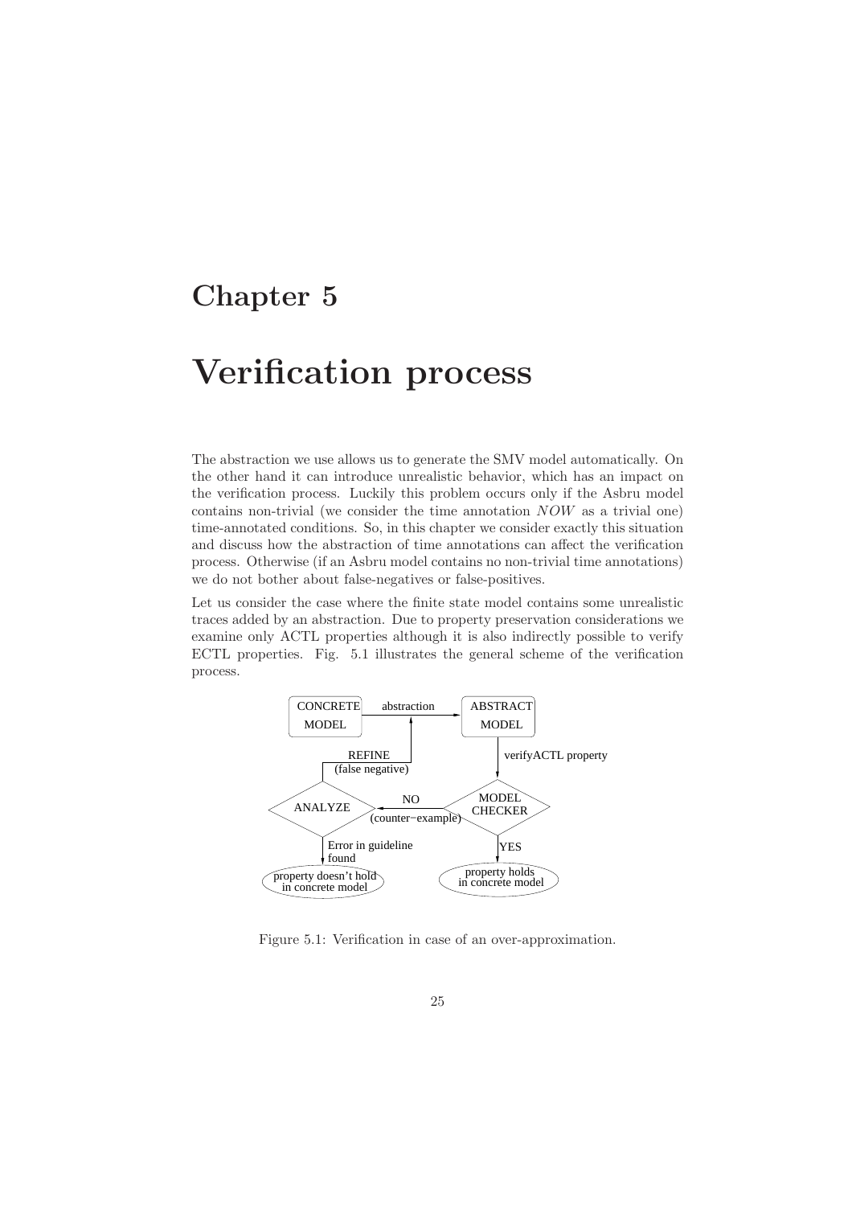# Chapter 5

# Verification process

The abstraction we use allows us to generate the SMV model automatically. On the other hand it can introduce unrealistic behavior, which has an impact on the verification process. Luckily this problem occurs only if the Asbru model contains non-trivial (we consider the time annotation *NOW* as a trivial one) time-annotated conditions. So, in this chapter we consider exactly this situation and discuss how the abstraction of time annotations can affect the verification process. Otherwise (if an Asbru model contains no non-trivial time annotations) we do not bother about false-negatives or false-positives.

Let us consider the case where the finite state model contains some unrealistic traces added by an abstraction. Due to property preservation considerations we examine only ACTL properties although it is also indirectly possible to verify ECTL properties. Fig. 5.1 illustrates the general scheme of the verification process.

Figure 5.1: Verification in case of an over-approximation.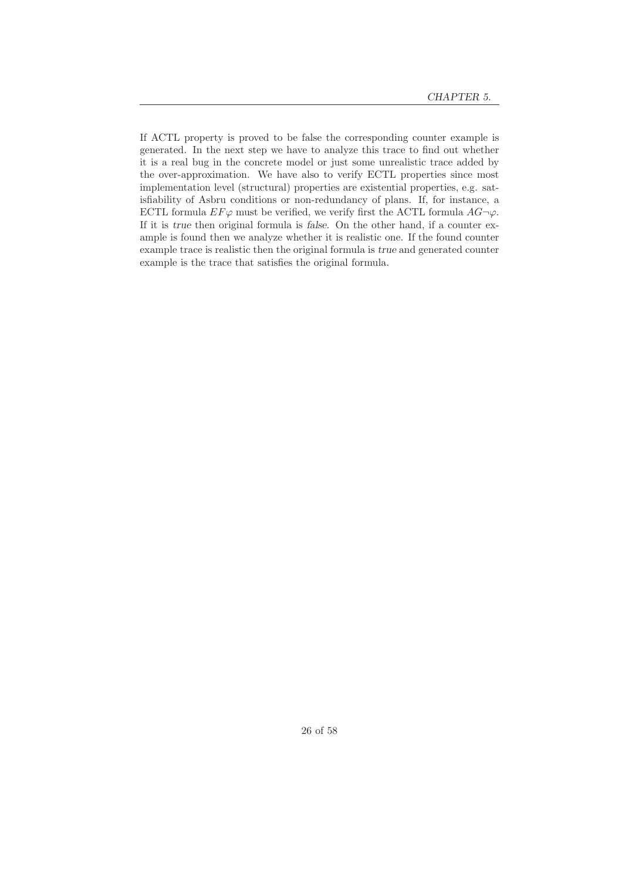If ACTL property is proved to be false the corresponding counter example is generated. In the next step we have to analyze this trace to find out whether it is a real bug in the concrete model or just some unrealistic trace added by the over-approximation. We have also to verify ECTL properties since most implementation level (structural) properties are existential properties, e.g. satisfiability of Asbru conditions or non-redundancy of plans. If, for instance, a ECTL formula $EF\varphi$ must be verified, we verify first the ACTL formula $AG\neg\varphi$. If it is *true* then original formula is *false*. On the other hand, if a counter example is found then we analyze whether it is realistic one. If the found counter example trace is realistic then the original formula is *true* and generated counter example is the trace that satisfies the original formula.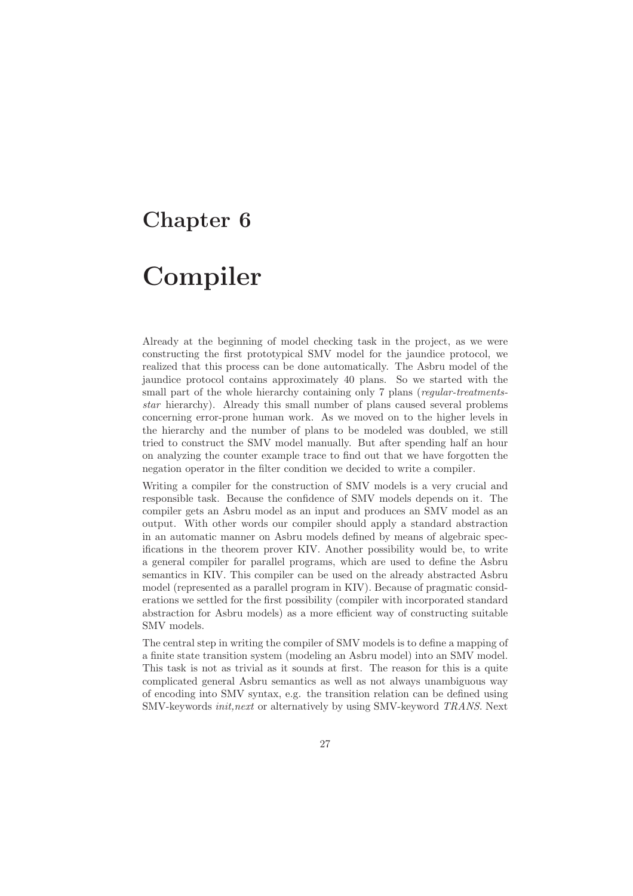# Chapter 6

# Compiler

Already at the beginning of model checking task in the project, as we were constructing the first prototypical SMV model for the jaundice protocol, we realized that this process can be done automatically. The Asbru model of the jaundice protocol contains approximately 40 plans. So we started with the small part of the whole hierarchy containing only 7 plans (*regular-treatments-star* hierarchy). Already this small number of plans caused several problems concerning error-prone human work. As we moved on to the higher levels in the hierarchy and the number of plans to be modeled was doubled, we still tried to construct the SMV model manually. But after spending half an hour on analyzing the counter example trace to find out that we have forgotten the negation operator in the filter condition we decided to write a compiler.

Writing a compiler for the construction of SMV models is a very crucial and responsible task. Because the confidence of SMV models depends on it. The compiler gets an Asbru model as an input and produces an SMV model as an output. With other words our compiler should apply a standard abstraction in an automatic manner on Asbru models defined by means of algebraic specifications in the theorem prover KIV. Another possibility would be, to write a general compiler for parallel programs, which are used to define the Asbru semantics in KIV. This compiler can be used on the already abstracted Asbru model (represented as a parallel program in KIV). Because of pragmatic considerations we settled for the first possibility (compiler with incorporated standard abstraction for Asbru models) as a more efficient way of constructing suitable SMV models.

The central step in writing the compiler of SMV models is to define a mapping of a finite state transition system (modeling an Asbru model) into an SMV model. This task is not as trivial as it sounds at first. The reason for this is a quite complicated general Asbru semantics as well as not always unambiguous way of encoding into SMV syntax, e.g. the transition relation can be defined using SMV-keywords *init,next* or alternatively by using SMV-keyword *TRANS*. Next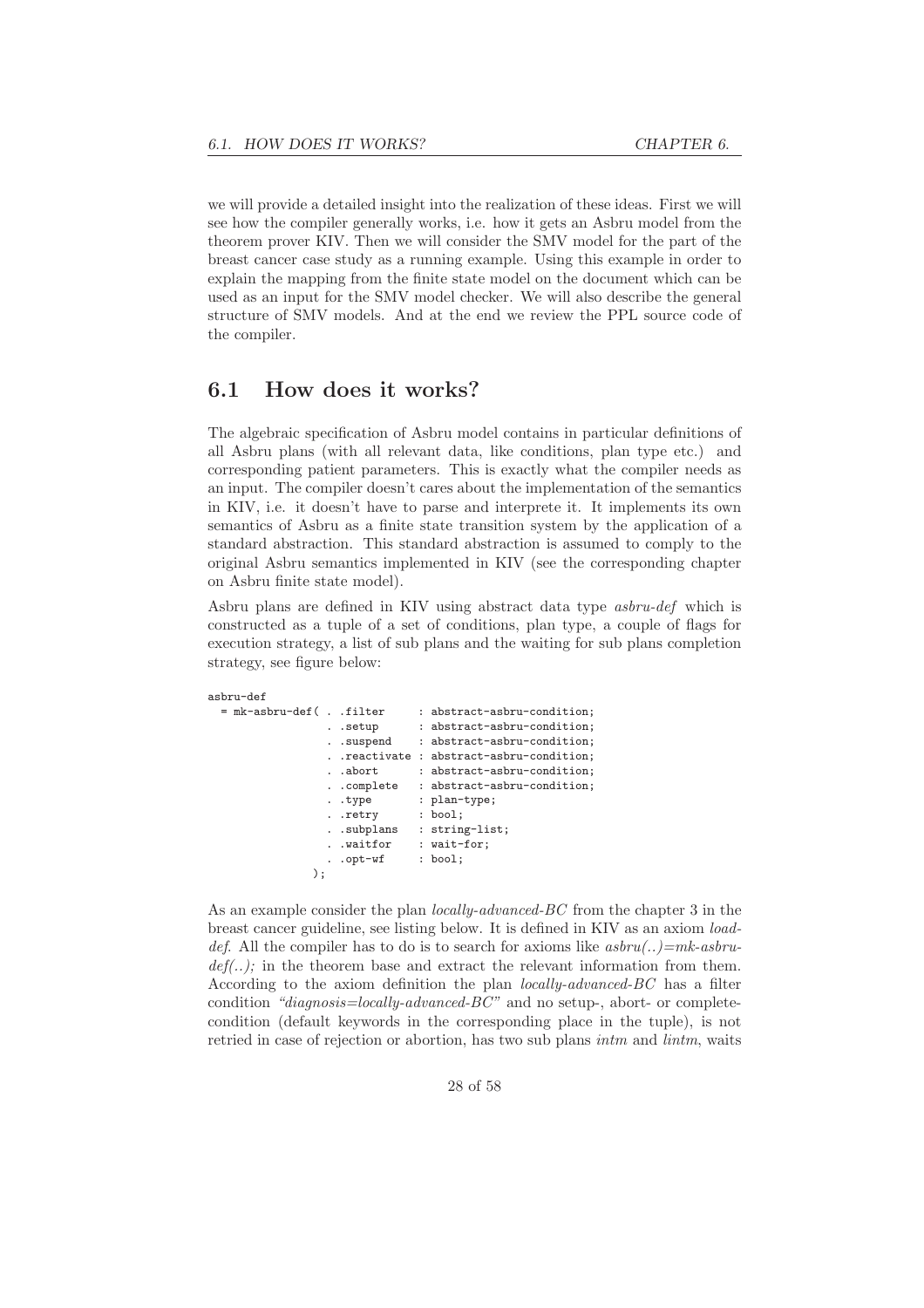we will provide a detailed insight into the realization of these ideas. First we will see how the compiler generally works, i.e. how it gets an Asbru model from the theorem prover KIV. Then we will consider the SMV model for the part of the breast cancer case study as a running example. Using this example in order to explain the mapping from the finite state model on the document which can be used as an input for the SMV model checker. We will also describe the general structure of SMV models. And at the end we review the PPL source code of the compiler.

## 6.1 How does it works?

The algebraic specification of Asbru model contains in particular definitions of all Asbru plans (with all relevant data, like conditions, plan type etc.) and corresponding patient parameters. This is exactly what the compiler needs as an input. The compiler doesn't cares about the implementation of the semantics in KIV, i.e. it doesn't have to parse and interprete it. It implements its own semantics of Asbru as a finite state transition system by the application of a standard abstraction. This standard abstraction is assumed to comply to the original Asbru semantics implemented in KIV (see the corresponding chapter on Asbru finite state model).

Asbru plans are defined in KIV using abstract data type *asbru-def* which is constructed as a tuple of a set of conditions, plan type, a couple of flags for execution strategy, a list of sub plans and the waiting for sub plans completion strategy, see figure below:

```
asbru-def
  = mk-asbru-def( . .filter     : abstract-asbru-condition;
                  . .setup      : abstract-asbru-condition;
                  . .suspend    : abstract-asbru-condition;
                  . .reactivate : abstract-asbru-condition;
                  . .abort      : abstract-asbru-condition;
                  . .complete   : abstract-asbru-condition;
                  . .type       : plan-type;
                  . .retry      : bool;
                  . .subplans   : string-list;
                  . .waitfor    : wait-for;
                  . .opt-wf     : bool;
                );
```

As an example consider the plan *locally-advanced-BC* from the chapter 3 in the breast cancer guideline, see listing below. It is defined in KIV as an axiom *load-def*. All the compiler has to do is to search for axioms like *asbru(..)=mk-asbru-def(..);* in the theorem base and extract the relevant information from them. According to the axiom definition the plan *locally-advanced-BC* has a filter condition *"diagnosis=locally-advanced-BC"* and no setup-, abort- or complete-condition (default keywords in the corresponding place in the tuple), is not retried in case of rejection or abortion, has two sub plans *intm* and *lintm*, waits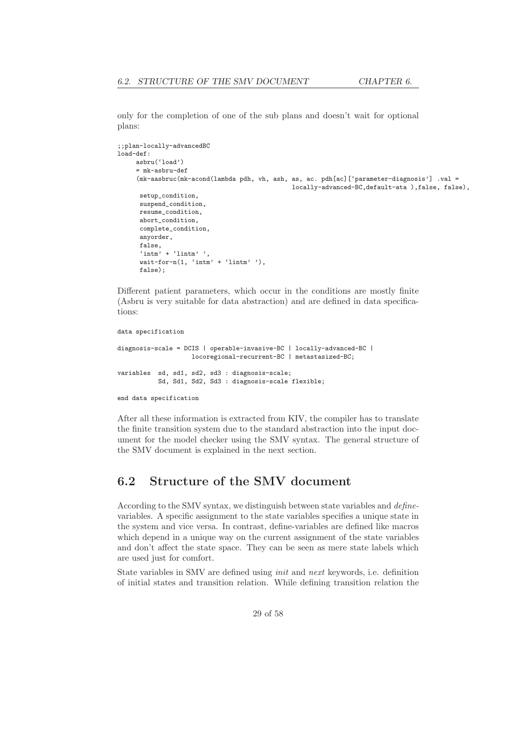only for the completion of one of the sub plans and doesn't wait for optional plans:

```
;;plan-locally-advancedBC
load-def:
     asbru('load')
     = mk-asbru-def
     (mk-aasbruc(mk-acond(lambda pdh, vh, ash, as, ac. pdh[ac]['parameter-diagnosis'] .val =
                                              locally-advanced-BC,default-ata ),false, false),
      setup_condition,
      suspend_condition,
      resume_condition,
      abort_condition,
      complete_condition,
      anyorder,
      false,
      'intm' + 'lintm' ',
      wait-for-n(1, 'intm' + 'lintm' '),
      false);
```

Different patient parameters, which occur in the conditions are mostly finite (Asbru is very suitable for data abstraction) and are defined in data specifications:

```
data specification

diagnosis-scale = DCIS | operable-invasive-BC | locally-advanced-BC |
                  locoregional-recurrent-BC | metastasized-BC;

variables  sd, sd1, sd2, sd3 : diagnosis-scale;
           Sd, Sd1, Sd2, Sd3 : diagnosis-scale flexible;

end data specification
```

After all these information is extracted from KIV, the compiler has to translate the finite transition system due to the standard abstraction into the input document for the model checker using the SMV syntax. The general structure of the SMV document is explained in the next section.

## 6.2 Structure of the SMV document

According to the SMV syntax, we distinguish between state variables and *define*-variables. A specific assignment to the state variables specifies a unique state in the system and vice versa. In contrast, define-variables are defined like macros which depend in a unique way on the current assignment of the state variables and don't affect the state space. They can be seen as mere state labels which are used just for comfort.

State variables in SMV are defined using *init* and *next* keywords, i.e. definition of initial states and transition relation. While defining transition relation the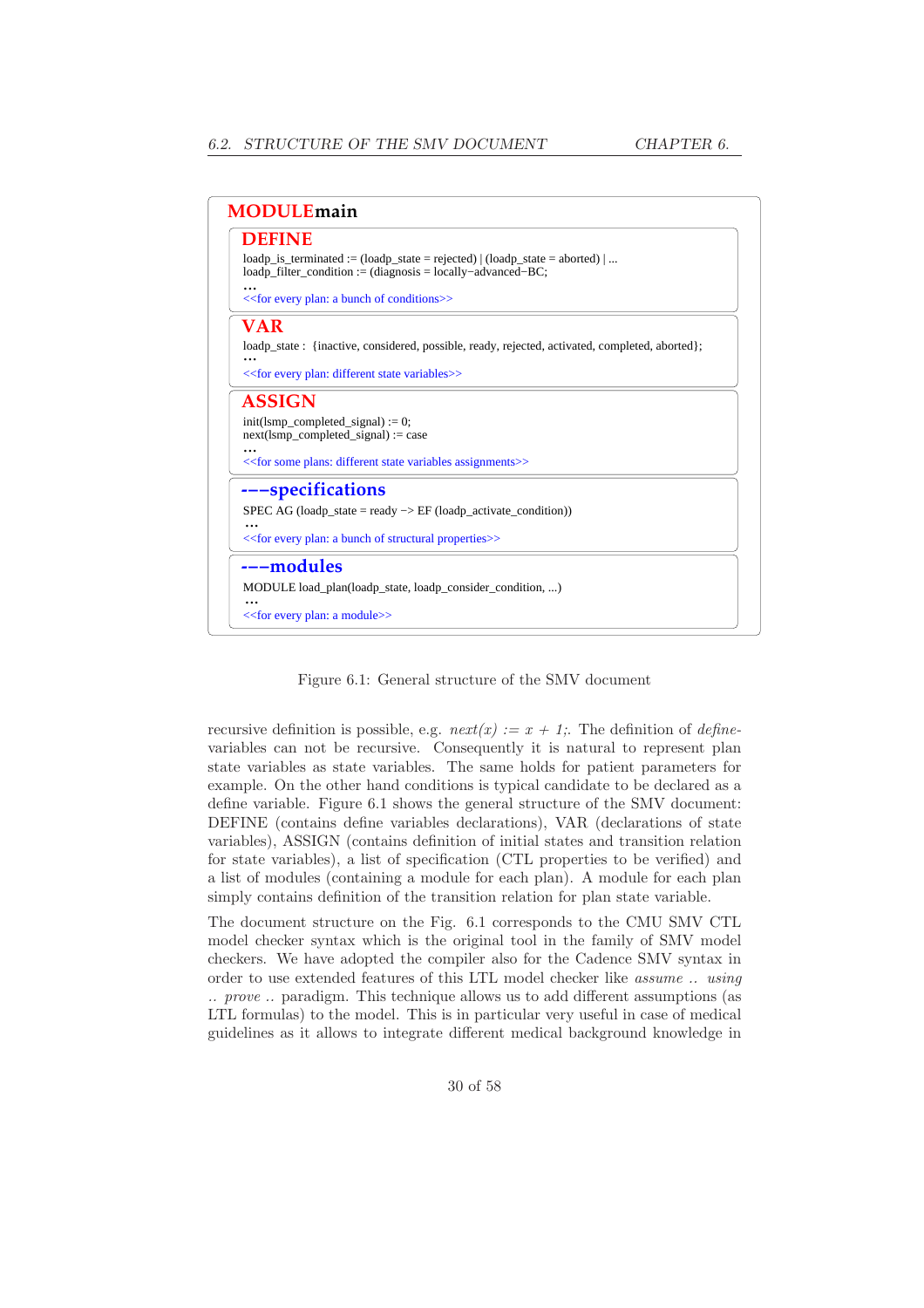```
MODULE main

DEFINE
loadp_is_terminated := (loadp_state = rejected) | (loadp_state = aborted) | ...
loadp_filter_condition := (diagnosis = locally−advanced−BC;
...
<<for every plan: a bunch of conditions>>

VAR
loadp_state : {inactive, considered, possible, ready, rejected, activated, completed, aborted};
...
<<for every plan: different state variables>>

ASSIGN
init(lsmp_completed_signal) := 0;
next(lsmp_completed_signal) := case
...
<<for some plans: different state variables assignments>>

−−−specifications
SPEC AG (loadp_state = ready −> EF (loadp_activate_condition))
...
<<for every plan: a bunch of structural properties>>

−−−modules
MODULE load_plan(loadp_state, loadp_consider_condition, ...)
...
<<for every plan: a module>>
```

Figure 6.1: General structure of the SMV document

recursive definition is possible, e.g. *next(x) := x + 1;*. The definition of *define*-variables can not be recursive. Consequently it is natural to represent plan state variables as state variables. The same holds for patient parameters for example. On the other hand conditions is typical candidate to be declared as a define variable. Figure 6.1 shows the general structure of the SMV document: DEFINE (contains define variables declarations), VAR (declarations of state variables), ASSIGN (contains definition of initial states and transition relation for state variables), a list of specification (CTL properties to be verified) and a list of modules (containing a module for each plan). A module for each plan simply contains definition of the transition relation for plan state variable.

The document structure on the Fig. 6.1 corresponds to the CMU SMV CTL model checker syntax which is the original tool in the family of SMV model checkers. We have adopted the compiler also for the Cadence SMV syntax in order to use extended features of this LTL model checker like *assume .. using .. prove ..* paradigm. This technique allows us to add different assumptions (as LTL formulas) to the model. This is in particular very useful in case of medical guidelines as it allows to integrate different medical background knowledge in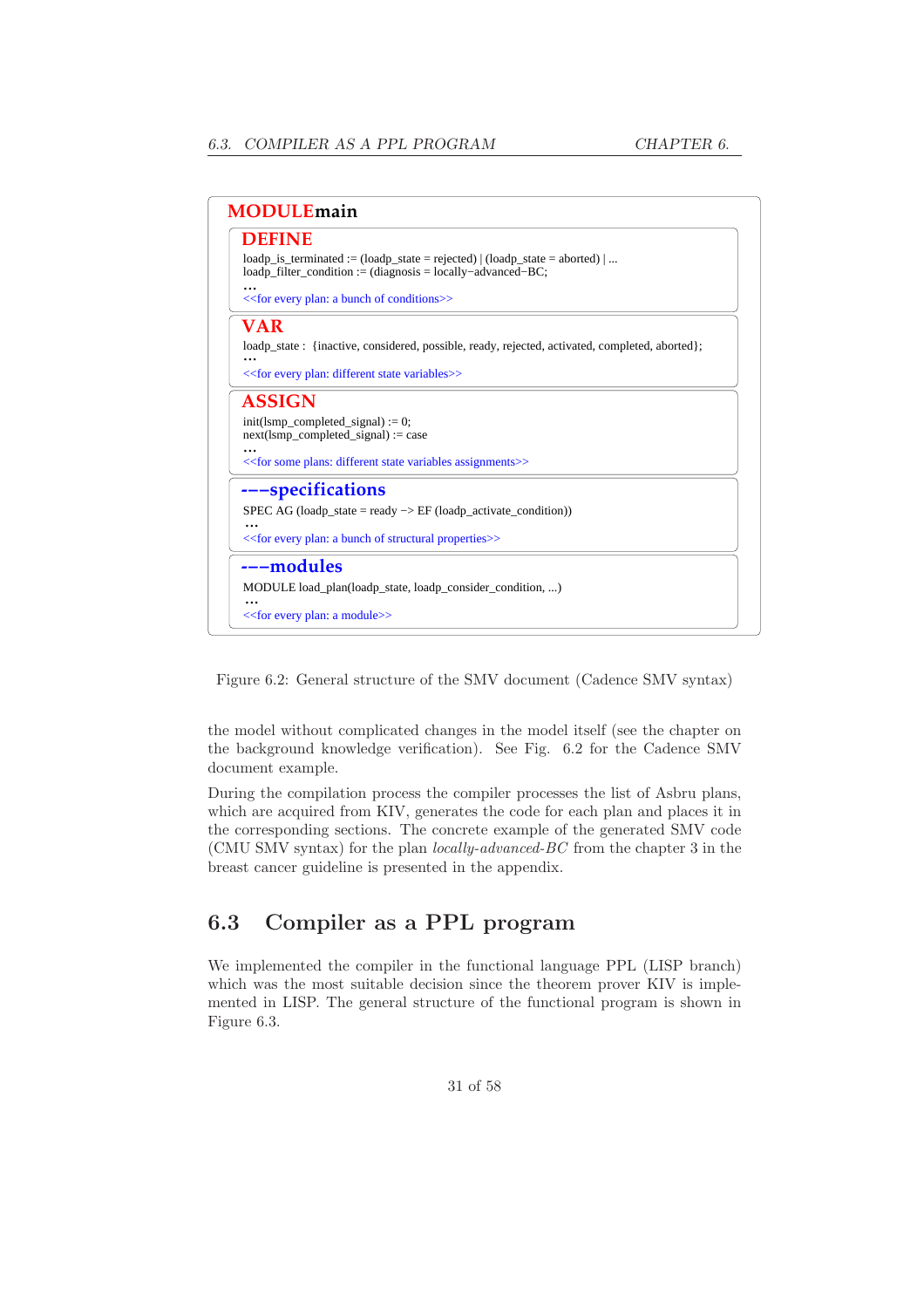```
MODULE main

DEFINE
loadp_is_terminated := (loadp_state = rejected) | (loadp_state = aborted) | ...
loadp_filter_condition := (diagnosis = locally−advanced−BC;
...
<<for every plan: a bunch of conditions>>

VAR
loadp_state : {inactive, considered, possible, ready, rejected, activated, completed, aborted};
...
<<for every plan: different state variables>>

ASSIGN
init(lsmp_completed_signal) := 0;
next(lsmp_completed_signal) := case
...
<<for some plans: different state variables assignments>>

−−−specifications
SPEC AG (loadp_state = ready −> EF (loadp_activate_condition))
...
<<for every plan: a bunch of structural properties>>

−−−modules
MODULE load_plan(loadp_state, loadp_consider_condition, ...)
...
<<for every plan: a module>>
```

Figure 6.2: General structure of the SMV document (Cadence SMV syntax)

the model without complicated changes in the model itself (see the chapter on the background knowledge verification). See Fig. 6.2 for the Cadence SMV document example.

During the compilation process the compiler processes the list of Asbru plans, which are acquired from KIV, generates the code for each plan and places it in the corresponding sections. The concrete example of the generated SMV code (CMU SMV syntax) for the plan *locally-advanced-BC* from the chapter 3 in the breast cancer guideline is presented in the appendix.

## 6.3 Compiler as a PPL program

We implemented the compiler in the functional language PPL (LISP branch) which was the most suitable decision since the theorem prover KIV is implemented in LISP. The general structure of the functional program is shown in Figure 6.3.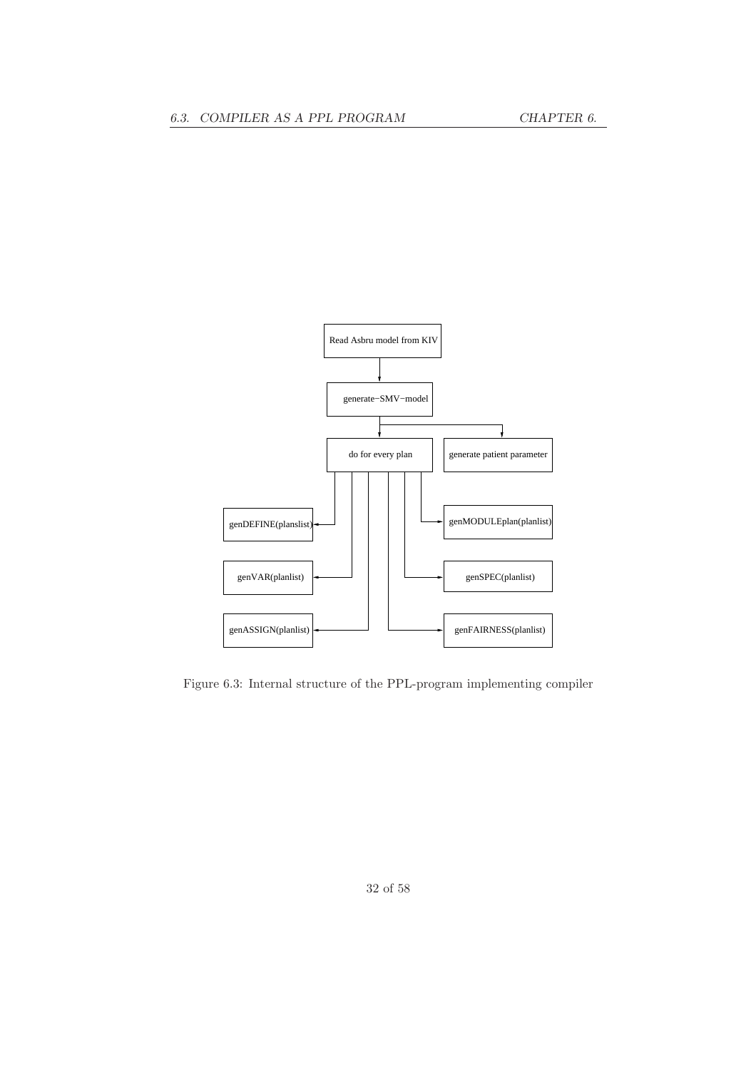Read Asbru model from KIV

generate−SMV−model

do for every plan

generate patient parameter

genDEFINE(planslist)

genVAR(planlist)

genASSIGN(planlist)

genMODULEplan(planlist)

genSPEC(planlist)

genFAIRNESS(planlist)

Figure 6.3: Internal structure of the PPL-program implementing compiler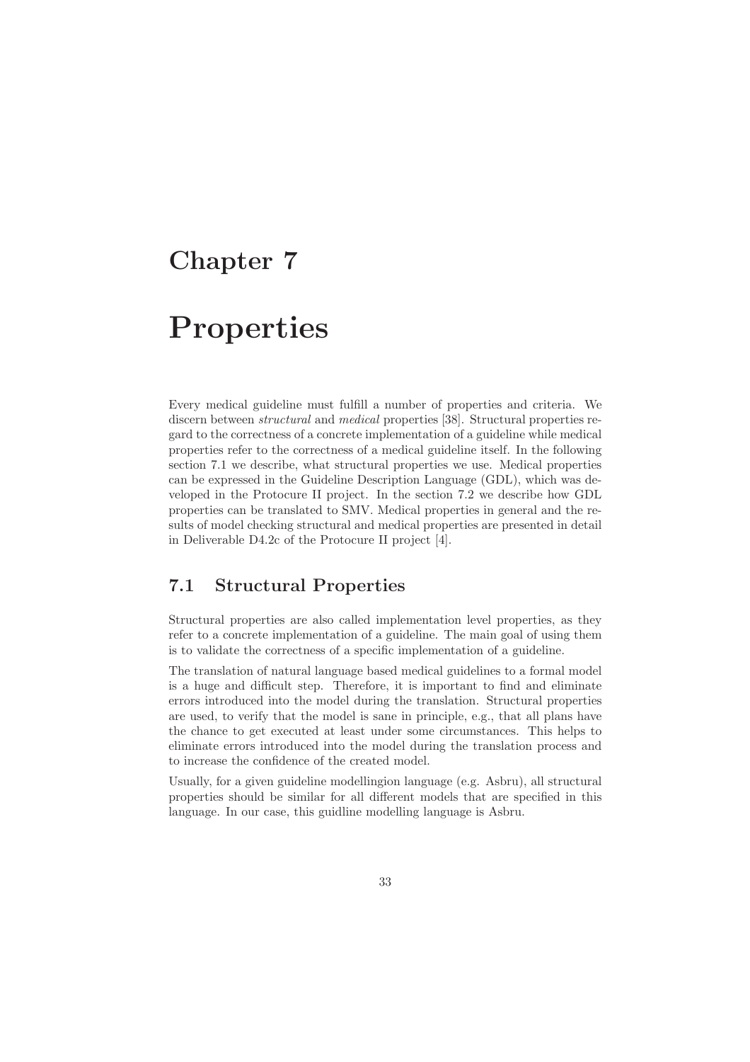# Chapter 7

# Properties

Every medical guideline must fulfill a number of properties and criteria. We discern between *structural* and *medical* properties [38]. Structural properties regard to the correctness of a concrete implementation of a guideline while medical properties refer to the correctness of a medical guideline itself. In the following section 7.1 we describe, what structural properties we use. Medical properties can be expressed in the Guideline Description Language (GDL), which was developed in the Protocure II project. In the section 7.2 we describe how GDL properties can be translated to SMV. Medical properties in general and the results of model checking structural and medical properties are presented in detail in Deliverable D4.2c of the Protocure II project [4].

## 7.1 Structural Properties

Structural properties are also called implementation level properties, as they refer to a concrete implementation of a guideline. The main goal of using them is to validate the correctness of a specific implementation of a guideline.

The translation of natural language based medical guidelines to a formal model is a huge and difficult step. Therefore, it is important to find and eliminate errors introduced into the model during the translation. Structural properties are used, to verify that the model is sane in principle, e.g., that all plans have the chance to get executed at least under some circumstances. This helps to eliminate errors introduced into the model during the translation process and to increase the confidence of the created model.

Usually, for a given guideline modellingion language (e.g. Asbru), all structural properties should be similar for all different models that are specified in this language. In our case, this guidline modelling language is Asbru.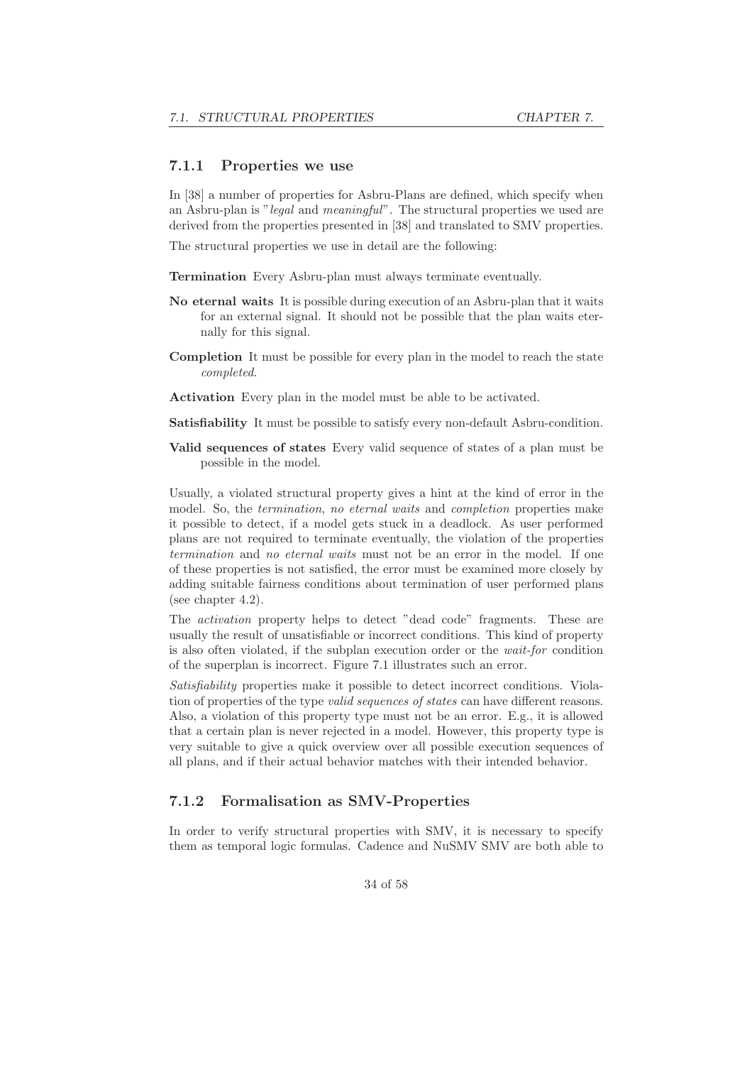### 7.1.1 Properties we use

In [38] a number of properties for Asbru-Plans are defined, which specify when an Asbru-plan is "*legal* and *meaningful*". The structural properties we used are derived from the properties presented in [38] and translated to SMV properties.

The structural properties we use in detail are the following:

**Termination** Every Asbru-plan must always terminate eventually.

**No eternal waits** It is possible during execution of an Asbru-plan that it waits for an external signal. It should not be possible that the plan waits eternally for this signal.

**Completion** It must be possible for every plan in the model to reach the state *completed*.

**Activation** Every plan in the model must be able to be activated.

**Satisfiability** It must be possible to satisfy every non-default Asbru-condition.

**Valid sequences of states** Every valid sequence of states of a plan must be possible in the model.

Usually, a violated structural property gives a hint at the kind of error in the model. So, the *termination*, *no eternal waits* and *completion* properties make it possible to detect, if a model gets stuck in a deadlock. As user performed plans are not required to terminate eventually, the violation of the properties *termination* and *no eternal waits* must not be an error in the model. If one of these properties is not satisfied, the error must be examined more closely by adding suitable fairness conditions about termination of user performed plans (see chapter 4.2).

The *activation* property helps to detect "dead code" fragments. These are usually the result of unsatisfiable or incorrect conditions. This kind of property is also often violated, if the subplan execution order or the *wait-for* condition of the superplan is incorrect. Figure 7.1 illustrates such an error.

*Satisfiability* properties make it possible to detect incorrect conditions. Violation of properties of the type *valid sequences of states* can have different reasons. Also, a violation of this property type must not be an error. E.g., it is allowed that a certain plan is never rejected in a model. However, this property type is very suitable to give a quick overview over all possible execution sequences of all plans, and if their actual behavior matches with their intended behavior.

### 7.1.2 Formalisation as SMV-Properties

In order to verify structural properties with SMV, it is necessary to specify them as temporal logic formulas. Cadence and NuSMV SMV are both able to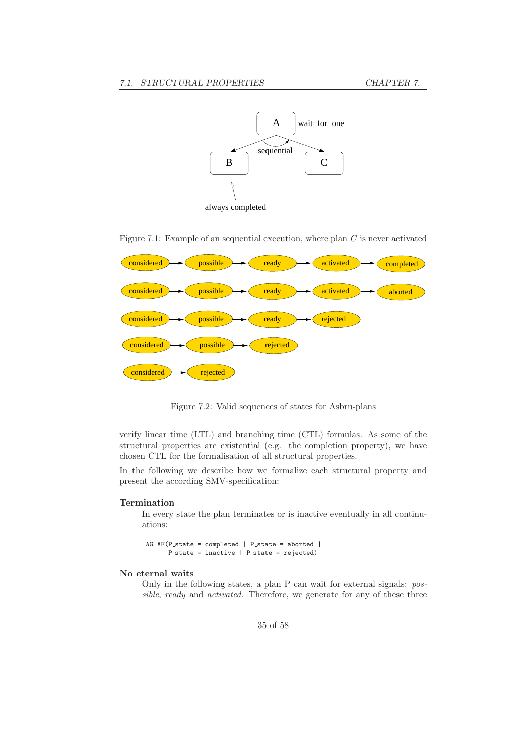Figure 7.1: Example of an sequential execution, where plan $C$ is never activated

Figure 7.2: Valid sequences of states for Asbru-plans

verify linear time (LTL) and branching time (CTL) formulas. As some of the structural properties are existential (e.g. the completion property), we have chosen CTL for the formalisation of all structural properties.

In the following we describe how we formalize each structural property and present the according SMV-specification:

**Termination**

In every state the plan terminates or is inactive eventually in all continuations:

```
AG AF(P_state = completed | P_state = aborted |
      P_state = inactive | P_state = rejected)
```

**No eternal waits**

Only in the following states, a plan P can wait for external signals: *possible*, *ready* and *activated*. Therefore, we generate for any of these three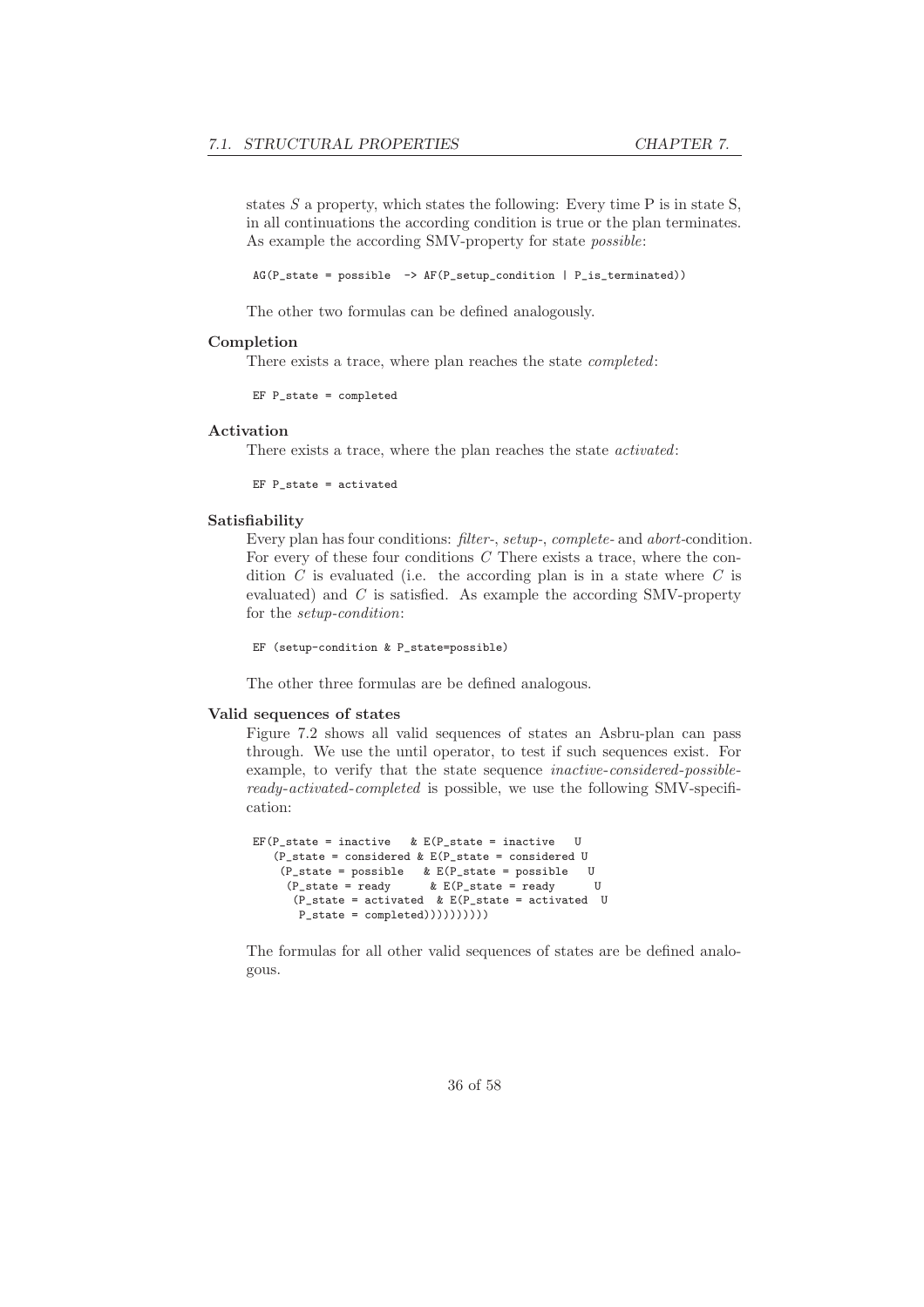states $S$ a property, which states the following: Every time P is in state S, in all continuations the according condition is true or the plan terminates. As example the according SMV-property for state *possible*:

```
AG(P_state = possible  -> AF(P_setup_condition | P_is_terminated))
```

The other two formulas can be defined analogously.

**Completion**

There exists a trace, where plan reaches the state *completed*:

```
EF P_state = completed
```

**Activation**

There exists a trace, where the plan reaches the state *activated*:

```
EF P_state = activated
```

**Satisfiability**

Every plan has four conditions: *filter*-, *setup*-, *complete*- and *abort*-condition. For every of these four conditions $C$ There exists a trace, where the condition $C$ is evaluated (i.e. the according plan is in a state where $C$ is evaluated) and $C$ is satisfied. As example the according SMV-property for the *setup-condition*:

```
EF (setup-condition & P_state=possible)
```

The other three formulas are be defined analogous.

**Valid sequences of states**

Figure 7.2 shows all valid sequences of states an Asbru-plan can pass through. We use the until operator, to test if such sequences exist. For example, to verify that the state sequence *inactive-considered-possible-ready-activated-completed* is possible, we use the following SMV-specification:

```
EF(P_state = inactive   & E(P_state = inactive   U
   (P_state = considered & E(P_state = considered U
    (P_state = possible   & E(P_state = possible   U
     (P_state = ready      & E(P_state = ready      U
      (P_state = activated  & E(P_state = activated  U
       P_state = completed))))))))))
```

The formulas for all other valid sequences of states are be defined analogous.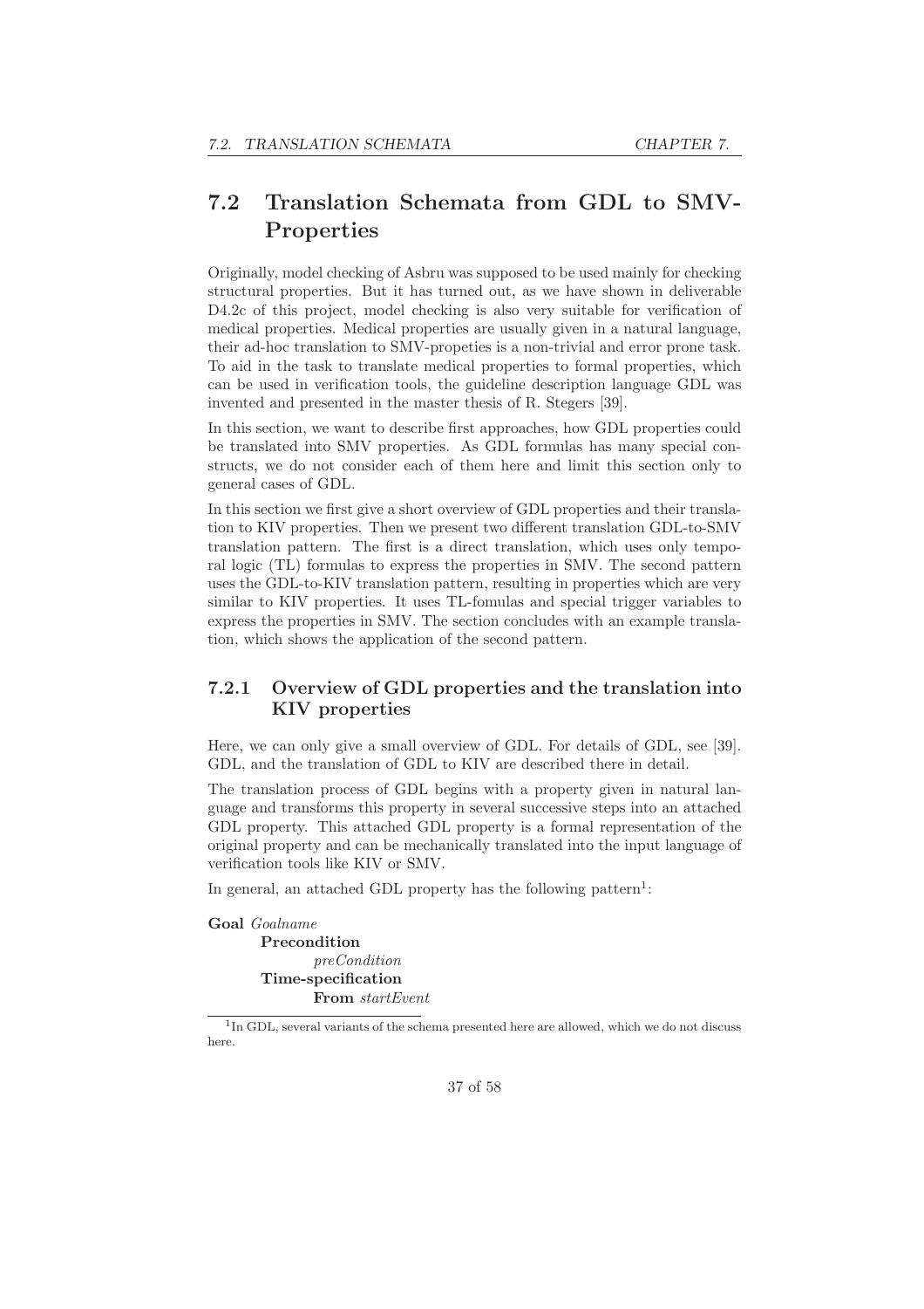## 7.2 Translation Schemata from GDL to SMV-Properties

Originally, model checking of Asbru was supposed to be used mainly for checking structural properties. But it has turned out, as we have shown in deliverable D4.2c of this project, model checking is also very suitable for verification of medical properties. Medical properties are usually given in a natural language, their ad-hoc translation to SMV-propeties is a non-trivial and error prone task. To aid in the task to translate medical properties to formal properties, which can be used in verification tools, the guideline description language GDL was invented and presented in the master thesis of R. Stegers [39].

In this section, we want to describe first approaches, how GDL properties could be translated into SMV properties. As GDL formulas has many special constructs, we do not consider each of them here and limit this section only to general cases of GDL.

In this section we first give a short overview of GDL properties and their translation to KIV properties. Then we present two different translation GDL-to-SMV translation pattern. The first is a direct translation, which uses only temporal logic (TL) formulas to express the properties in SMV. The second pattern uses the GDL-to-KIV translation pattern, resulting in properties which are very similar to KIV properties. It uses TL-fomulas and special trigger variables to express the properties in SMV. The section concludes with an example translation, which shows the application of the second pattern.

### 7.2.1 Overview of GDL properties and the translation into KIV properties

Here, we can only give a small overview of GDL. For details of GDL, see [39]. GDL, and the translation of GDL to KIV are described there in detail.

The translation process of GDL begins with a property given in natural language and transforms this property in several successive steps into an attached GDL property. This attached GDL property is a formal representation of the original property and can be mechanically translated into the input language of verification tools like KIV or SMV.

In general, an attached GDL property has the following pattern[1]:

**Goal** *Goalname*
  **Precondition**
    *preCondition*
  **Time-specification**
    **From** *startEvent*

[1] In GDL, several variants of the schema presented here are allowed, which we do not discuss here.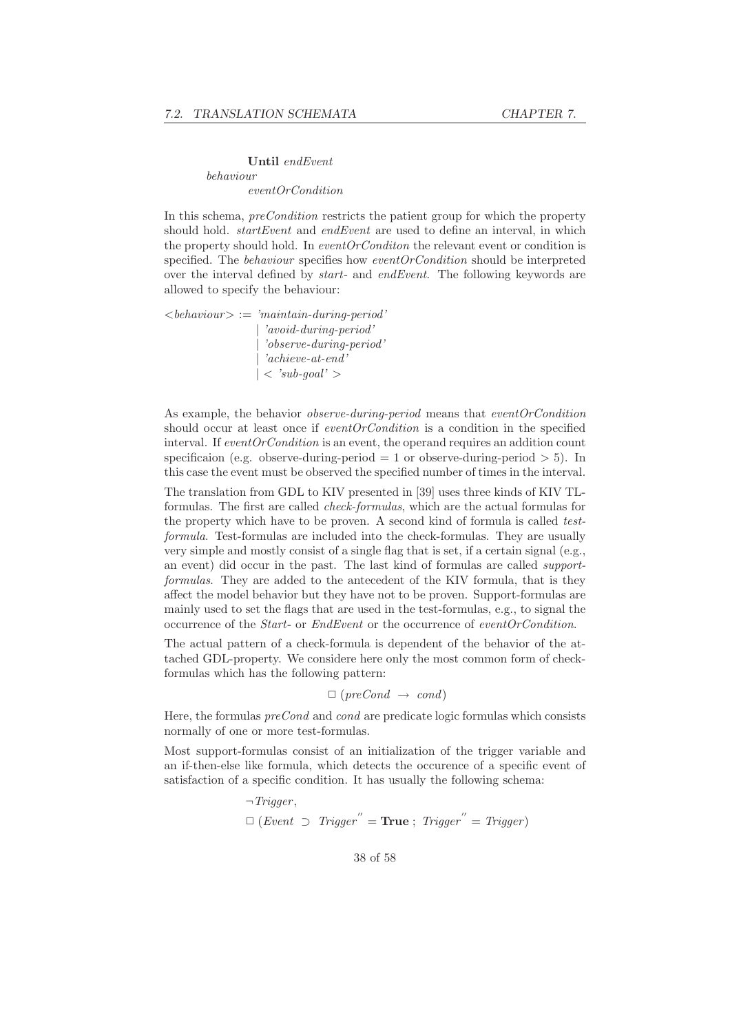**Until** *endEvent*
*behaviour*
*eventOrCondition*

In this schema, *preCondition* restricts the patient group for which the property should hold. *startEvent* and *endEvent* are used to define an interval, in which the property should hold. In *eventOrConditon* the relevant event or condition is specified. The *behaviour* specifies how *eventOrCondition* should be interpreted over the interval defined by *start-* and *endEvent*. The following keywords are allowed to specify the behaviour:

```
<behaviour> := 'maintain-during-period'
             | 'avoid-during-period'
             | 'observe-during-period'
             | 'achieve-at-end'
             | < 'sub-goal' >
```

As example, the behavior *observe-during-period* means that *eventOrCondition* should occur at least once if *eventOrCondition* is a condition in the specified interval. If *eventOrCondition* is an event, the operand requires an addition count specificaion (e.g. observe-during-period = 1 or observe-during-period > 5). In this case the event must be observed the specified number of times in the interval.

The translation from GDL to KIV presented in [39] uses three kinds of KIV TL-formulas. The first are called *check-formulas*, which are the actual formulas for the property which have to be proven. A second kind of formula is called *test-formula*. Test-formulas are included into the check-formulas. They are usually very simple and mostly consist of a single flag that is set, if a certain signal (e.g., an event) did occur in the past. The last kind of formulas are called *support-formulas*. They are added to the antecedent of the KIV formula, that is they affect the model behavior but they have not to be proven. Support-formulas are mainly used to set the flags that are used in the test-formulas, e.g., to signal the occurrence of the *Start-* or *EndEvent* or the occurrence of *eventOrCondition*.

The actual pattern of a check-formula is dependent of the behavior of the attached GDL-property. We considere here only the most common form of check-formulas which has the following pattern:

$$\Box \; (preCond \; \rightarrow \; cond)$$

Here, the formulas *preCond* and *cond* are predicate logic formulas which consists normally of one or more test-formulas.

Most support-formulas consist of an initialization of the trigger variable and an if-then-else like formula, which detects the occurence of a specific event of satisfaction of a specific condition. It has usually the following schema:

$$\neg Trigger,$$
$$\Box \; (Event \; \supset \; Trigger'' = \textbf{True} \; ; \; Trigger'' = Trigger)$$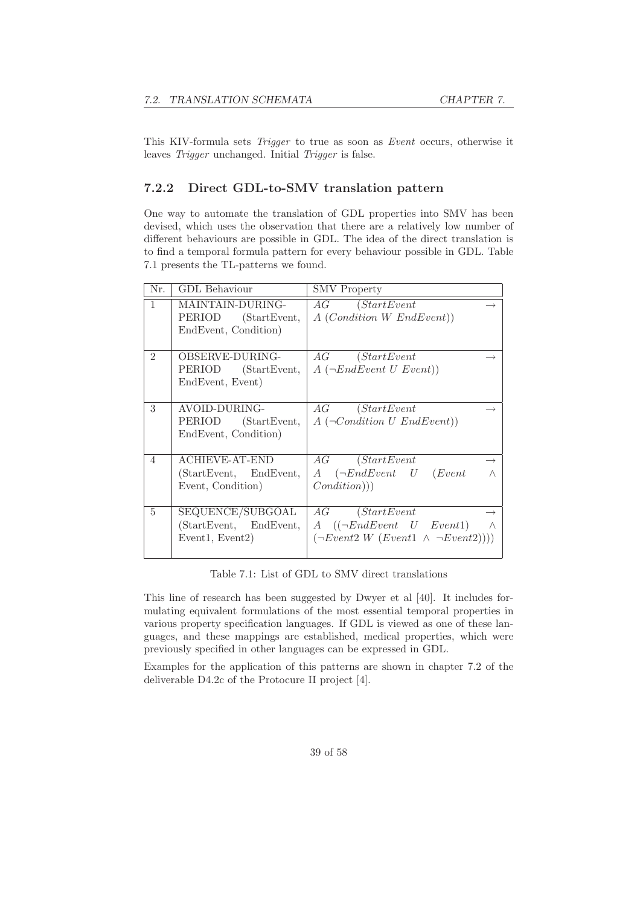This KIV-formula sets *Trigger* to true as soon as *Event* occurs, otherwise it leaves *Trigger* unchanged. Initial *Trigger* is false.

### 7.2.2 Direct GDL-to-SMV translation pattern

One way to automate the translation of GDL properties into SMV has been devised, which uses the observation that there are a relatively low number of different behaviours are possible in GDL. The idea of the direct translation is to find a temporal formula pattern for every behaviour possible in GDL. Table 7.1 presents the TL-patterns we found.

| Nr. | GDL Behaviour | SMV Property |
|---|---|---|
| 1 | MAINTAIN-DURING-PERIOD (StartEvent, EndEvent, Condition) | $AG\ (StartEvent \rightarrow A\ (Condition\ W\ EndEvent))$ |
| 2 | OBSERVE-DURING-PERIOD (StartEvent, EndEvent, Event) | $AG\ (StartEvent \rightarrow A\ (\neg EndEvent\ U\ Event))$ |
| 3 | AVOID-DURING-PERIOD (StartEvent, EndEvent, Condition) | $AG\ (StartEvent \rightarrow A\ (\neg Condition\ U\ EndEvent))$ |
| 4 | ACHIEVE-AT-END (StartEvent, EndEvent, Event, Condition) | $AG\ (StartEvent \rightarrow A\ (\neg EndEvent\ U\ (Event \wedge Condition)))$ |
| 5 | SEQUENCE/SUBGOAL (StartEvent, EndEvent, Event1, Event2) | $AG\ (StartEvent \rightarrow A\ ((\neg EndEvent\ U\ Event1) \wedge (\neg Event2\ W\ (Event1 \wedge \neg Event2))))$ |

Table 7.1: List of GDL to SMV direct translations

This line of research has been suggested by Dwyer et al [40]. It includes formulating equivalent formulations of the most essential temporal properties in various property specification languages. If GDL is viewed as one of these languages, and these mappings are established, medical properties, which were previously specified in other languages can be expressed in GDL.

Examples for the application of this patterns are shown in chapter 7.2 of the deliverable D4.2c of the Protocure II project [4].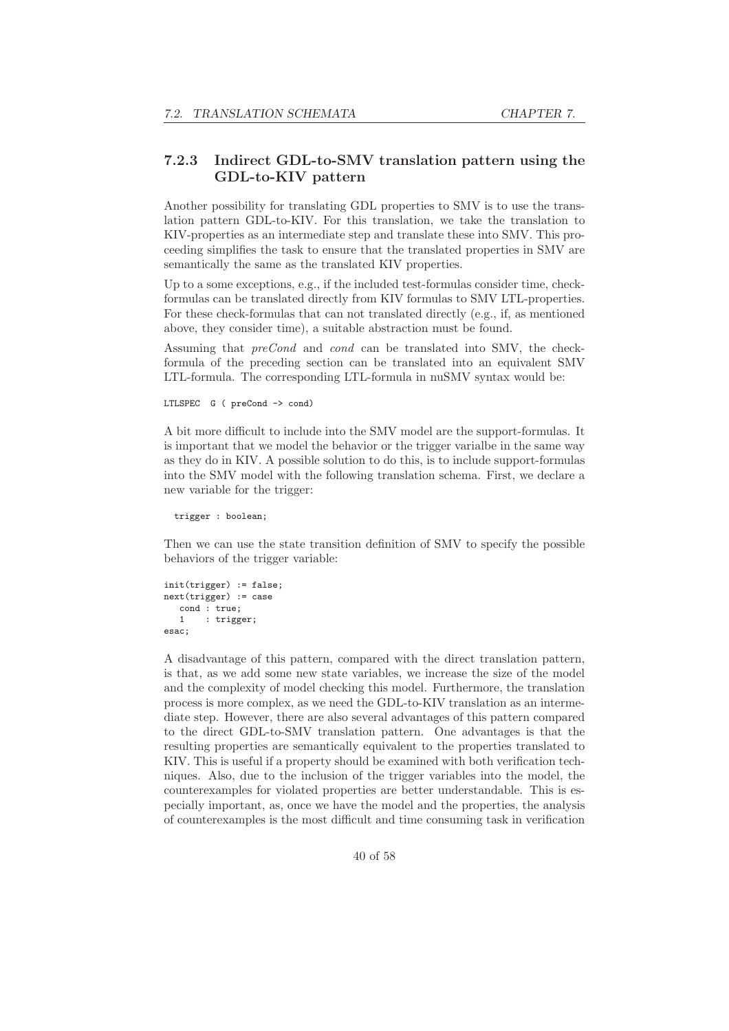### 7.2.3 Indirect GDL-to-SMV translation pattern using the GDL-to-KIV pattern

Another possibility for translating GDL properties to SMV is to use the translation pattern GDL-to-KIV. For this translation, we take the translation to KIV-properties as an intermediate step and translate these into SMV. This proceeding simplifies the task to ensure that the translated properties in SMV are semantically the same as the translated KIV properties.

Up to a some exceptions, e.g., if the included test-formulas consider time, check-formulas can be translated directly from KIV formulas to SMV LTL-properties. For these check-formulas that can not translated directly (e.g., if, as mentioned above, they consider time), a suitable abstraction must be found.

Assuming that *preCond* and *cond* can be translated into SMV, the check-formula of the preceding section can be translated into an equivalent SMV LTL-formula. The corresponding LTL-formula in nuSMV syntax would be:

```
LTLSPEC  G ( preCond -> cond)
```

A bit more difficult to include into the SMV model are the support-formulas. It is important that we model the behavior or the trigger varialbe in the same way as they do in KIV. A possible solution to do this, is to include support-formulas into the SMV model with the following translation schema. First, we declare a new variable for the trigger:

```
  trigger : boolean;
```

Then we can use the state transition definition of SMV to specify the possible behaviors of the trigger variable:

```
init(trigger) := false;
next(trigger) := case
   cond : true;
   1    : trigger;
esac;
```

A disadvantage of this pattern, compared with the direct translation pattern, is that, as we add some new state variables, we increase the size of the model and the complexity of model checking this model. Furthermore, the translation process is more complex, as we need the GDL-to-KIV translation as an intermediate step. However, there are also several advantages of this pattern compared to the direct GDL-to-SMV translation pattern. One advantages is that the resulting properties are semantically equivalent to the properties translated to KIV. This is useful if a property should be examined with both verification techniques. Also, due to the inclusion of the trigger variables into the model, the counterexamples for violated properties are better understandable. This is especially important, as, once we have the model and the properties, the analysis of counterexamples is the most difficult and time consuming task in verification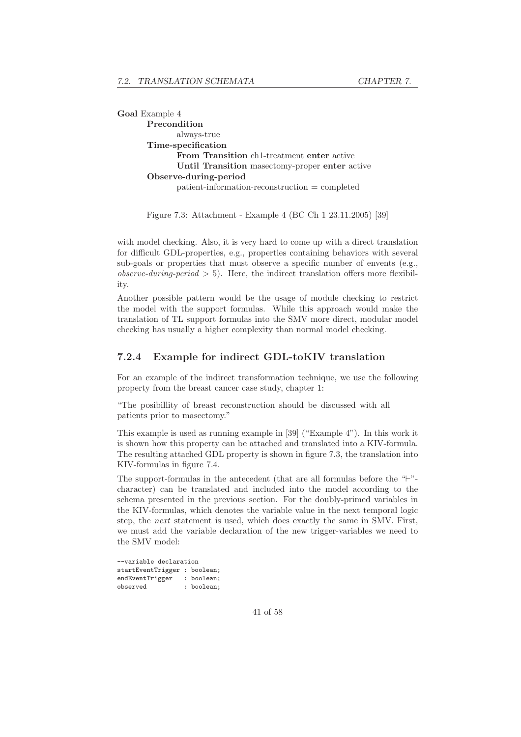**Goal** Example 4

> **Precondition**
>
> > always-true
>
> **Time-specification**
>
> > **From Transition** ch1-treatment **enter** active
> >
> > **Until Transition** masectomy-proper **enter** active
>
> **Observe-during-period**
>
> > patient-information-reconstruction = completed

Figure 7.3: Attachment - Example 4 (BC Ch 1 23.11.2005) [39]

with model checking. Also, it is very hard to come up with a direct translation for difficult GDL-properties, e.g., properties containing behaviors with several sub-goals or properties that must observe a specific number of envents (e.g., *observe-during-period* > 5). Here, the indirect translation offers more flexibility.

Another possible pattern would be the usage of module checking to restrict the model with the support formulas. While this approach would make the translation of TL support formulas into the SMV more direct, modular model checking has usually a higher complexity than normal model checking.

### 7.2.4 Example for indirect GDL-toKIV translation

For an example of the indirect transformation technique, we use the following property from the breast cancer case study, chapter 1:

"The posibillity of breast reconstruction should be discussed with all patients prior to masectomy."

This example is used as running example in [39] ("Example 4"). In this work it is shown how this property can be attached and translated into a KIV-formula. The resulting attached GDL property is shown in figure 7.3, the translation into KIV-formulas in figure 7.4.

The support-formulas in the antecedent (that are all formulas before the "⊢"-character) can be translated and included into the model according to the schema presented in the previous section. For the doubly-primed variables in the KIV-formulas, which denotes the variable value in the next temporal logic step, the *next* statement is used, which does exactly the same in SMV. First, we must add the variable declaration of the new trigger-variables we need to the SMV model:

```
--variable declaration
startEventTrigger : boolean;
endEventTrigger   : boolean;
observed          : boolean;
```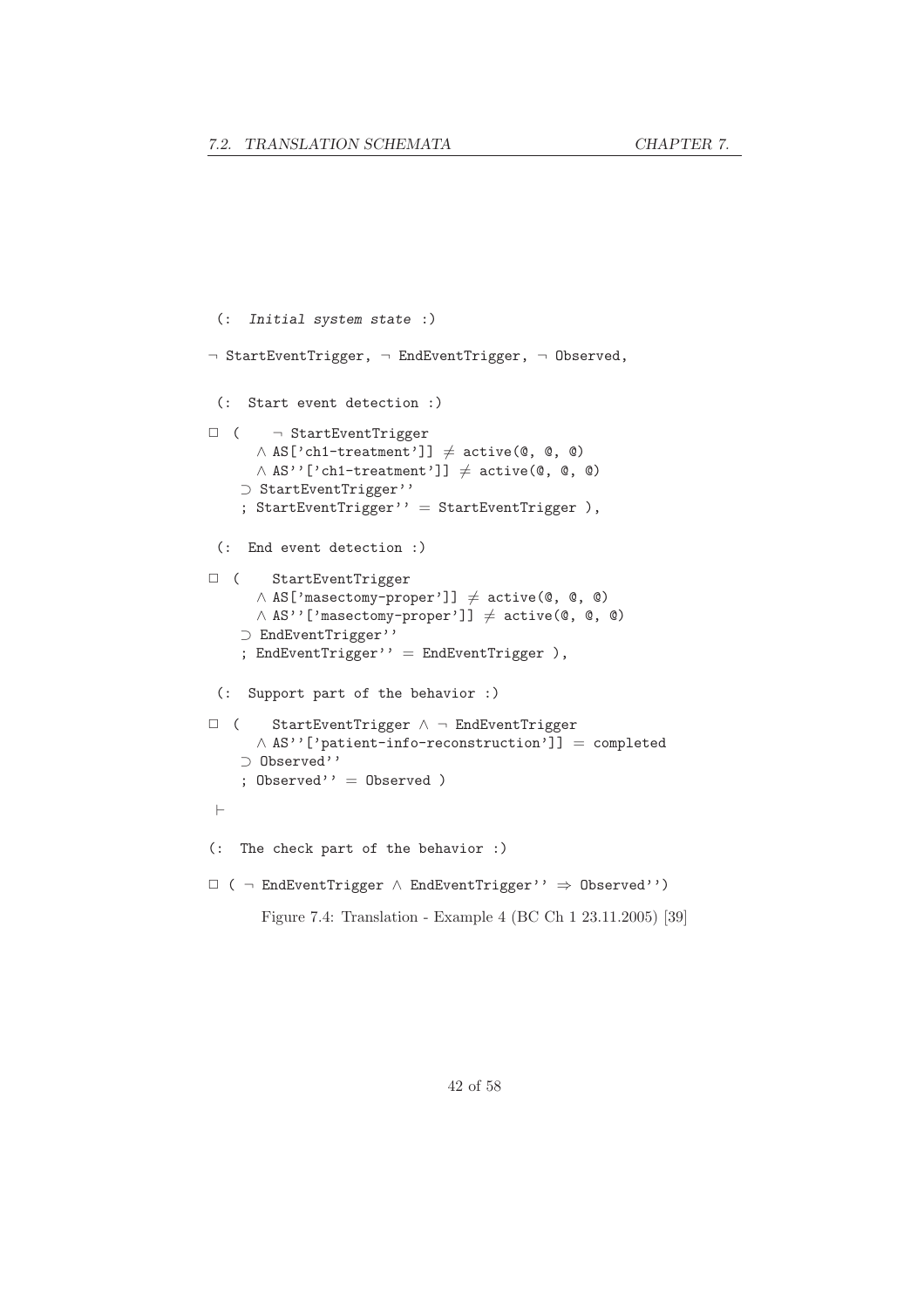```
 (:  Initial system state :)

¬ StartEventTrigger, ¬ EndEventTrigger, ¬ Observed,

 (:  Start event detection :)

□ (     ¬ StartEventTrigger
      ∧ AS['ch1-treatment']] ≠ active(@, @, @)
      ∧ AS''['ch1-treatment']] ≠ active(@, @, @)
    ⊃ StartEventTrigger''
    ; StartEventTrigger'' = StartEventTrigger ),

 (:  End event detection :)

□ (     StartEventTrigger
      ∧ AS['masectomy-proper']] ≠ active(@, @, @)
      ∧ AS''['masectomy-proper']] ≠ active(@, @, @)
    ⊃ EndEventTrigger''
    ; EndEventTrigger'' = EndEventTrigger ),

 (:  Support part of the behavior :)

□ (     StartEventTrigger ∧ ¬ EndEventTrigger
      ∧ AS''['patient-info-reconstruction']] = completed
    ⊃ Observed''
    ; Observed'' = Observed )

 ⊢

(:  The check part of the behavior :)

□ ( ¬ EndEventTrigger ∧ EndEventTrigger'' ⇒ Observed'')
```

Figure 7.4: Translation - Example 4 (BC Ch 1 23.11.2005) [39]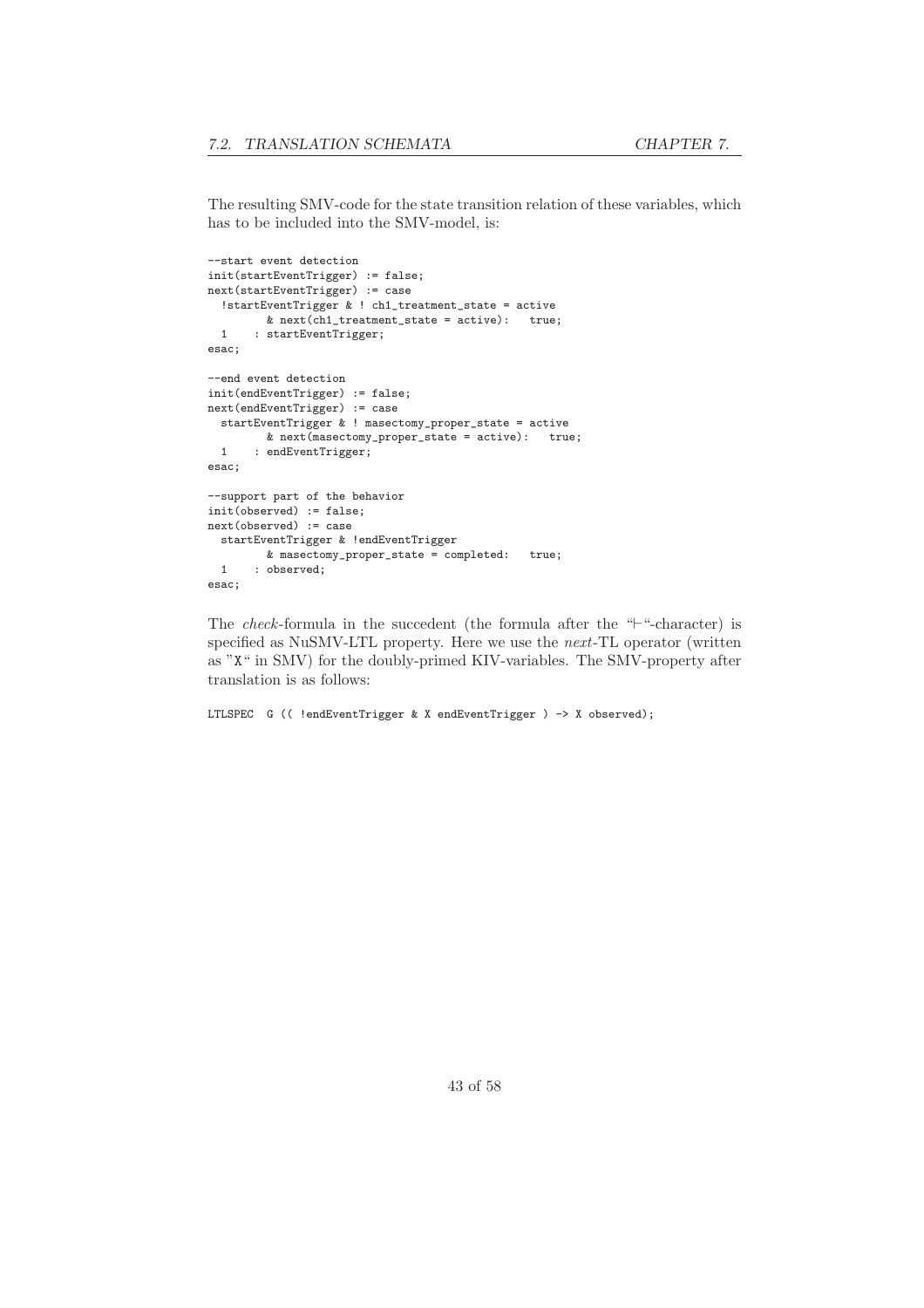The resulting SMV-code for the state transition relation of these variables, which has to be included into the SMV-model, is:

```
--start event detection
init(startEventTrigger) := false;
next(startEventTrigger) := case
  !startEventTrigger & ! ch1_treatment_state = active
        & next(ch1_treatment_state = active):   true;
  1    : startEventTrigger;
esac;

--end event detection
init(endEventTrigger) := false;
next(endEventTrigger) := case
  startEventTrigger & ! masectomy_proper_state = active
        & next(masectomy_proper_state = active):   true;
  1    : endEventTrigger;
esac;

--support part of the behavior
init(observed) := false;
next(observed) := case
  startEventTrigger & !endEventTrigger
        & masectomy_proper_state = completed:   true;
  1    : observed;
esac;
```

The *check*-formula in the succedent (the formula after the "⊢"-character) is specified as NuSMV-LTL property. Here we use the *next*-TL operator (written as "X" in SMV) for the doubly-primed KIV-variables. The SMV-property after translation is as follows:

```
LTLSPEC  G (( !endEventTrigger & X endEventTrigger ) -> X observed);
```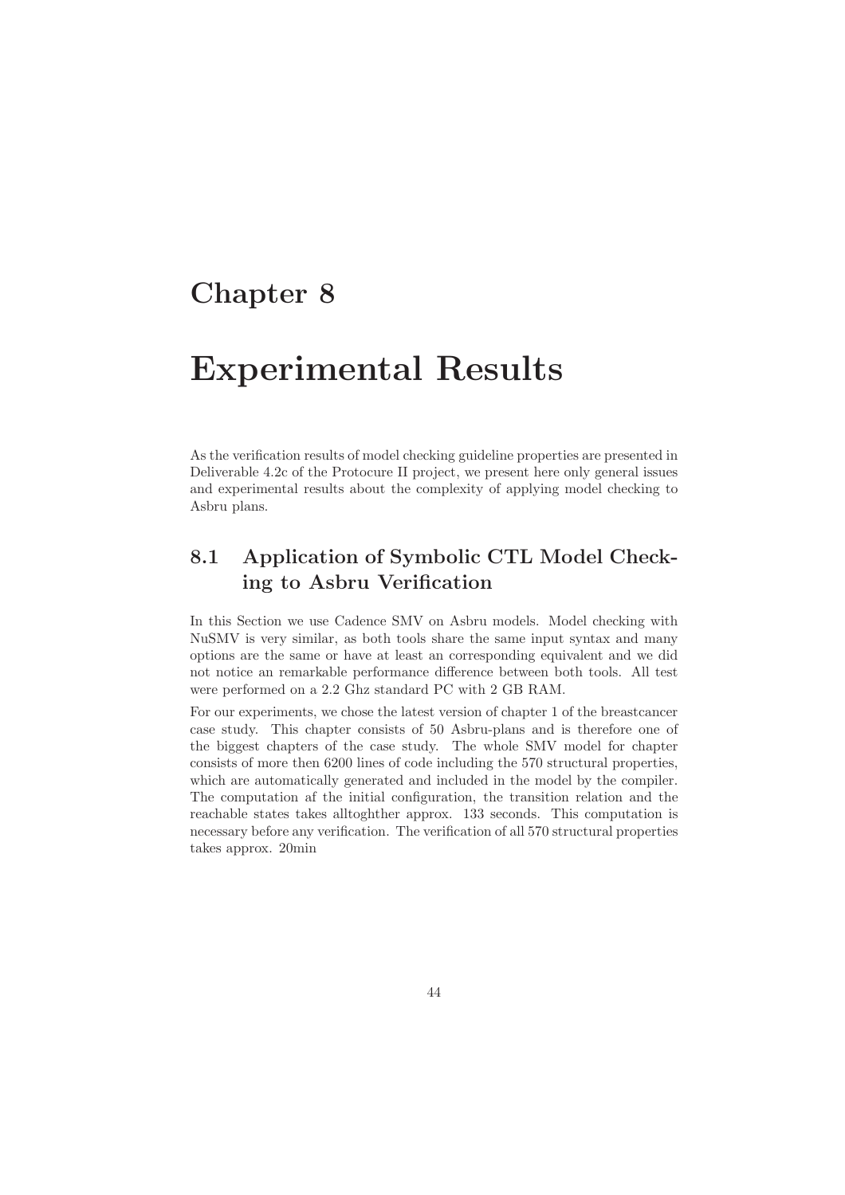# Chapter 8

# Experimental Results

As the verification results of model checking guideline properties are presented in Deliverable 4.2c of the Protocure II project, we present here only general issues and experimental results about the complexity of applying model checking to Asbru plans.

## 8.1 Application of Symbolic CTL Model Checking to Asbru Verification

In this Section we use Cadence SMV on Asbru models. Model checking with NuSMV is very similar, as both tools share the same input syntax and many options are the same or have at least an corresponding equivalent and we did not notice an remarkable performance difference between both tools. All test were performed on a 2.2 Ghz standard PC with 2 GB RAM.

For our experiments, we chose the latest version of chapter 1 of the breastcancer case study. This chapter consists of 50 Asbru-plans and is therefore one of the biggest chapters of the case study. The whole SMV model for chapter consists of more then 6200 lines of code including the 570 structural properties, which are automatically generated and included in the model by the compiler. The computation af the initial configuration, the transition relation and the reachable states takes alltoghther approx. 133 seconds. This computation is necessary before any verification. The verification of all 570 structural properties takes approx. 20min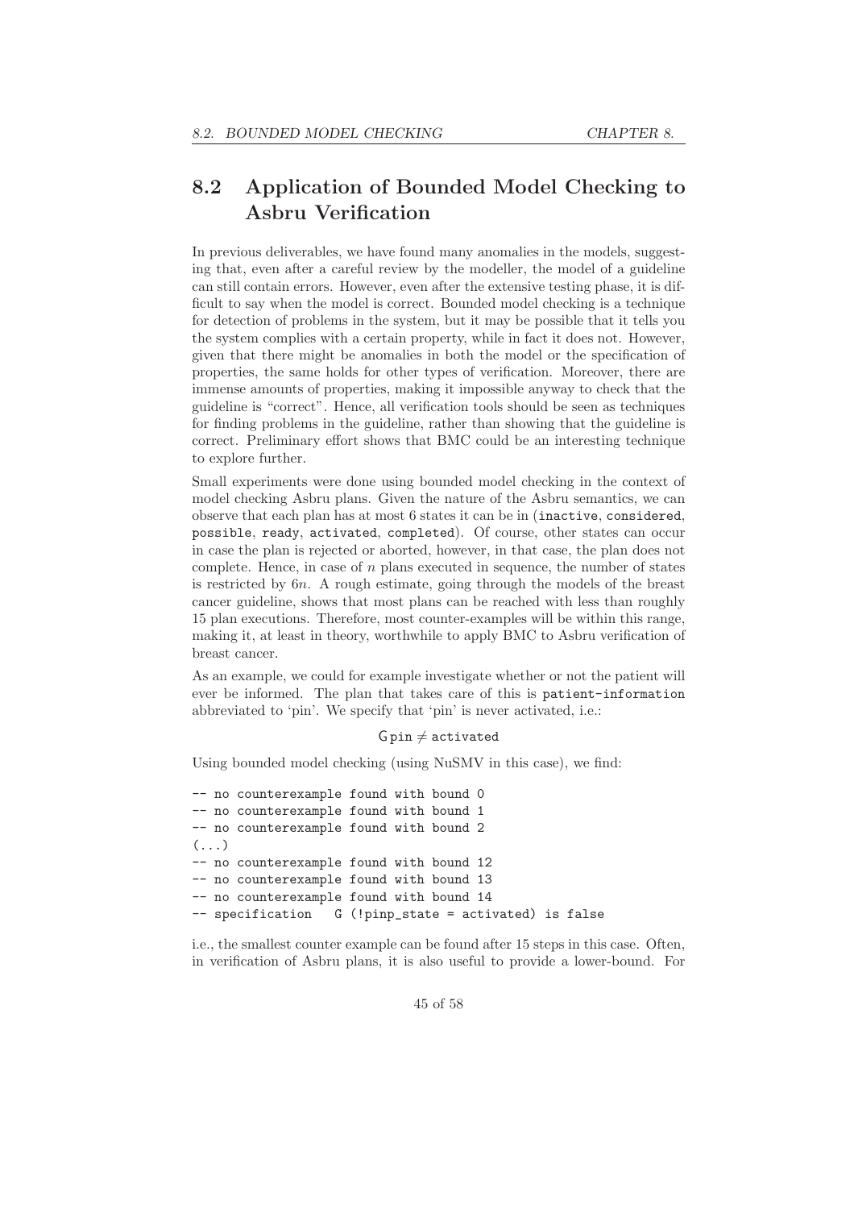## 8.2 Application of Bounded Model Checking to Asbru Verification

In previous deliverables, we have found many anomalies in the models, suggesting that, even after a careful review by the modeller, the model of a guideline can still contain errors. However, even after the extensive testing phase, it is difficult to say when the model is correct. Bounded model checking is a technique for detection of problems in the system, but it may be possible that it tells you the system complies with a certain property, while in fact it does not. However, given that there might be anomalies in both the model or the specification of properties, the same holds for other types of verification. Moreover, there are immense amounts of properties, making it impossible anyway to check that the guideline is "correct". Hence, all verification tools should be seen as techniques for finding problems in the guideline, rather than showing that the guideline is correct. Preliminary effort shows that BMC could be an interesting technique to explore further.

Small experiments were done using bounded model checking in the context of model checking Asbru plans. Given the nature of the Asbru semantics, we can observe that each plan has at most 6 states it can be in (`inactive`, `considered`, `possible`, `ready`, `activated`, `completed`). Of course, other states can occur in case the plan is rejected or aborted, however, in that case, the plan does not complete. Hence, in case of $n$ plans executed in sequence, the number of states is restricted by $6n$. A rough estimate, going through the models of the breast cancer guideline, shows that most plans can be reached with less than roughly 15 plan executions. Therefore, most counter-examples will be within this range, making it, at least in theory, worthwhile to apply BMC to Asbru verification of breast cancer.

As an example, we could for example investigate whether or not the patient will ever be informed. The plan that takes care of this is `patient-information` abbreviated to 'pin'. We specify that 'pin' is never activated, i.e.:

$$\mathsf{G}\,\mathsf{pin} \neq \mathtt{activated}$$

Using bounded model checking (using NuSMV in this case), we find:

```
-- no counterexample found with bound 0
-- no counterexample found with bound 1
-- no counterexample found with bound 2
(...)
-- no counterexample found with bound 12
-- no counterexample found with bound 13
-- no counterexample found with bound 14
-- specification   G (!pinp_state = activated) is false
```

i.e., the smallest counter example can be found after 15 steps in this case. Often, in verification of Asbru plans, it is also useful to provide a lower-bound. For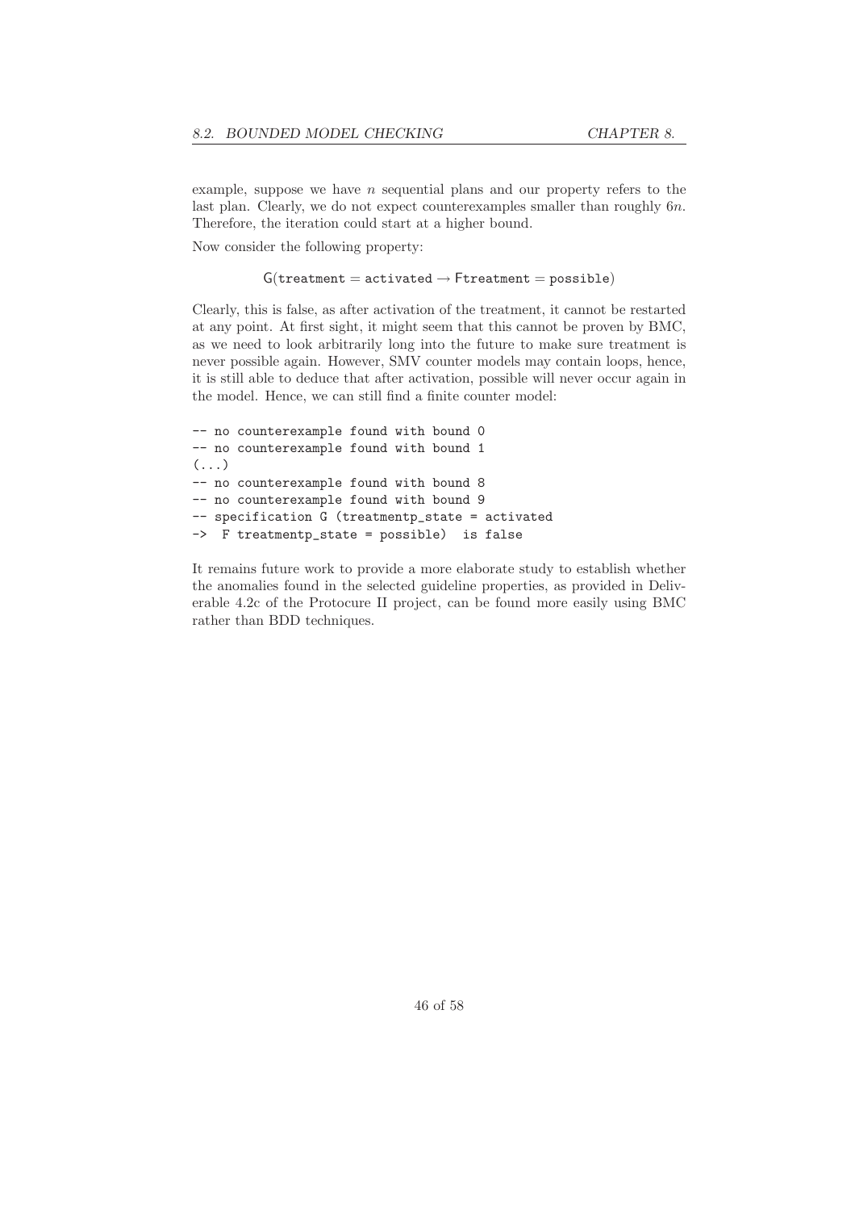example, suppose we have $n$ sequential plans and our property refers to the last plan. Clearly, we do not expect counterexamples smaller than roughly $6n$. Therefore, the iteration could start at a higher bound.

Now consider the following property:

$$\mathsf{G}(\texttt{treatment} = \texttt{activated} \rightarrow \mathsf{F}\texttt{treatment} = \texttt{possible})$$

Clearly, this is false, as after activation of the treatment, it cannot be restarted at any point. At first sight, it might seem that this cannot be proven by BMC, as we need to look arbitrarily long into the future to make sure treatment is never possible again. However, SMV counter models may contain loops, hence, it is still able to deduce that after activation, possible will never occur again in the model. Hence, we can still find a finite counter model:

```
-- no counterexample found with bound 0
-- no counterexample found with bound 1
(...)
-- no counterexample found with bound 8
-- no counterexample found with bound 9
-- specification G (treatmentp_state = activated
->  F treatmentp_state = possible)  is false
```

It remains future work to provide a more elaborate study to establish whether the anomalies found in the selected guideline properties, as provided in Deliverable 4.2c of the Protocure II project, can be found more easily using BMC rather than BDD techniques.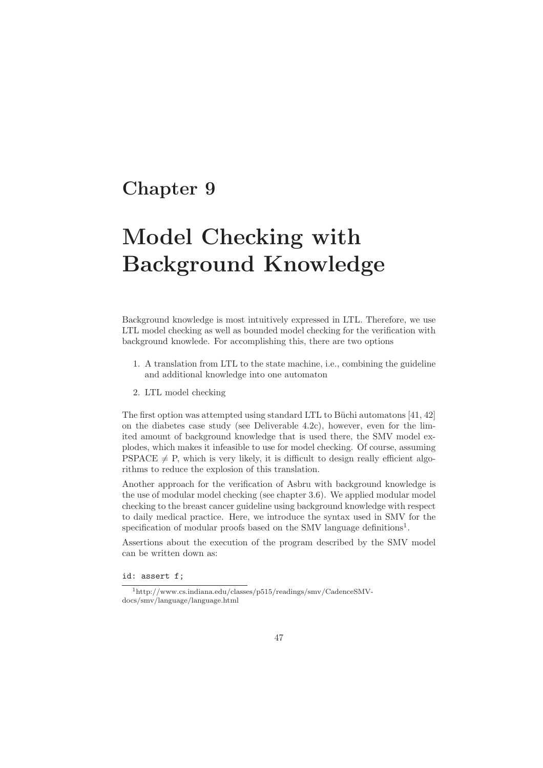# Chapter 9

# Model Checking with Background Knowledge

Background knowledge is most intuitively expressed in LTL. Therefore, we use LTL model checking as well as bounded model checking for the verification with background knowlede. For accomplishing this, there are two options

1. A translation from LTL to the state machine, i.e., combining the guideline and additional knowledge into one automaton
2. LTL model checking

The first option was attempted using standard LTL to Büchi automatons [41, 42] on the diabetes case study (see Deliverable 4.2c), however, even for the limited amount of background knowledge that is used there, the SMV model explodes, which makes it infeasible to use for model checking. Of course, assuming PSPACE $\neq$ P, which is very likely, it is difficult to design really efficient algorithms to reduce the explosion of this translation.

Another approach for the verification of Asbru with background knowledge is the use of modular model checking (see chapter 3.6). We applied modular model checking to the breast cancer guideline using background knowledge with respect to daily medical practice. Here, we introduce the syntax used in SMV for the specification of modular proofs based on the SMV language definitions[1].

Assertions about the execution of the program described by the SMV model can be written down as:

```
id: assert f;
```

[1] http://www.cs.indiana.edu/classes/p515/readings/smv/CadenceSMV-docs/smv/language/language.html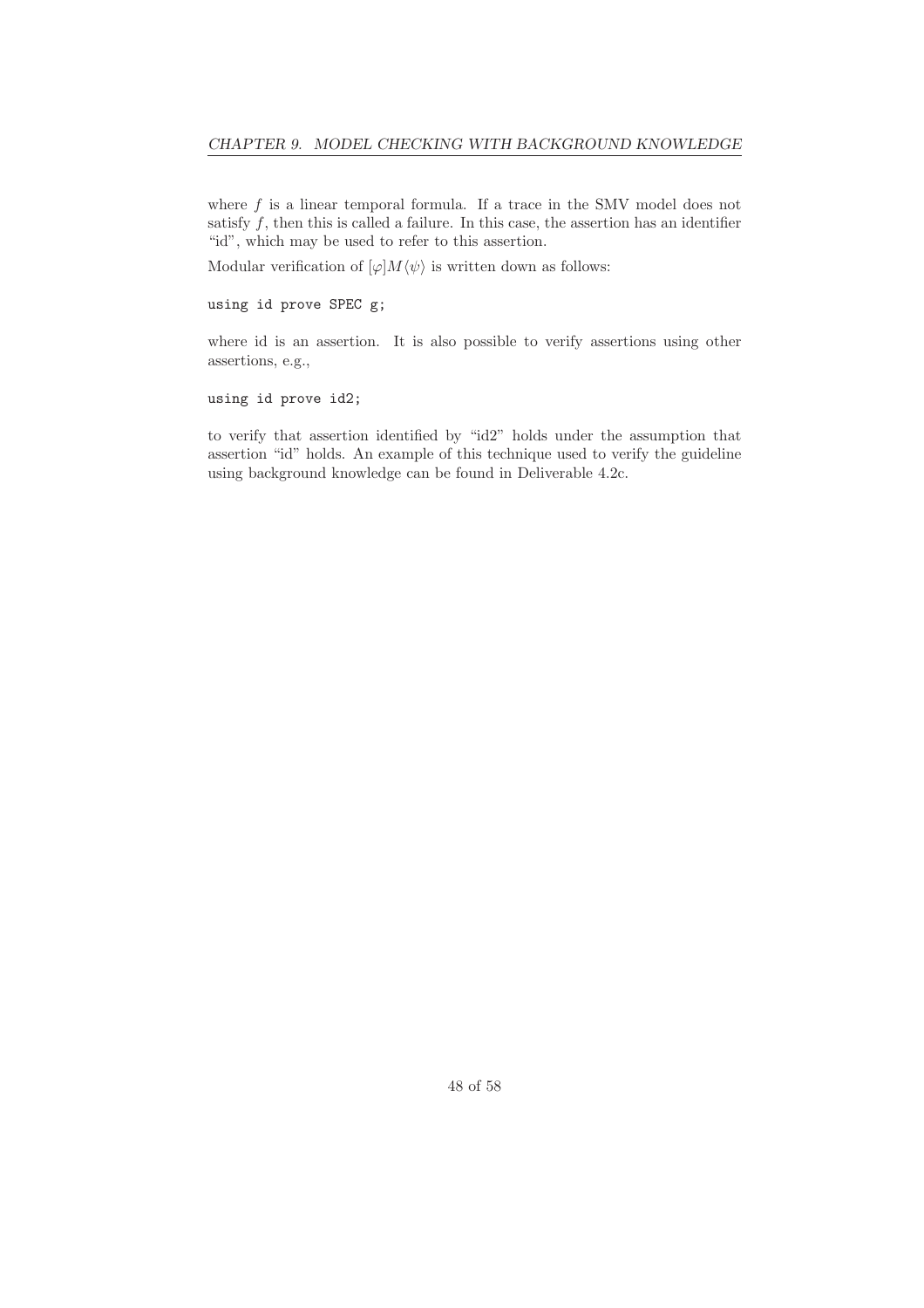where $f$ is a linear temporal formula. If a trace in the SMV model does not satisfy $f$, then this is called a failure. In this case, the assertion has an identifier "id", which may be used to refer to this assertion.

Modular verification of $[\varphi]M\langle\psi\rangle$ is written down as follows:

```
using id prove SPEC g;
```

where id is an assertion. It is also possible to verify assertions using other assertions, e.g.,

```
using id prove id2;
```

to verify that assertion identified by "id2" holds under the assumption that assertion "id" holds. An example of this technique used to verify the guideline using background knowledge can be found in Deliverable 4.2c.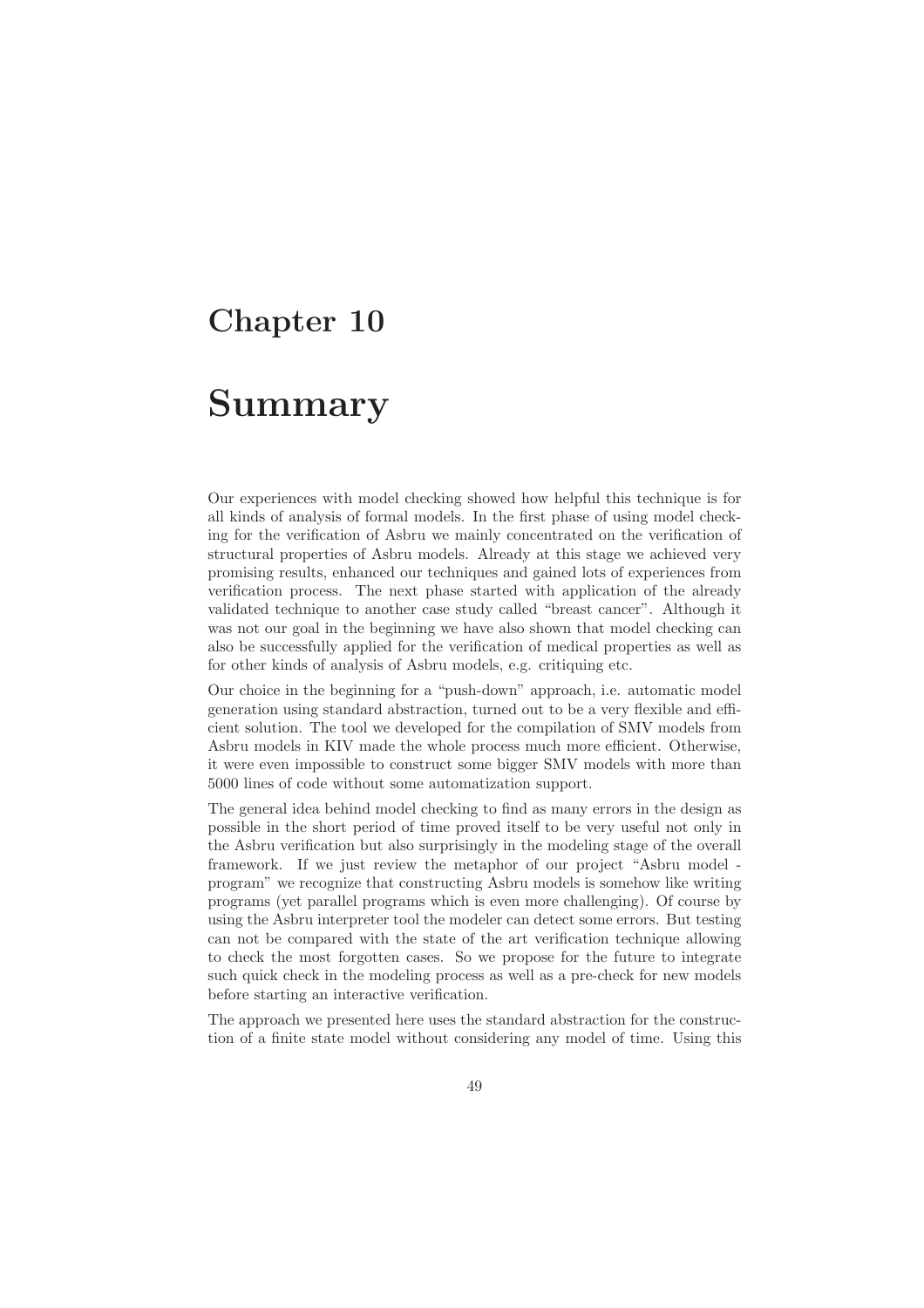# Chapter 10

# Summary

Our experiences with model checking showed how helpful this technique is for all kinds of analysis of formal models. In the first phase of using model checking for the verification of Asbru we mainly concentrated on the verification of structural properties of Asbru models. Already at this stage we achieved very promising results, enhanced our techniques and gained lots of experiences from verification process. The next phase started with application of the already validated technique to another case study called "breast cancer". Although it was not our goal in the beginning we have also shown that model checking can also be successfully applied for the verification of medical properties as well as for other kinds of analysis of Asbru models, e.g. critiquing etc.

Our choice in the beginning for a "push-down" approach, i.e. automatic model generation using standard abstraction, turned out to be a very flexible and efficient solution. The tool we developed for the compilation of SMV models from Asbru models in KIV made the whole process much more efficient. Otherwise, it were even impossible to construct some bigger SMV models with more than 5000 lines of code without some automatization support.

The general idea behind model checking to find as many errors in the design as possible in the short period of time proved itself to be very useful not only in the Asbru verification but also surprisingly in the modeling stage of the overall framework. If we just review the metaphor of our project "Asbru model - program" we recognize that constructing Asbru models is somehow like writing programs (yet parallel programs which is even more challenging). Of course by using the Asbru interpreter tool the modeler can detect some errors. But testing can not be compared with the state of the art verification technique allowing to check the most forgotten cases. So we propose for the future to integrate such quick check in the modeling process as well as a pre-check for new models before starting an interactive verification.

The approach we presented here uses the standard abstraction for the construction of a finite state model without considering any model of time. Using this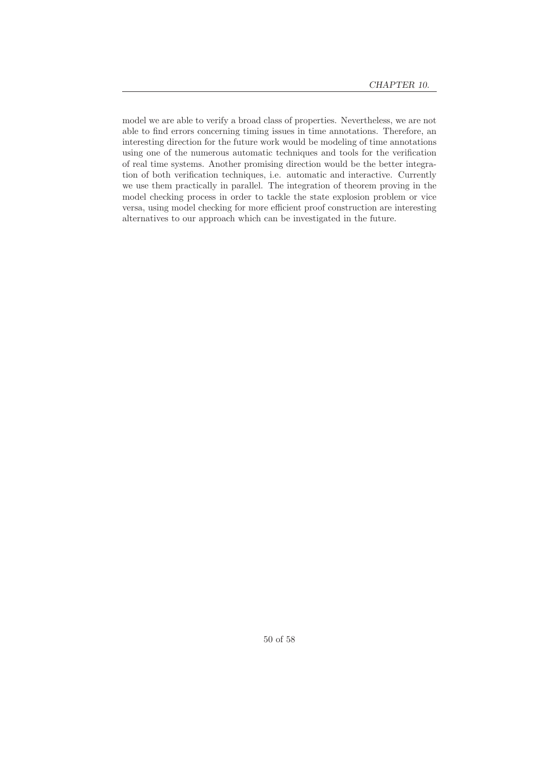model we are able to verify a broad class of properties. Nevertheless, we are not able to find errors concerning timing issues in time annotations. Therefore, an interesting direction for the future work would be modeling of time annotations using one of the numerous automatic techniques and tools for the verification of real time systems. Another promising direction would be the better integration of both verification techniques, i.e. automatic and interactive. Currently we use them practically in parallel. The integration of theorem proving in the model checking process in order to tackle the state explosion problem or vice versa, using model checking for more efficient proof construction are interesting alternatives to our approach which can be investigated in the future.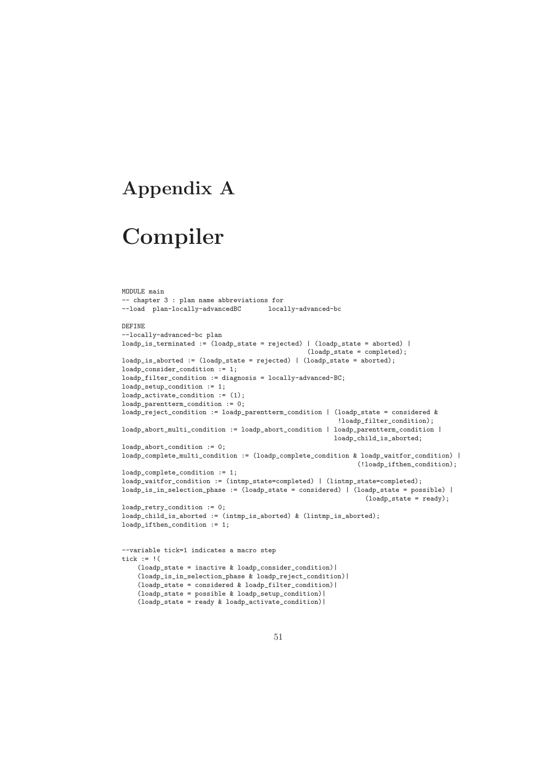# Appendix A

# Compiler

```
MODULE main
-- chapter 3 : plan name abbreviations for
--load  plan-locally-advancedBC       locally-advanced-bc

DEFINE
--locally-advanced-bc plan
loadp_is_terminated := (loadp_state = rejected) | (loadp_state = aborted) |
                                               (loadp_state = completed);
loadp_is_aborted := (loadp_state = rejected) | (loadp_state = aborted);
loadp_consider_condition := 1;
loadp_filter_condition := diagnosis = locally-advanced-BC;
loadp_setup_condition := 1;
loadp_activate_condition := (1);
loadp_parentterm_condition := 0;
loadp_reject_condition := loadp_parentterm_condition | (loadp_state = considered &
                                                        !loadp_filter_condition);
loadp_abort_multi_condition := loadp_abort_condition | loadp_parentterm_condition |
                                                      loadp_child_is_aborted;
loadp_abort_condition := 0;
loadp_complete_multi_condition := (loadp_complete_condition & loadp_waitfor_condition) |
                                                              (!loadp_ifthen_condition);
loadp_complete_condition := 1;
loadp_waitfor_condition := (intmp_state=completed) | (lintmp_state=completed);
loadp_is_in_selection_phase := (loadp_state = considered) | (loadp_state = possible) |
                                                                (loadp_state = ready);
loadp_retry_condition := 0;
loadp_child_is_aborted := (intmp_is_aborted) & (lintmp_is_aborted);
loadp_ifthen_condition := 1;


--variable tick=1 indicates a macro step
tick := !(
    (loadp_state = inactive & loadp_consider_condition)|
    (loadp_is_in_selection_phase & loadp_reject_condition)|
    (loadp_state = considered & loadp_filter_condition)|
    (loadp_state = possible & loadp_setup_condition)|
    (loadp_state = ready & loadp_activate_condition)|
```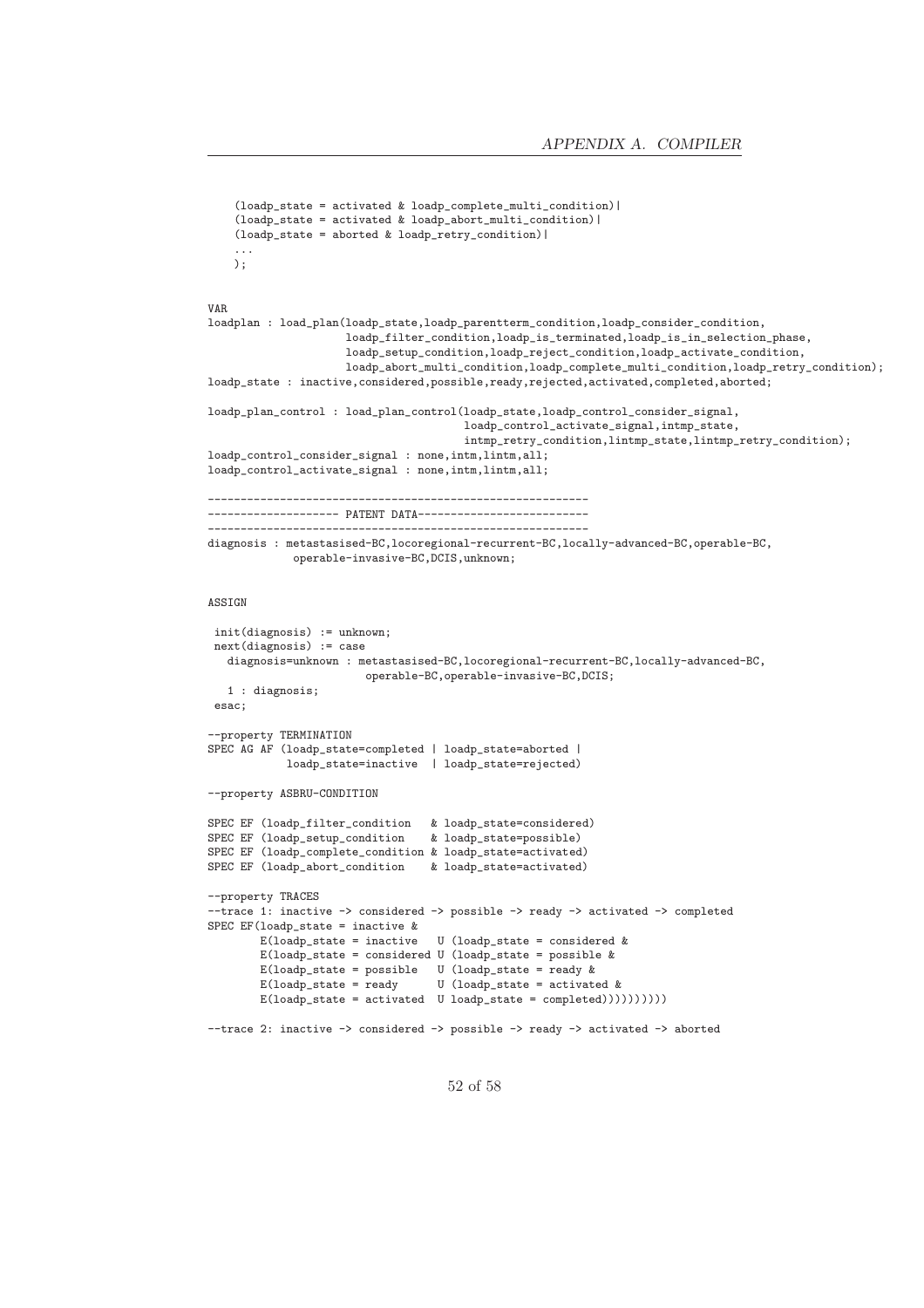```
    (loadp_state = activated & loadp_complete_multi_condition)|
    (loadp_state = activated & loadp_abort_multi_condition)|
    (loadp_state = aborted & loadp_retry_condition)|
    ...
    );


VAR
loadplan : load_plan(loadp_state,loadp_parentterm_condition,loadp_consider_condition,
                     loadp_filter_condition,loadp_is_terminated,loadp_is_in_selection_phase,
                     loadp_setup_condition,loadp_reject_condition,loadp_activate_condition,
                     loadp_abort_multi_condition,loadp_complete_multi_condition,loadp_retry_condition);
loadp_state : inactive,considered,possible,ready,rejected,activated,completed,aborted;

loadp_plan_control : load_plan_control(loadp_state,loadp_control_consider_signal,
                                       loadp_control_activate_signal,intmp_state,
                                       intmp_retry_condition,lintmp_state,lintmp_retry_condition);
loadp_control_consider_signal : none,intm,lintm,all;
loadp_control_activate_signal : none,intm,lintm,all;

----------------------------------------------------------
-------------------- PATENT DATA--------------------------
----------------------------------------------------------
diagnosis : metastasised-BC,locoregional-recurrent-BC,locally-advanced-BC,operable-BC,
            operable-invasive-BC,DCIS,unknown;


ASSIGN

 init(diagnosis) := unknown;
 next(diagnosis) := case
   diagnosis=unknown : metastasised-BC,locoregional-recurrent-BC,locally-advanced-BC,
                       operable-BC,operable-invasive-BC,DCIS;
   1 : diagnosis;
 esac;

--property TERMINATION
SPEC AG AF (loadp_state=completed | loadp_state=aborted |
            loadp_state=inactive  | loadp_state=rejected)

--property ASBRU-CONDITION

SPEC EF (loadp_filter_condition   & loadp_state=considered)
SPEC EF (loadp_setup_condition    & loadp_state=possible)
SPEC EF (loadp_complete_condition & loadp_state=activated)
SPEC EF (loadp_abort_condition    & loadp_state=activated)

--property TRACES
--trace 1: inactive -> considered -> possible -> ready -> activated -> completed
SPEC EF(loadp_state = inactive &
        E(loadp_state = inactive   U (loadp_state = considered &
        E(loadp_state = considered U (loadp_state = possible &
        E(loadp_state = possible   U (loadp_state = ready &
        E(loadp_state = ready      U (loadp_state = activated &
        E(loadp_state = activated  U loadp_state = completed))))))))))

--trace 2: inactive -> considered -> possible -> ready -> activated -> aborted
```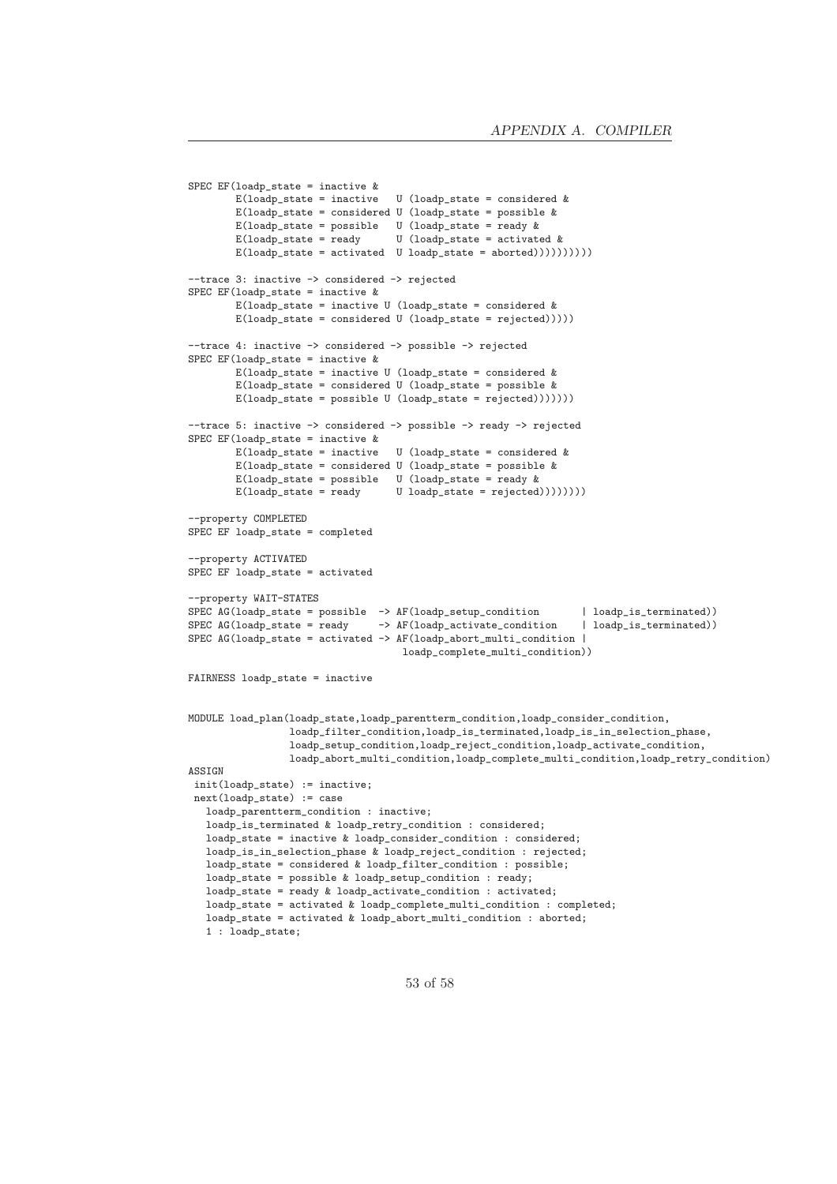```
SPEC EF(loadp_state = inactive &
        E(loadp_state = inactive   U (loadp_state = considered &
        E(loadp_state = considered U (loadp_state = possible &
        E(loadp_state = possible   U (loadp_state = ready &
        E(loadp_state = ready      U (loadp_state = activated &
        E(loadp_state = activated  U loadp_state = aborted))))))))))

--trace 3: inactive -> considered -> rejected
SPEC EF(loadp_state = inactive &
        E(loadp_state = inactive U (loadp_state = considered &
        E(loadp_state = considered U (loadp_state = rejected)))))

--trace 4: inactive -> considered -> possible -> rejected
SPEC EF(loadp_state = inactive &
        E(loadp_state = inactive U (loadp_state = considered &
        E(loadp_state = considered U (loadp_state = possible &
        E(loadp_state = possible U (loadp_state = rejected)))))))

--trace 5: inactive -> considered -> possible -> ready -> rejected
SPEC EF(loadp_state = inactive &
        E(loadp_state = inactive   U (loadp_state = considered &
        E(loadp_state = considered U (loadp_state = possible &
        E(loadp_state = possible   U (loadp_state = ready &
        E(loadp_state = ready      U loadp_state = rejected))))))))

--property COMPLETED
SPEC EF loadp_state = completed

--property ACTIVATED
SPEC EF loadp_state = activated

--property WAIT-STATES
SPEC AG(loadp_state = possible  -> AF(loadp_setup_condition       | loadp_is_terminated))
SPEC AG(loadp_state = ready     -> AF(loadp_activate_condition    | loadp_is_terminated))
SPEC AG(loadp_state = activated -> AF(loadp_abort_multi_condition |
                                      loadp_complete_multi_condition))

FAIRNESS loadp_state = inactive


MODULE load_plan(loadp_state,loadp_parentterm_condition,loadp_consider_condition,
                loadp_filter_condition,loadp_is_terminated,loadp_is_in_selection_phase,
                loadp_setup_condition,loadp_reject_condition,loadp_activate_condition,
                loadp_abort_multi_condition,loadp_complete_multi_condition,loadp_retry_condition)
ASSIGN
 init(loadp_state) := inactive;
 next(loadp_state) := case
   loadp_parentterm_condition : inactive;
   loadp_is_terminated & loadp_retry_condition : considered;
   loadp_state = inactive & loadp_consider_condition : considered;
   loadp_is_in_selection_phase & loadp_reject_condition : rejected;
   loadp_state = considered & loadp_filter_condition : possible;
   loadp_state = possible & loadp_setup_condition : ready;
   loadp_state = ready & loadp_activate_condition : activated;
   loadp_state = activated & loadp_complete_multi_condition : completed;
   loadp_state = activated & loadp_abort_multi_condition : aborted;
   1 : loadp_state;
```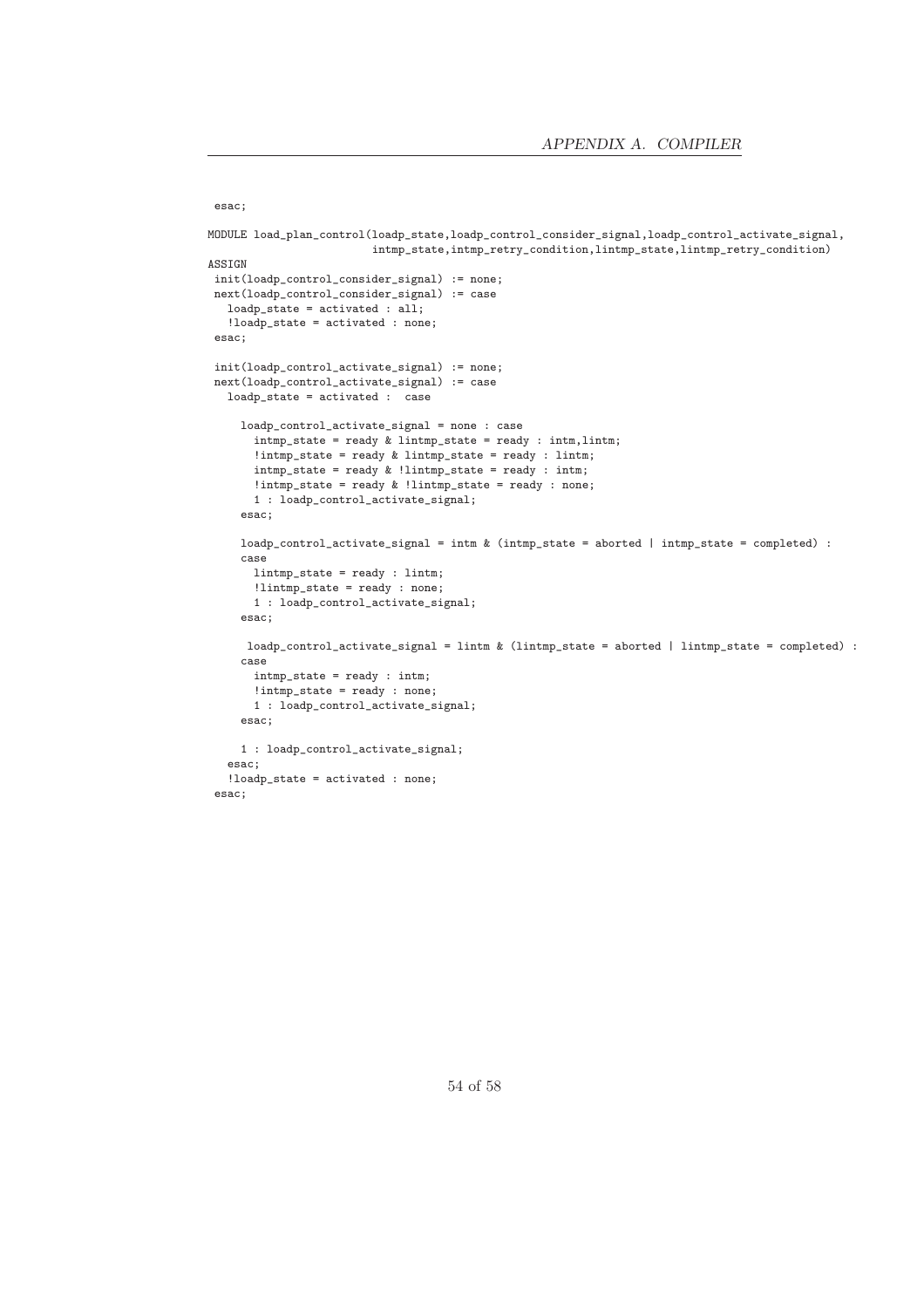```
 esac;

MODULE load_plan_control(loadp_state,loadp_control_consider_signal,loadp_control_activate_signal,
                         intmp_state,intmp_retry_condition,lintmp_state,lintmp_retry_condition)
ASSIGN
 init(loadp_control_consider_signal) := none;
 next(loadp_control_consider_signal) := case
   loadp_state = activated : all;
   !loadp_state = activated : none;
 esac;

 init(loadp_control_activate_signal) := none;
 next(loadp_control_activate_signal) := case
   loadp_state = activated :  case

     loadp_control_activate_signal = none : case
       intmp_state = ready & lintmp_state = ready : intm,lintm;
       !intmp_state = ready & lintmp_state = ready : lintm;
       intmp_state = ready & !lintmp_state = ready : intm;
       !intmp_state = ready & !lintmp_state = ready : none;
       1 : loadp_control_activate_signal;
     esac;

     loadp_control_activate_signal = intm & (intmp_state = aborted | intmp_state = completed) :
     case
       lintmp_state = ready : lintm;
       !lintmp_state = ready : none;
       1 : loadp_control_activate_signal;
     esac;

      loadp_control_activate_signal = lintm & (lintmp_state = aborted | lintmp_state = completed) :
     case
       intmp_state = ready : intm;
       !intmp_state = ready : none;
       1 : loadp_control_activate_signal;
     esac;

     1 : loadp_control_activate_signal;
   esac;
   !loadp_state = activated : none;
 esac;
```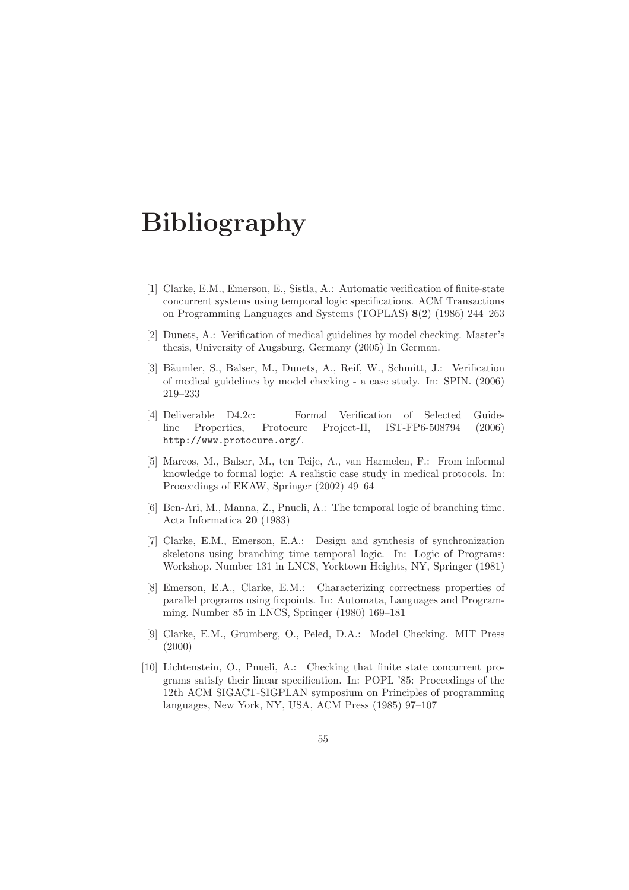# Bibliography

[1] Clarke, E.M., Emerson, E., Sistla, A.: Automatic verification of finite-state concurrent systems using temporal logic specifications. ACM Transactions on Programming Languages and Systems (TOPLAS) **8**(2) (1986) 244–263

[2] Dunets, A.: Verification of medical guidelines by model checking. Master's thesis, University of Augsburg, Germany (2005) In German.

[3] Bäumler, S., Balser, M., Dunets, A., Reif, W., Schmitt, J.: Verification of medical guidelines by model checking - a case study. In: SPIN. (2006) 219–233

[4] Deliverable D4.2c: Formal Verification of Selected Guideline Properties, Protocure Project-II, IST-FP6-508794 (2006) `http://www.protocure.org/`.

[5] Marcos, M., Balser, M., ten Teije, A., van Harmelen, F.: From informal knowledge to formal logic: A realistic case study in medical protocols. In: Proceedings of EKAW, Springer (2002) 49–64

[6] Ben-Ari, M., Manna, Z., Pnueli, A.: The temporal logic of branching time. Acta Informatica **20** (1983)

[7] Clarke, E.M., Emerson, E.A.: Design and synthesis of synchronization skeletons using branching time temporal logic. In: Logic of Programs: Workshop. Number 131 in LNCS, Yorktown Heights, NY, Springer (1981)

[8] Emerson, E.A., Clarke, E.M.: Characterizing correctness properties of parallel programs using fixpoints. In: Automata, Languages and Programming. Number 85 in LNCS, Springer (1980) 169–181

[9] Clarke, E.M., Grumberg, O., Peled, D.A.: Model Checking. MIT Press (2000)

[10] Lichtenstein, O., Pnueli, A.: Checking that finite state concurrent programs satisfy their linear specification. In: POPL '85: Proceedings of the 12th ACM SIGACT-SIGPLAN symposium on Principles of programming languages, New York, NY, USA, ACM Press (1985) 97–107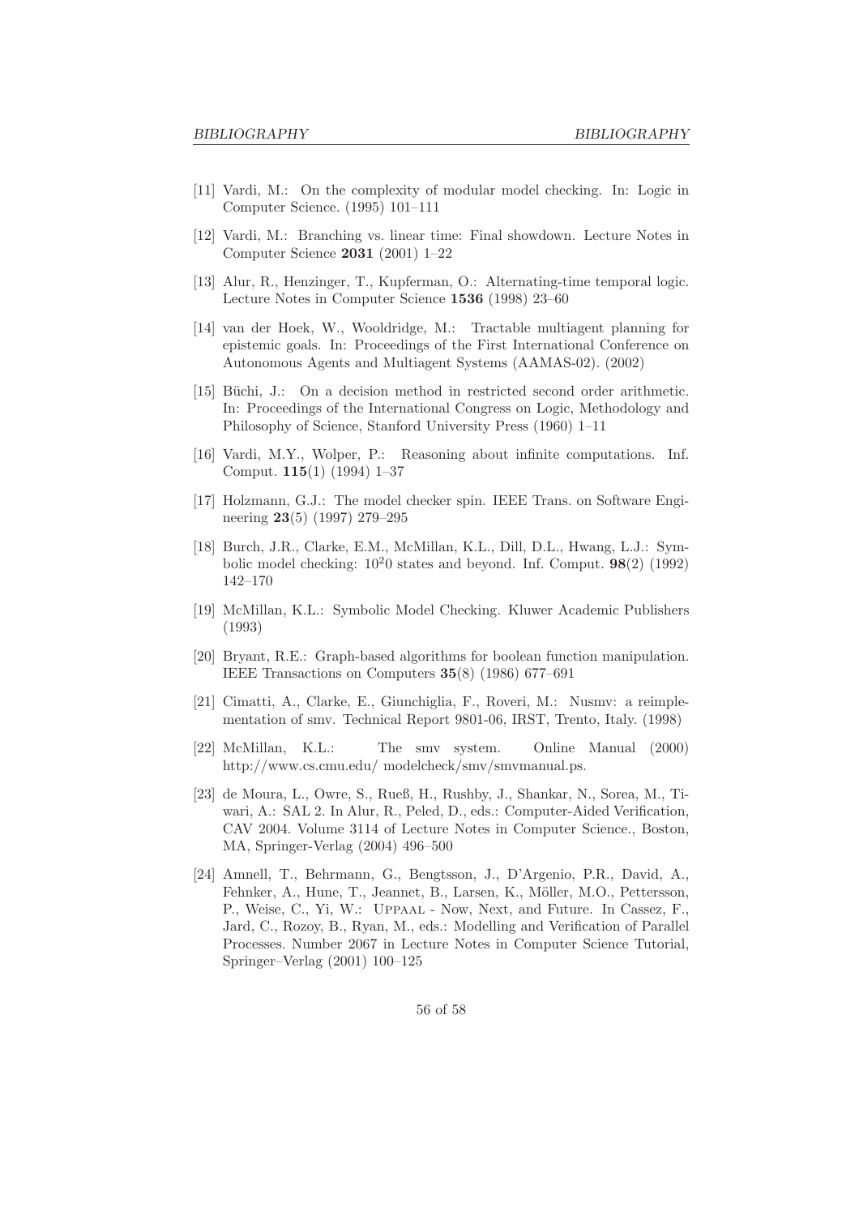[11] Vardi, M.: On the complexity of modular model checking. In: Logic in Computer Science. (1995) 101–111

[12] Vardi, M.: Branching vs. linear time: Final showdown. Lecture Notes in Computer Science **2031** (2001) 1–22

[13] Alur, R., Henzinger, T., Kupferman, O.: Alternating-time temporal logic. Lecture Notes in Computer Science **1536** (1998) 23–60

[14] van der Hoek, W., Wooldridge, M.: Tractable multiagent planning for epistemic goals. In: Proceedings of the First International Conference on Autonomous Agents and Multiagent Systems (AAMAS-02). (2002)

[15] Büchi, J.: On a decision method in restricted second order arithmetic. In: Proceedings of the International Congress on Logic, Methodology and Philosophy of Science, Stanford University Press (1960) 1–11

[16] Vardi, M.Y., Wolper, P.: Reasoning about infinite computations. Inf. Comput. **115**(1) (1994) 1–37

[17] Holzmann, G.J.: The model checker spin. IEEE Trans. on Software Engineering **23**(5) (1997) 279–295

[18] Burch, J.R., Clarke, E.M., McMillan, K.L., Dill, D.L., Hwang, L.J.: Symbolic model checking: $10^20$ states and beyond. Inf. Comput. **98**(2) (1992) 142–170

[19] McMillan, K.L.: Symbolic Model Checking. Kluwer Academic Publishers (1993)

[20] Bryant, R.E.: Graph-based algorithms for boolean function manipulation. IEEE Transactions on Computers **35**(8) (1986) 677–691

[21] Cimatti, A., Clarke, E., Giunchiglia, F., Roveri, M.: Nusmv: a reimplementation of smv. Technical Report 9801-06, IRST, Trento, Italy. (1998)

[22] McMillan, K.L.: The smv system. Online Manual (2000) http://www.cs.cmu.edu/ modelcheck/smv/smvmanual.ps.

[23] de Moura, L., Owre, S., Rueß, H., Rushby, J., Shankar, N., Sorea, M., Tiwari, A.: SAL 2. In Alur, R., Peled, D., eds.: Computer-Aided Verification, CAV 2004. Volume 3114 of Lecture Notes in Computer Science., Boston, MA, Springer-Verlag (2004) 496–500

[24] Amnell, T., Behrmann, G., Bengtsson, J., D'Argenio, P.R., David, A., Fehnker, A., Hune, T., Jeannet, B., Larsen, K., Möller, M.O., Pettersson, P., Weise, C., Yi, W.: Uppaal - Now, Next, and Future. In Cassez, F., Jard, C., Rozoy, B., Ryan, M., eds.: Modelling and Verification of Parallel Processes. Number 2067 in Lecture Notes in Computer Science Tutorial, Springer–Verlag (2001) 100–125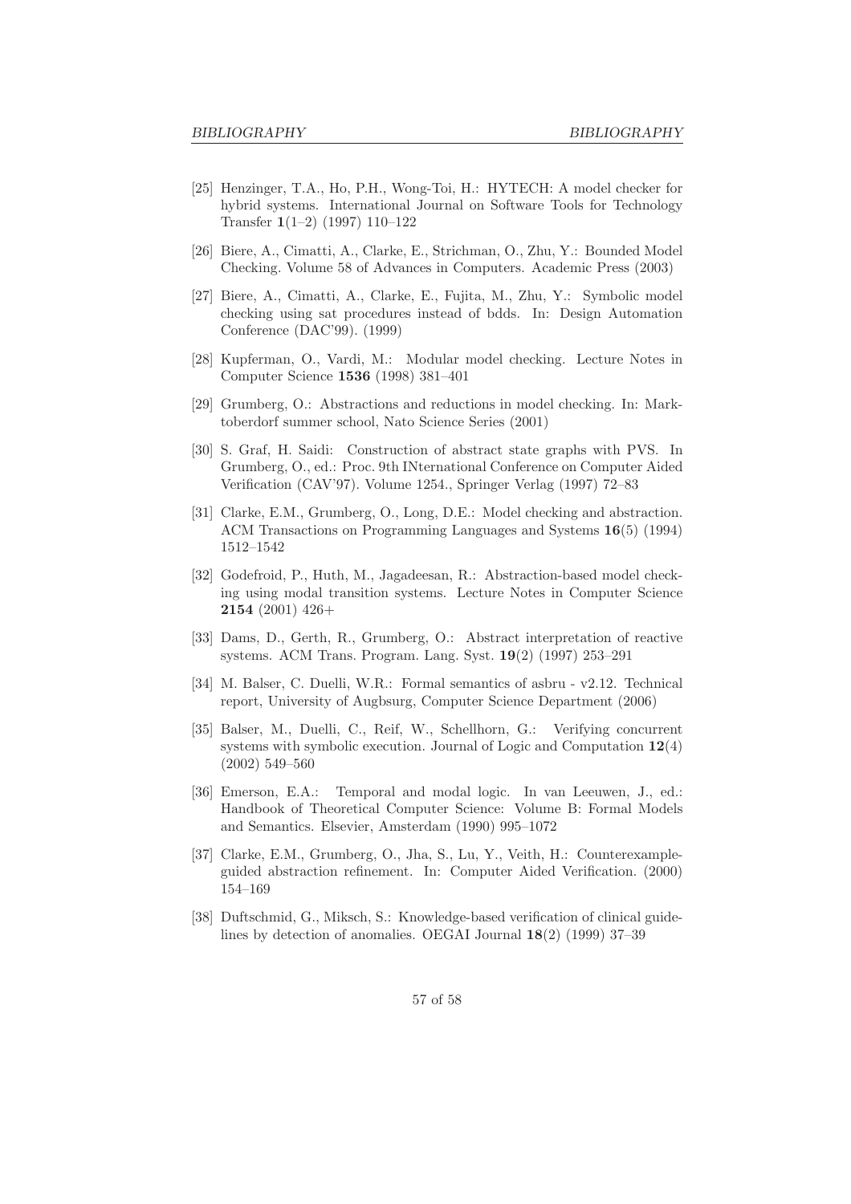[25] Henzinger, T.A., Ho, P.H., Wong-Toi, H.: HYTECH: A model checker for hybrid systems. International Journal on Software Tools for Technology Transfer **1**(1–2) (1997) 110–122

[26] Biere, A., Cimatti, A., Clarke, E., Strichman, O., Zhu, Y.: Bounded Model Checking. Volume 58 of Advances in Computers. Academic Press (2003)

[27] Biere, A., Cimatti, A., Clarke, E., Fujita, M., Zhu, Y.: Symbolic model checking using sat procedures instead of bdds. In: Design Automation Conference (DAC'99). (1999)

[28] Kupferman, O., Vardi, M.: Modular model checking. Lecture Notes in Computer Science **1536** (1998) 381–401

[29] Grumberg, O.: Abstractions and reductions in model checking. In: Marktoberdorf summer school, Nato Science Series (2001)

[30] S. Graf, H. Saidi: Construction of abstract state graphs with PVS. In Grumberg, O., ed.: Proc. 9th INternational Conference on Computer Aided Verification (CAV'97). Volume 1254., Springer Verlag (1997) 72–83

[31] Clarke, E.M., Grumberg, O., Long, D.E.: Model checking and abstraction. ACM Transactions on Programming Languages and Systems **16**(5) (1994) 1512–1542

[32] Godefroid, P., Huth, M., Jagadeesan, R.: Abstraction-based model checking using modal transition systems. Lecture Notes in Computer Science **2154** (2001) 426+

[33] Dams, D., Gerth, R., Grumberg, O.: Abstract interpretation of reactive systems. ACM Trans. Program. Lang. Syst. **19**(2) (1997) 253–291

[34] M. Balser, C. Duelli, W.R.: Formal semantics of asbru - v2.12. Technical report, University of Augbsurg, Computer Science Department (2006)

[35] Balser, M., Duelli, C., Reif, W., Schellhorn, G.: Verifying concurrent systems with symbolic execution. Journal of Logic and Computation **12**(4) (2002) 549–560

[36] Emerson, E.A.: Temporal and modal logic. In van Leeuwen, J., ed.: Handbook of Theoretical Computer Science: Volume B: Formal Models and Semantics. Elsevier, Amsterdam (1990) 995–1072

[37] Clarke, E.M., Grumberg, O., Jha, S., Lu, Y., Veith, H.: Counterexample-guided abstraction refinement. In: Computer Aided Verification. (2000) 154–169

[38] Duftschmid, G., Miksch, S.: Knowledge-based verification of clinical guidelines by detection of anomalies. OEGAI Journal **18**(2) (1999) 37–39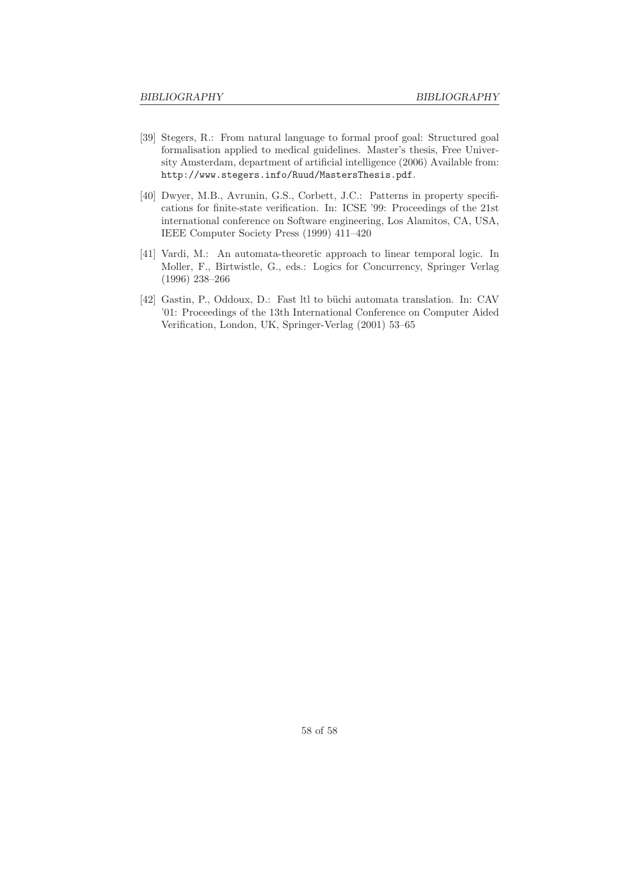[39] Stegers, R.: From natural language to formal proof goal: Structured goal formalisation applied to medical guidelines. Master's thesis, Free University Amsterdam, department of artificial intelligence (2006) Available from: `http://www.stegers.info/Ruud/MastersThesis.pdf`.

[40] Dwyer, M.B., Avrunin, G.S., Corbett, J.C.: Patterns in property specifications for finite-state verification. In: ICSE '99: Proceedings of the 21st international conference on Software engineering, Los Alamitos, CA, USA, IEEE Computer Society Press (1999) 411–420

[41] Vardi, M.: An automata-theoretic approach to linear temporal logic. In Moller, F., Birtwistle, G., eds.: Logics for Concurrency, Springer Verlag (1996) 238–266

[42] Gastin, P., Oddoux, D.: Fast ltl to büchi automata translation. In: CAV '01: Proceedings of the 13th International Conference on Computer Aided Verification, London, UK, Springer-Verlag (2001) 53–65